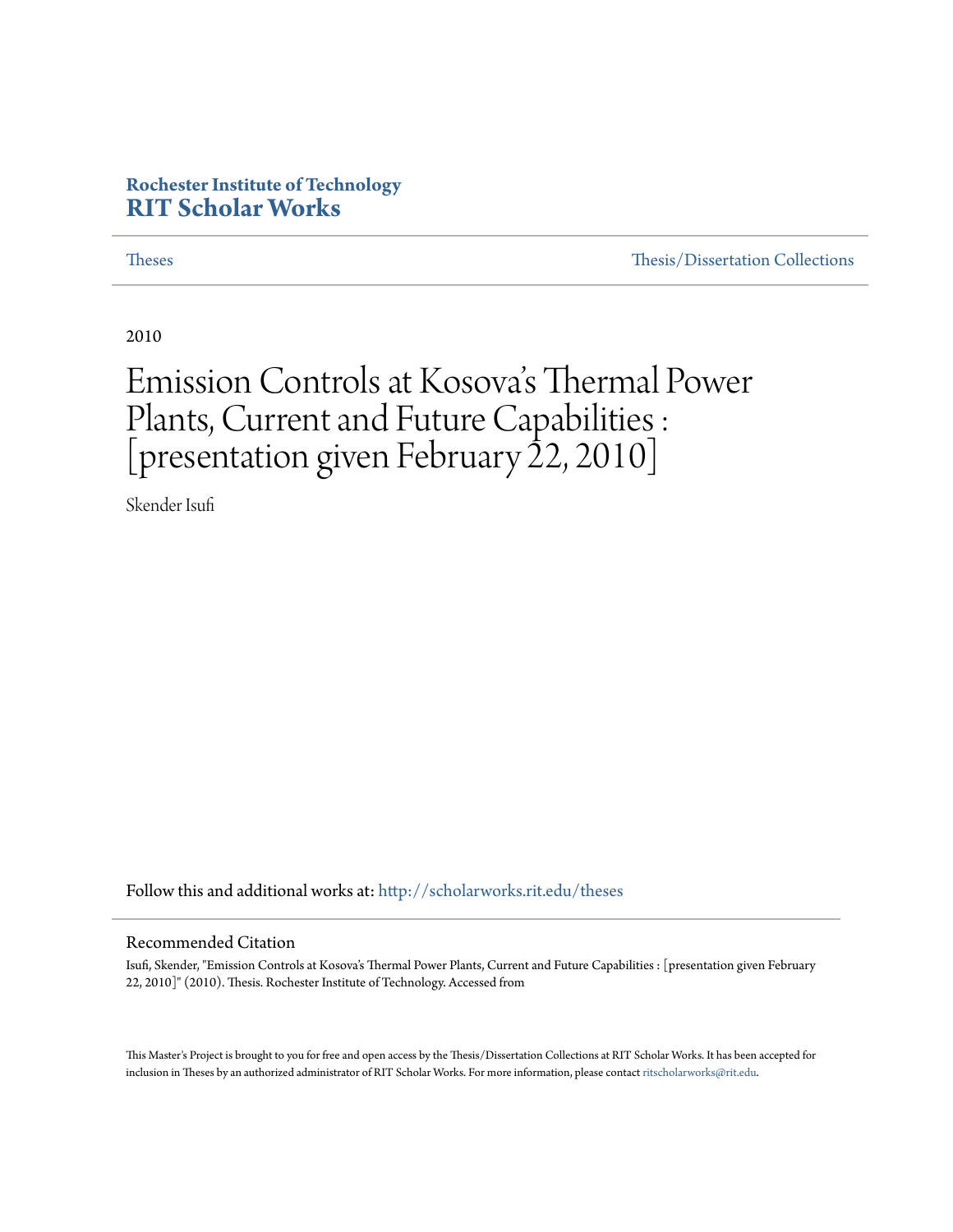**Rochester Institute of Technology**
**RIT Scholar Works**

Theses | Thesis/Dissertation Collections

2010

# Emission Controls at Kosova's Thermal Power Plants, Current and Future Capabilities : [presentation given February 22, 2010]

Skender Isufi

Follow this and additional works at: http://scholarworks.rit.edu/theses

## Recommended Citation

Isufi, Skender, "Emission Controls at Kosova's Thermal Power Plants, Current and Future Capabilities : [presentation given February 22, 2010]" (2010). Thesis. Rochester Institute of Technology. Accessed from

This Master's Project is brought to you for free and open access by the Thesis/Dissertation Collections at RIT Scholar Works. It has been accepted for inclusion in Theses by an authorized administrator of RIT Scholar Works. For more information, please contact ritscholarworks@rit.edu.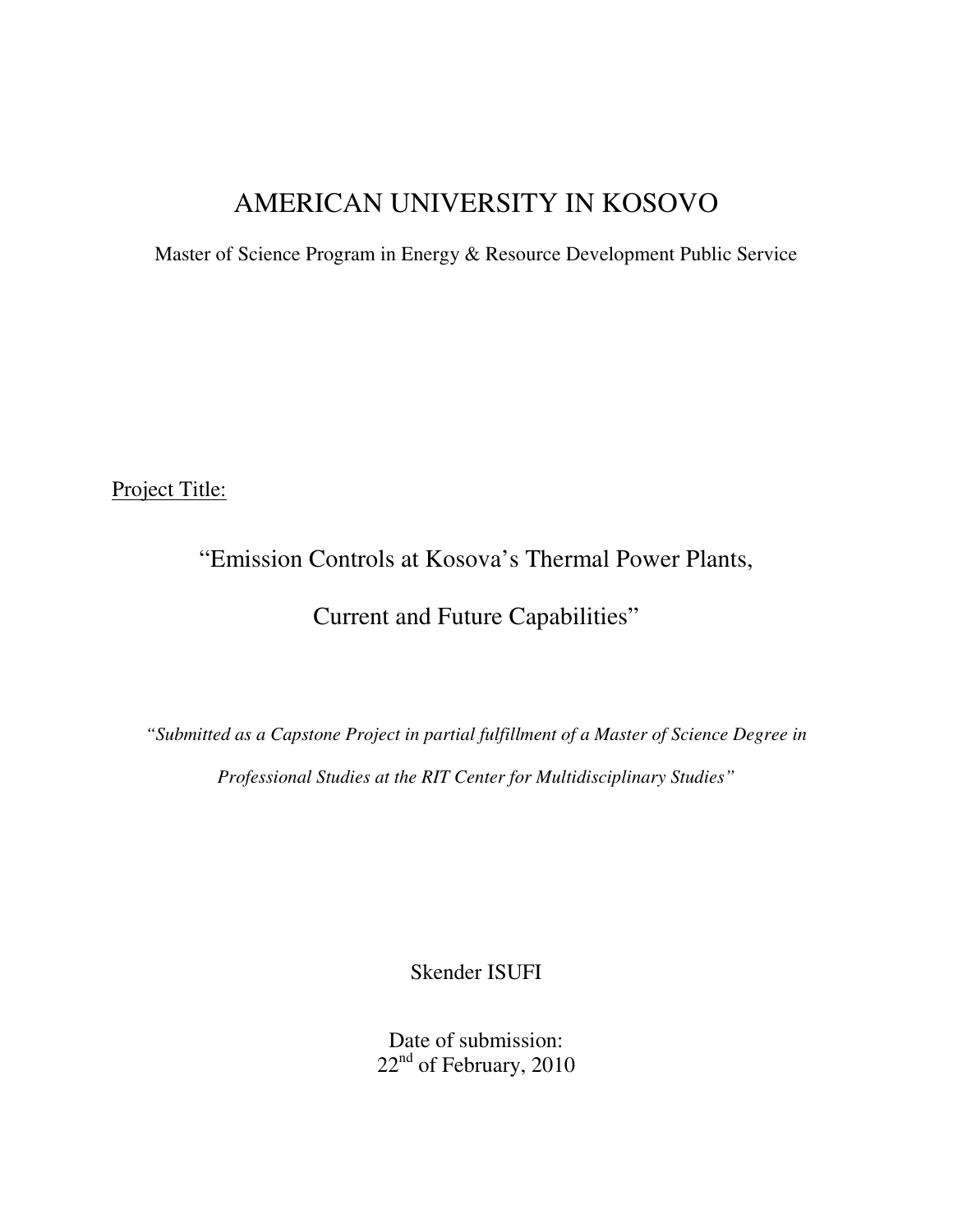# AMERICAN UNIVERSITY IN KOSOVO

Master of Science Program in Energy & Resource Development Public Service

Project Title:

## "Emission Controls at Kosova's Thermal Power Plants, Current and Future Capabilities"

*"Submitted as a Capstone Project in partial fulfillment of a Master of Science Degree in Professional Studies at the RIT Center for Multidisciplinary Studies"*

Skender ISUFI

Date of submission:
22nd of February, 2010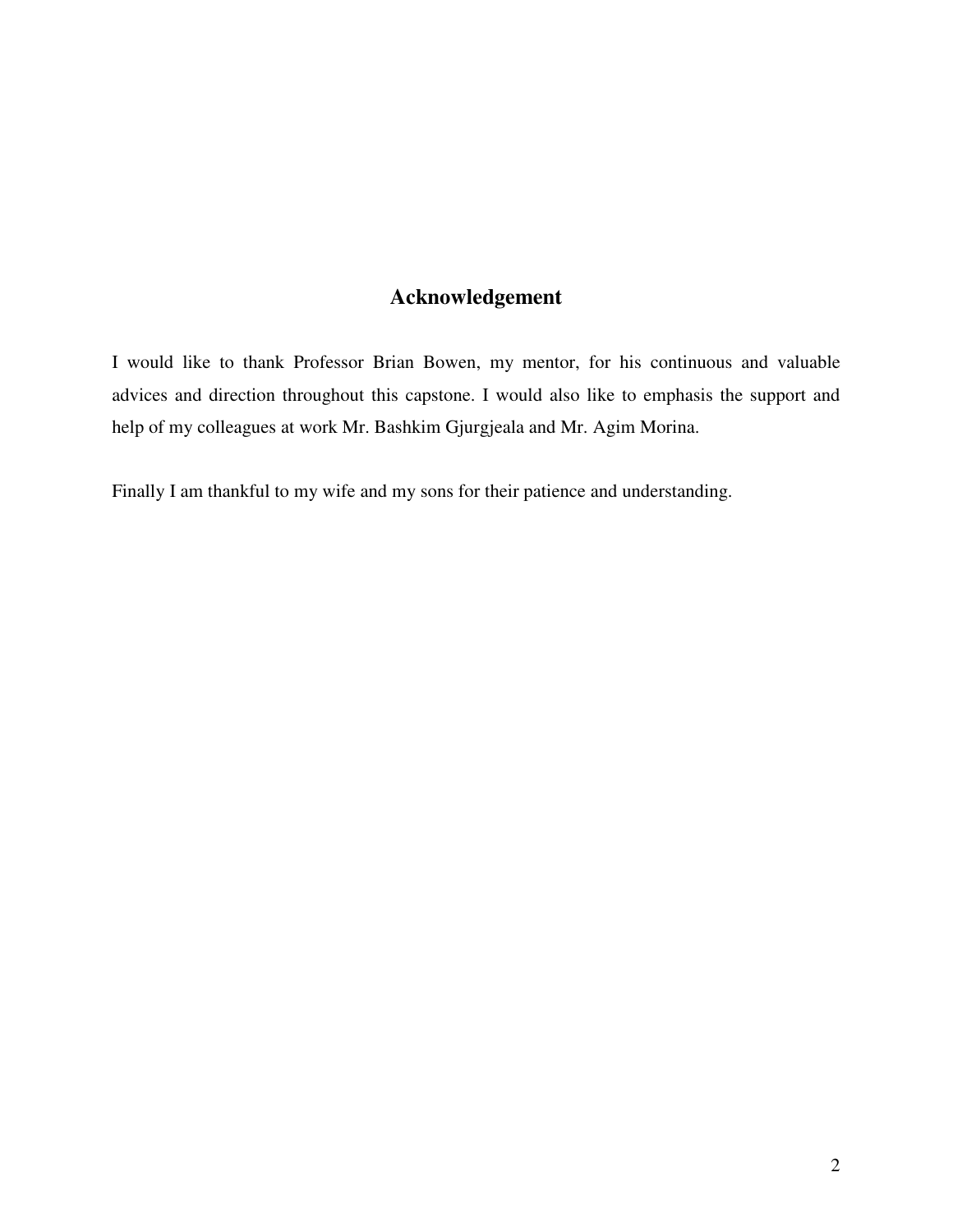## Acknowledgement

I would like to thank Professor Brian Bowen, my mentor, for his continuous and valuable advices and direction throughout this capstone. I would also like to emphasis the support and help of my colleagues at work Mr. Bashkim Gjurgjeala and Mr. Agim Morina.

Finally I am thankful to my wife and my sons for their patience and understanding.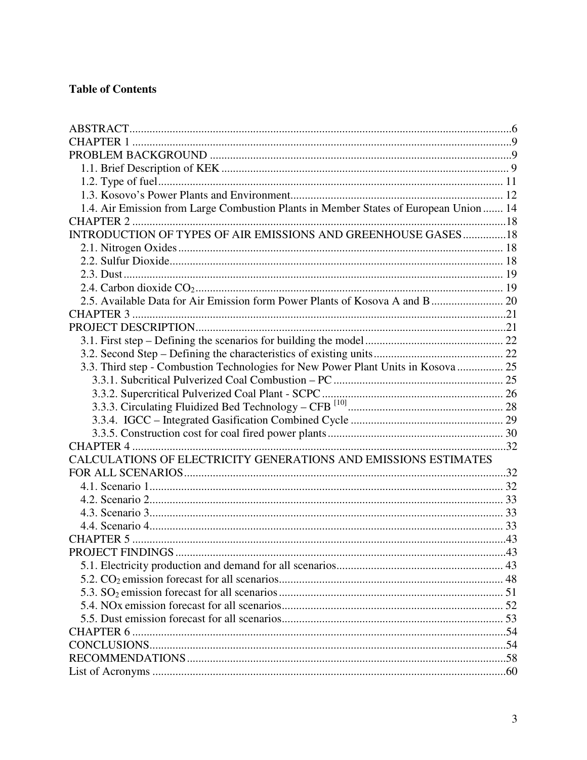**Table of Contents**

ABSTRACT....................................................................................................................6
CHAPTER 1 ...................................................................................................................9
PROBLEM BACKGROUND ........................................................................................9
  1.1. Brief Description of KEK .................................................................................... 9
  1.2. Type of fuel.......................................................................................................... 11
  1.3. Kosovo's Power Plants and Environment........................................................... 12
  1.4. Air Emission from Large Combustion Plants in Member States of European Union ....... 14
CHAPTER 2 ..................................................................................................................18
INTRODUCTION OF TYPES OF AIR EMISSIONS AND GREENHOUSE GASES...............18
  2.1. Nitrogen Oxides .................................................................................................. 18
  2.2. Sulfur Dioxide...................................................................................................... 18
  2.3. Dust ..................................................................................................................... 19
  2.4. Carbon dioxide $CO_2$ ............................................................................................ 19
  2.5. Available Data for Air Emission form Power Plants of Kosova A and B ......................... 20
CHAPTER 3 ..................................................................................................................21
PROJECT DESCRIPTION............................................................................................21
  3.1. First step – Defining the scenarios for building the model .................................... 22
  3.2. Second Step – Defining the characteristics of existing units ................................. 22
  3.3. Third step - Combustion Technologies for New Power Plant Units in Kosova ................ 25
    3.3.1. Subcritical Pulverized Coal Combustion – PC ................................................ 25
    3.3.2. Supercritical Pulverized Coal Plant - SCPC ................................................... 26
    3.3.3. Circulating Fluidized Bed Technology – CFB [10] .............................................. 28
    3.3.4. IGCC – Integrated Gasification Combined Cycle ............................................. 29
    3.3.5. Construction cost for coal fired power plants ................................................... 30
CHAPTER 4 ..................................................................................................................32
CALCULATIONS OF ELECTRICITY GENERATIONS AND EMISSIONS ESTIMATES FOR ALL SCENARIOS..................................................................................................32
  4.1. Scenario 1............................................................................................................ 32
  4.2. Scenario 2............................................................................................................ 33
  4.3. Scenario 3............................................................................................................ 33
  4.4. Scenario 4............................................................................................................ 33
CHAPTER 5 ..................................................................................................................43
PROJECT FINDINGS ..................................................................................................43
  5.1. Electricity production and demand for all scenarios.............................................. 43
  5.2. $CO_2$ emission forecast for all scenarios.................................................................. 48
  5.3. $SO_2$ emission forecast for all scenarios .................................................................. 51
  5.4. NOx emission forecast for all scenarios................................................................. 52
  5.5. Dust emission forecast for all scenarios.................................................................. 53
CHAPTER 6 ..................................................................................................................54
CONCLUSIONS............................................................................................................54
RECOMMENDATIONS...............................................................................................58
List of Acronyms ...........................................................................................................60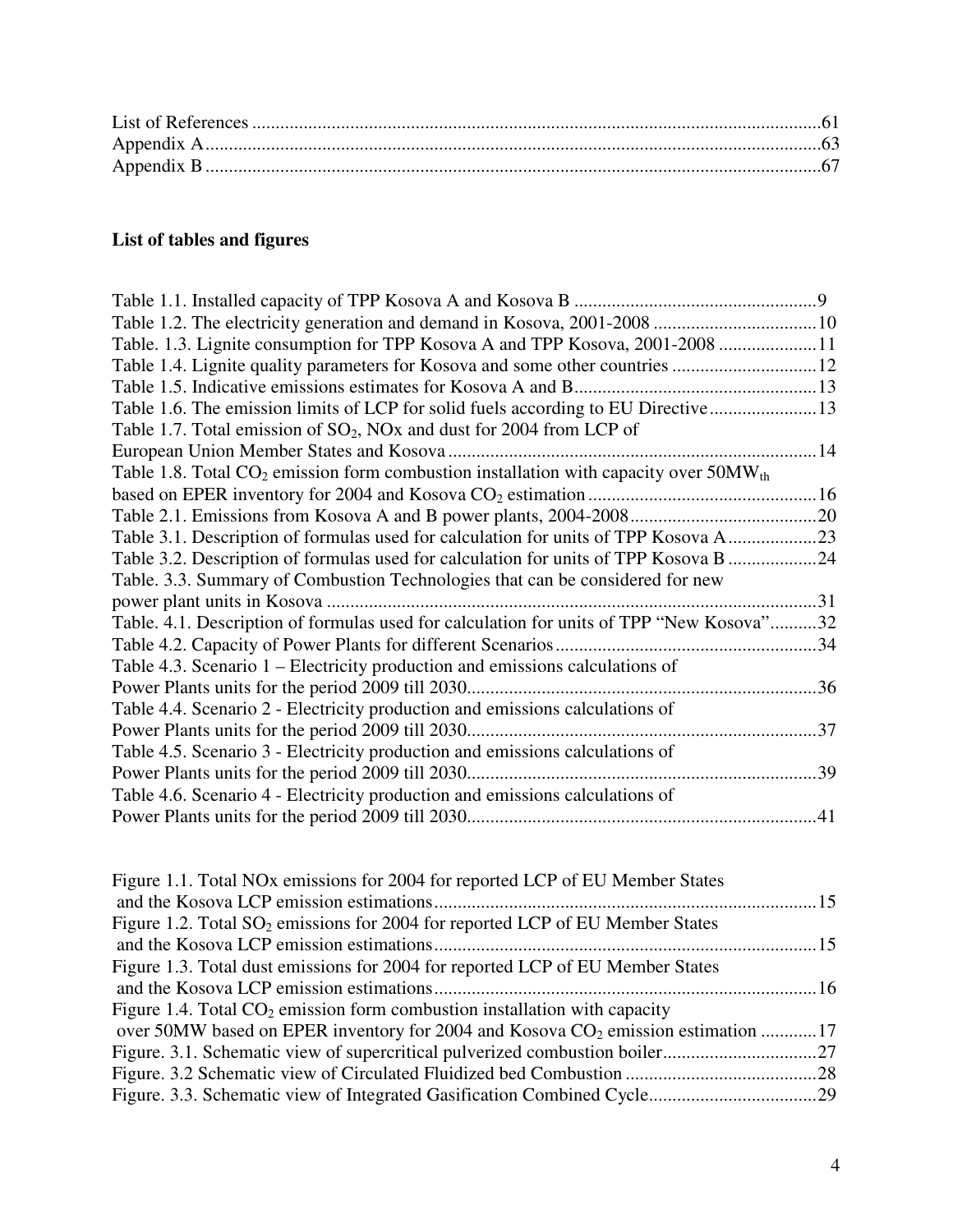List of References ........................................................................................................................61
Appendix A ...................................................................................................................................63
Appendix B ...................................................................................................................................67

**List of tables and figures**

Table 1.1. Installed capacity of TPP Kosova A and Kosova B ....................................................9
Table 1.2. The electricity generation and demand in Kosova, 2001-2008 ...................................10
Table. 1.3. Lignite consumption for TPP Kosova A and TPP Kosova, 2001-2008 .....................11
Table 1.4. Lignite quality parameters for Kosova and some other countries ...............................12
Table 1.5. Indicative emissions estimates for Kosova A and B....................................................13
Table 1.6. The emission limits of LCP for solid fuels according to EU Directive.......................13
Table 1.7. Total emission of $SO_2$, NOx and dust for 2004 from LCP of European Union Member States and Kosova ...............................................................................14
Table 1.8. Total $CO_2$ emission form combustion installation with capacity over $50MW_{th}$ based on EPER inventory for 2004 and Kosova $CO_2$ estimation .................................................16
Table 2.1. Emissions from Kosova A and B power plants, 2004-2008........................................20
Table 3.1. Description of formulas used for calculation for units of TPP Kosova A...................23
Table 3.2. Description of formulas used for calculation for units of TPP Kosova B ...................24
Table. 3.3. Summary of Combustion Technologies that can be considered for new power plant units in Kosova .........................................................................................................31
Table. 4.1. Description of formulas used for calculation for units of TPP "New Kosova"..........32
Table 4.2. Capacity of Power Plants for different Scenarios........................................................34
Table 4.3. Scenario 1 – Electricity production and emissions calculations of Power Plants units for the period 2009 till 2030...........................................................................36
Table 4.4. Scenario 2 - Electricity production and emissions calculations of Power Plants units for the period 2009 till 2030...........................................................................37
Table 4.5. Scenario 3 - Electricity production and emissions calculations of Power Plants units for the period 2009 till 2030...........................................................................39
Table 4.6. Scenario 4 - Electricity production and emissions calculations of Power Plants units for the period 2009 till 2030...........................................................................41

Figure 1.1. Total NOx emissions for 2004 for reported LCP of EU Member States and the Kosova LCP emission estimations..................................................................................15
Figure 1.2. Total $SO_2$ emissions for 2004 for reported LCP of EU Member States and the Kosova LCP emission estimations..................................................................................15
Figure 1.3. Total dust emissions for 2004 for reported LCP of EU Member States and the Kosova LCP emission estimations..................................................................................16
Figure 1.4. Total $CO_2$ emission form combustion installation with capacity over 50MW based on EPER inventory for 2004 and Kosova $CO_2$ emission estimation ............17
Figure. 3.1. Schematic view of supercritical pulverized combustion boiler.................................27
Figure. 3.2 Schematic view of Circulated Fluidized bed Combustion .........................................28
Figure. 3.3. Schematic view of Integrated Gasification Combined Cycle....................................29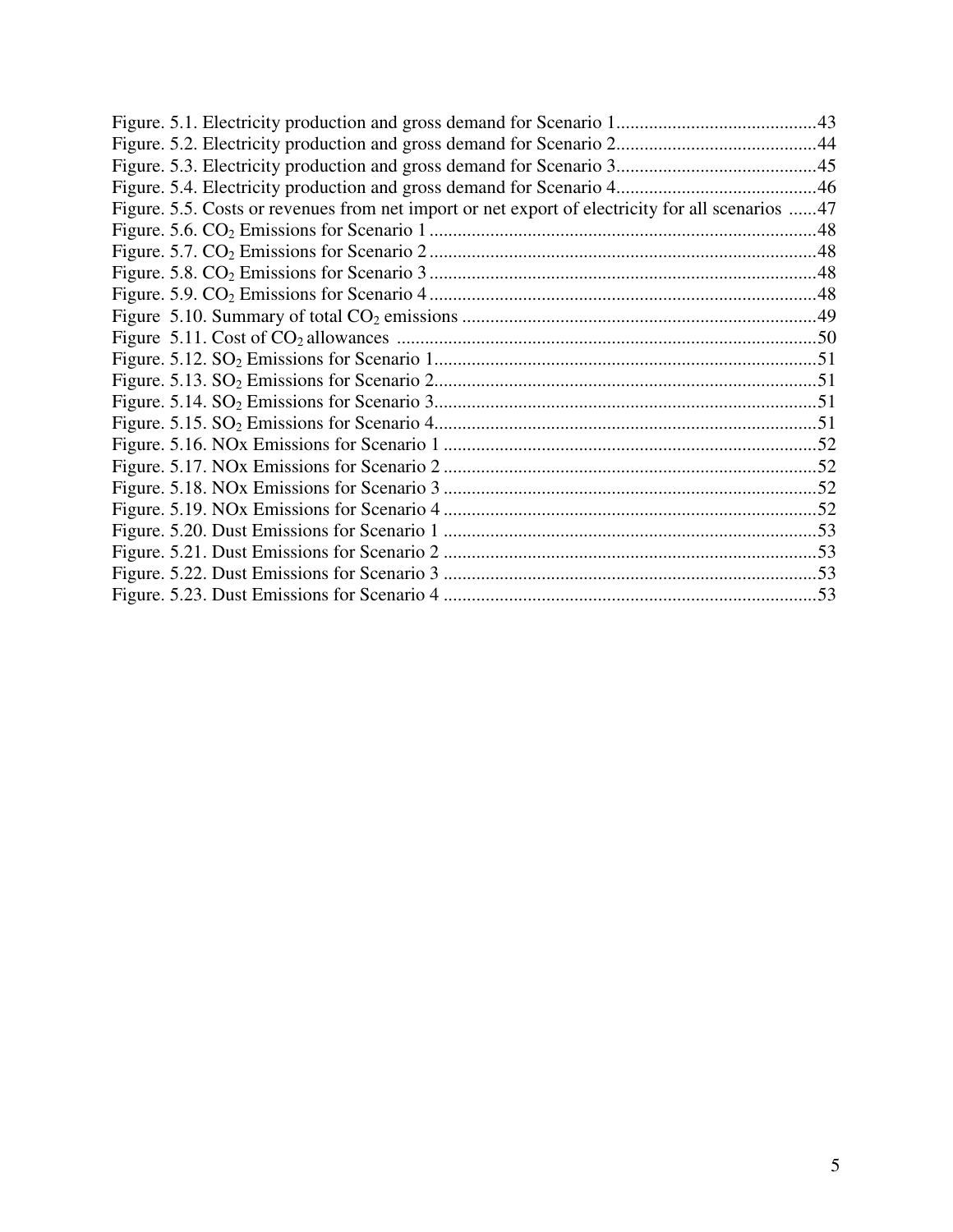Figure. 5.1. Electricity production and gross demand for Scenario 1...........................................43
Figure. 5.2. Electricity production and gross demand for Scenario 2...........................................44
Figure. 5.3. Electricity production and gross demand for Scenario 3...........................................45
Figure. 5.4. Electricity production and gross demand for Scenario 4...........................................46
Figure. 5.5. Costs or revenues from net import or net export of electricity for all scenarios ......47
Figure. 5.6. $CO_2$ Emissions for Scenario 1 ...................................................................................48
Figure. 5.7. $CO_2$ Emissions for Scenario 2 ...................................................................................48
Figure. 5.8. $CO_2$ Emissions for Scenario 3 ...................................................................................48
Figure. 5.9. $CO_2$ Emissions for Scenario 4 ...................................................................................48
Figure 5.10. Summary of total $CO_2$ emissions ............................................................................49
Figure 5.11. Cost of $CO_2$ allowances ..........................................................................................50
Figure. 5.12. $SO_2$ Emissions for Scenario 1..................................................................................51
Figure. 5.13. $SO_2$ Emissions for Scenario 2..................................................................................51
Figure. 5.14. $SO_2$ Emissions for Scenario 3..................................................................................51
Figure. 5.15. $SO_2$ Emissions for Scenario 4..................................................................................51
Figure. 5.16. NOx Emissions for Scenario 1 ................................................................................52
Figure. 5.17. NOx Emissions for Scenario 2 ................................................................................52
Figure. 5.18. NOx Emissions for Scenario 3 ................................................................................52
Figure. 5.19. NOx Emissions for Scenario 4 ................................................................................52
Figure. 5.20. Dust Emissions for Scenario 1 ................................................................................53
Figure. 5.21. Dust Emissions for Scenario 2 ................................................................................53
Figure. 5.22. Dust Emissions for Scenario 3 ................................................................................53
Figure. 5.23. Dust Emissions for Scenario 4 ................................................................................53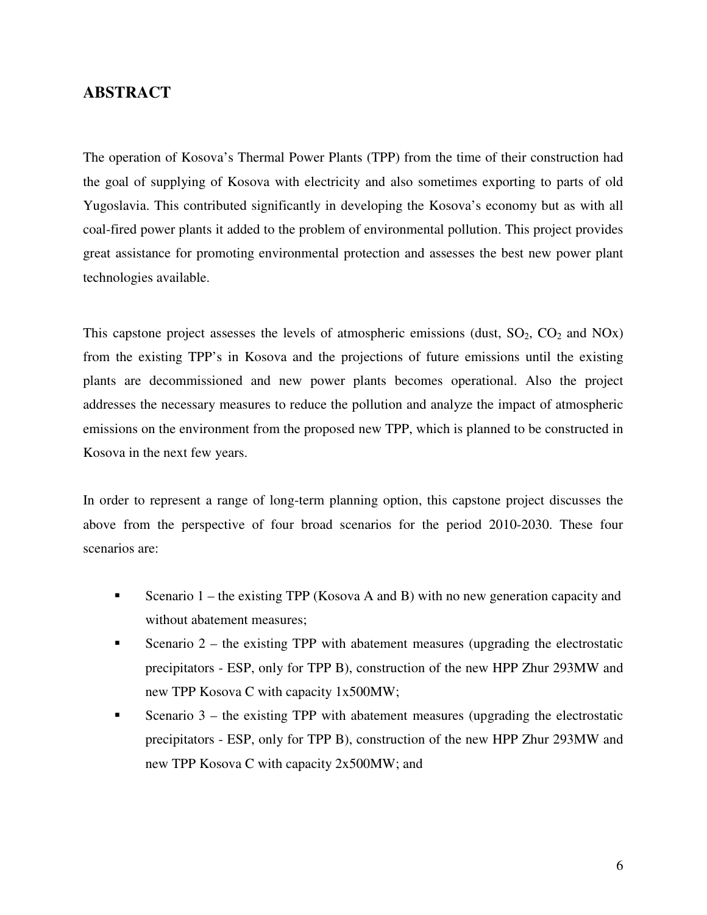## ABSTRACT

The operation of Kosova's Thermal Power Plants (TPP) from the time of their construction had the goal of supplying of Kosova with electricity and also sometimes exporting to parts of old Yugoslavia. This contributed significantly in developing the Kosova's economy but as with all coal-fired power plants it added to the problem of environmental pollution. This project provides great assistance for promoting environmental protection and assesses the best new power plant technologies available.

This capstone project assesses the levels of atmospheric emissions (dust, $SO_2$, $CO_2$ and NOx) from the existing TPP's in Kosova and the projections of future emissions until the existing plants are decommissioned and new power plants becomes operational. Also the project addresses the necessary measures to reduce the pollution and analyze the impact of atmospheric emissions on the environment from the proposed new TPP, which is planned to be constructed in Kosova in the next few years.

In order to represent a range of long-term planning option, this capstone project discusses the above from the perspective of four broad scenarios for the period 2010-2030. These four scenarios are:

- Scenario 1 – the existing TPP (Kosova A and B) with no new generation capacity and without abatement measures;
- Scenario 2 – the existing TPP with abatement measures (upgrading the electrostatic precipitators - ESP, only for TPP B), construction of the new HPP Zhur 293MW and new TPP Kosova C with capacity 1x500MW;
- Scenario 3 – the existing TPP with abatement measures (upgrading the electrostatic precipitators - ESP, only for TPP B), construction of the new HPP Zhur 293MW and new TPP Kosova C with capacity 2x500MW; and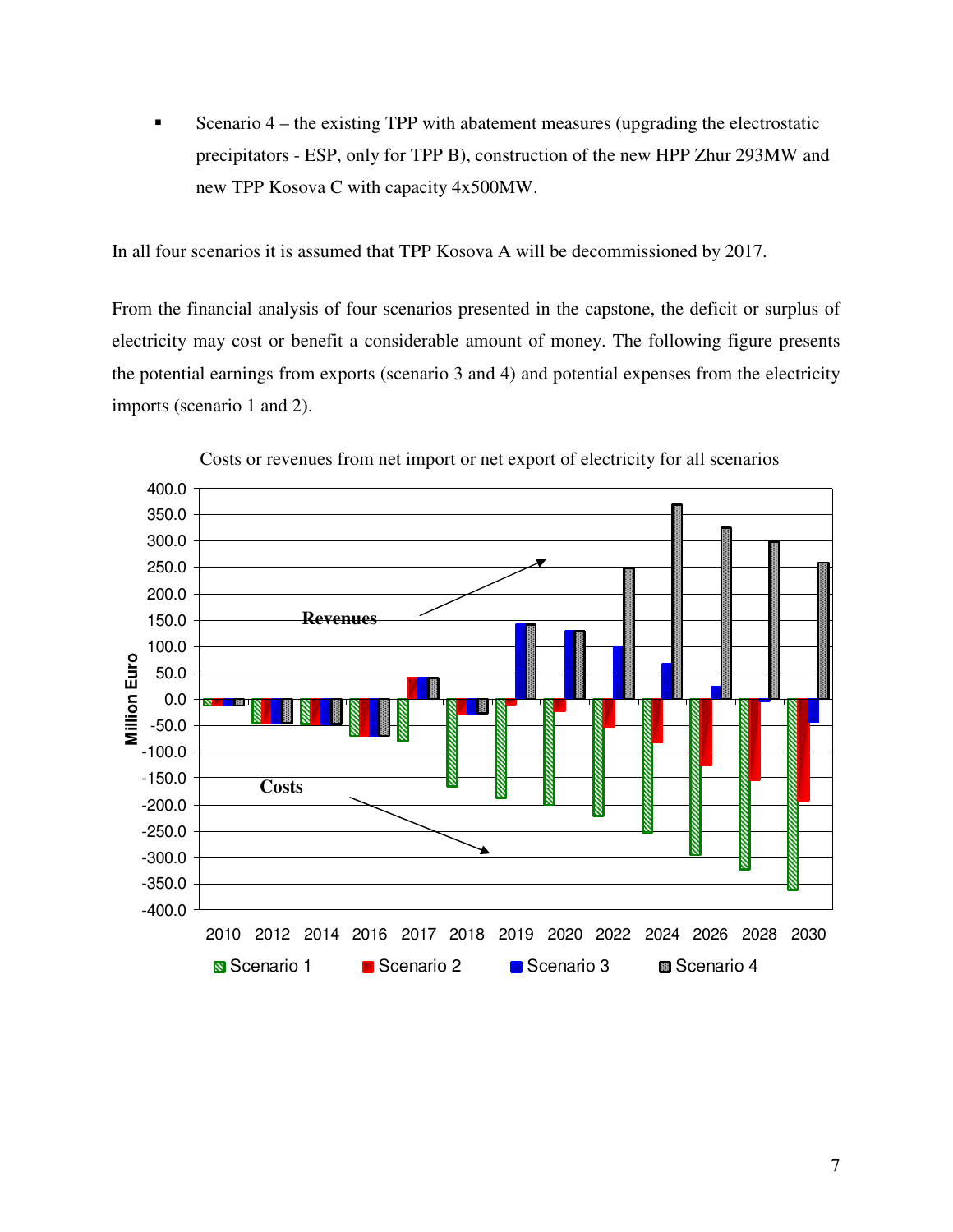- Scenario 4 – the existing TPP with abatement measures (upgrading the electrostatic precipitators - ESP, only for TPP B), construction of the new HPP Zhur 293MW and new TPP Kosova C with capacity 4x500MW.

In all four scenarios it is assumed that TPP Kosova A will be decommissioned by 2017.

From the financial analysis of four scenarios presented in the capstone, the deficit or surplus of electricity may cost or benefit a considerable amount of money. The following figure presents the potential earnings from exports (scenario 3 and 4) and potential expenses from the electricity imports (scenario 1 and 2).

Costs or revenues from net import or net export of electricity for all scenarios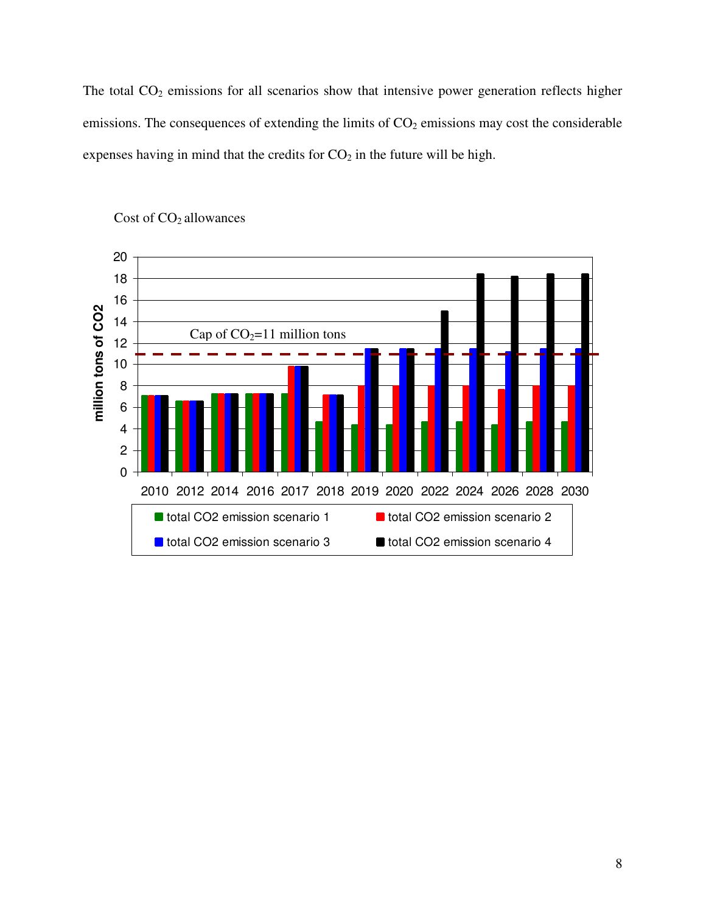The total $CO_2$ emissions for all scenarios show that intensive power generation reflects higher emissions. The consequences of extending the limits of $CO_2$ emissions may cost the considerable expenses having in mind that the credits for $CO_2$ in the future will be high.

Cost of $CO_2$ allowances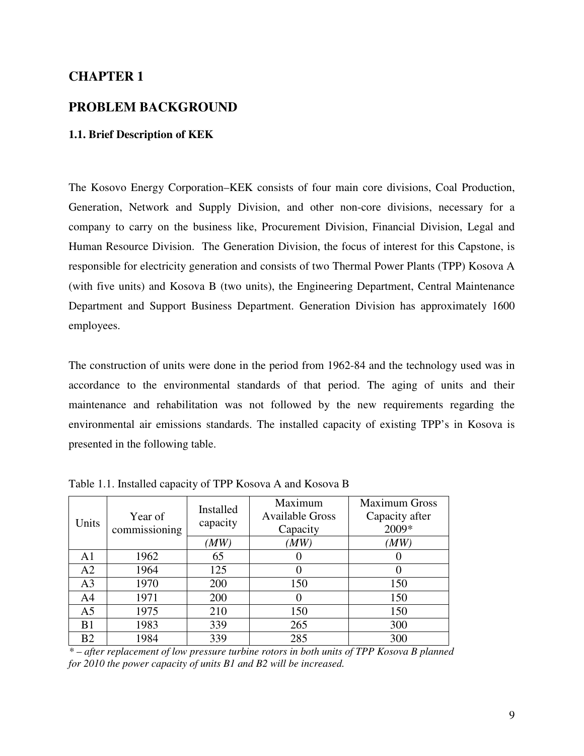# CHAPTER 1

# PROBLEM BACKGROUND

### 1.1. Brief Description of KEK

The Kosovo Energy Corporation–KEK consists of four main core divisions, Coal Production, Generation, Network and Supply Division, and other non-core divisions, necessary for a company to carry on the business like, Procurement Division, Financial Division, Legal and Human Resource Division. The Generation Division, the focus of interest for this Capstone, is responsible for electricity generation and consists of two Thermal Power Plants (TPP) Kosova A (with five units) and Kosova B (two units), the Engineering Department, Central Maintenance Department and Support Business Department. Generation Division has approximately 1600 employees.

The construction of units were done in the period from 1962-84 and the technology used was in accordance to the environmental standards of that period. The aging of units and their maintenance and rehabilitation was not followed by the new requirements regarding the environmental air emissions standards. The installed capacity of existing TPP's in Kosova is presented in the following table.

Table 1.1. Installed capacity of TPP Kosova A and Kosova B

| Units | Year of commissioning | Installed capacity | Maximum Available Gross Capacity | Maximum Gross Capacity after 2009* |
|---|---|---|---|---|
| | | *(MW)* | *(MW)* | *(MW)* |
| A1 | 1962 | 65 | 0 | 0 |
| A2 | 1964 | 125 | 0 | 0 |
| A3 | 1970 | 200 | 150 | 150 |
| A4 | 1971 | 200 | 0 | 150 |
| A5 | 1975 | 210 | 150 | 150 |
| B1 | 1983 | 339 | 265 | 300 |
| B2 | 1984 | 339 | 285 | 300 |

*\* – after replacement of low pressure turbine rotors in both units of TPP Kosova B planned for 2010 the power capacity of units B1 and B2 will be increased.*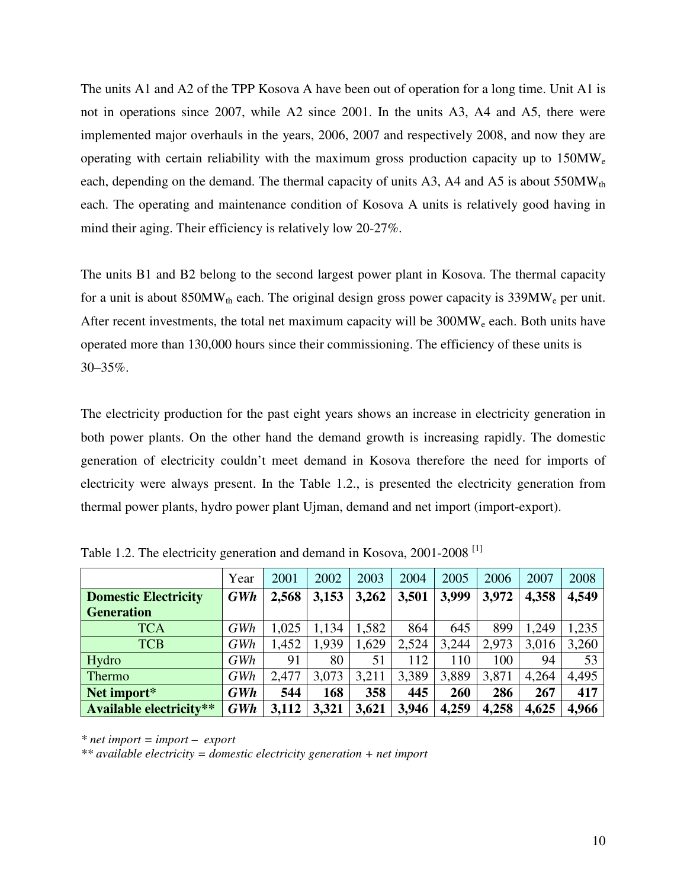The units A1 and A2 of the TPP Kosova A have been out of operation for a long time. Unit A1 is not in operations since 2007, while A2 since 2001. In the units A3, A4 and A5, there were implemented major overhauls in the years, 2006, 2007 and respectively 2008, and now they are operating with certain reliability with the maximum gross production capacity up to $150MW_e$ each, depending on the demand. The thermal capacity of units A3, A4 and A5 is about $550MW_{th}$ each. The operating and maintenance condition of Kosova A units is relatively good having in mind their aging. Their efficiency is relatively low 20-27%.

The units B1 and B2 belong to the second largest power plant in Kosova. The thermal capacity for a unit is about $850MW_{th}$ each. The original design gross power capacity is $339MW_e$ per unit. After recent investments, the total net maximum capacity will be $300MW_e$ each. Both units have operated more than 130,000 hours since their commissioning. The efficiency of these units is 30–35%.

The electricity production for the past eight years shows an increase in electricity generation in both power plants. On the other hand the demand growth is increasing rapidly. The domestic generation of electricity couldn't meet demand in Kosova therefore the need for imports of electricity were always present. In the Table 1.2., is presented the electricity generation from thermal power plants, hydro power plant Ujman, demand and net import (import-export).

Table 1.2. The electricity generation and demand in Kosova, 2001-2008 [1]

| | Year | 2001 | 2002 | 2003 | 2004 | 2005 | 2006 | 2007 | 2008 |
|---|---|---|---|---|---|---|---|---|---|
| **Domestic Electricity Generation** | ***GWh*** | **2,568** | **3,153** | **3,262** | **3,501** | **3,999** | **3,972** | **4,358** | **4,549** |
| TCA | *GWh* | 1,025 | 1,134 | 1,582 | 864 | 645 | 899 | 1,249 | 1,235 |
| TCB | *GWh* | 1,452 | 1,939 | 1,629 | 2,524 | 3,244 | 2,973 | 3,016 | 3,260 |
| Hydro | *GWh* | 91 | 80 | 51 | 112 | 110 | 100 | 94 | 53 |
| Thermo | *GWh* | 2,477 | 3,073 | 3,211 | 3,389 | 3,889 | 3,871 | 4,264 | 4,495 |
| **Net import*** | ***GWh*** | **544** | **168** | **358** | **445** | **260** | **286** | **267** | **417** |
| **Available electricity**** | ***GWh*** | **3,112** | **3,321** | **3,621** | **3,946** | **4,259** | **4,258** | **4,625** | **4,966** |

*\* net import = import – export*

*\*\* available electricity = domestic electricity generation + net import*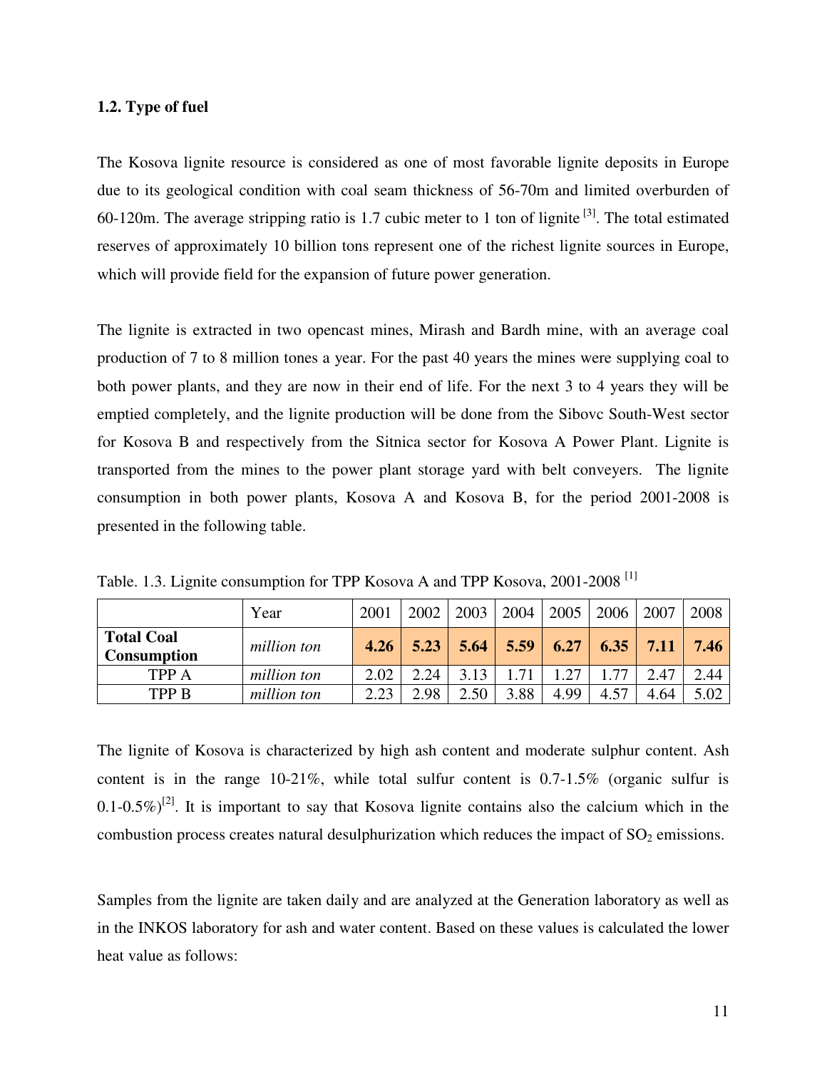### 1.2. Type of fuel

The Kosova lignite resource is considered as one of most favorable lignite deposits in Europe due to its geological condition with coal seam thickness of 56-70m and limited overburden of 60-120m. The average stripping ratio is 1.7 cubic meter to 1 ton of lignite [3]. The total estimated reserves of approximately 10 billion tons represent one of the richest lignite sources in Europe, which will provide field for the expansion of future power generation.

The lignite is extracted in two opencast mines, Mirash and Bardh mine, with an average coal production of 7 to 8 million tones a year. For the past 40 years the mines were supplying coal to both power plants, and they are now in their end of life. For the next 3 to 4 years they will be emptied completely, and the lignite production will be done from the Sibovc South-West sector for Kosova B and respectively from the Sitnica sector for Kosova A Power Plant. Lignite is transported from the mines to the power plant storage yard with belt conveyers. The lignite consumption in both power plants, Kosova A and Kosova B, for the period 2001-2008 is presented in the following table.

Table. 1.3. Lignite consumption for TPP Kosova A and TPP Kosova, 2001-2008 [1]

| | Year | 2001 | 2002 | 2003 | 2004 | 2005 | 2006 | 2007 | 2008 |
|---|---|---|---|---|---|---|---|---|---|
| **Total Coal Consumption** | *million ton* | **4.26** | **5.23** | **5.64** | **5.59** | **6.27** | **6.35** | **7.11** | **7.46** |
| TPP A | *million ton* | 2.02 | 2.24 | 3.13 | 1.71 | 1.27 | 1.77 | 2.47 | 2.44 |
| TPP B | *million ton* | 2.23 | 2.98 | 2.50 | 3.88 | 4.99 | 4.57 | 4.64 | 5.02 |

The lignite of Kosova is characterized by high ash content and moderate sulphur content. Ash content is in the range 10-21%, while total sulfur content is 0.7-1.5% (organic sulfur is 0.1-0.5%)[2]. It is important to say that Kosova lignite contains also the calcium which in the combustion process creates natural desulphurization which reduces the impact of $SO_2$ emissions.

Samples from the lignite are taken daily and are analyzed at the Generation laboratory as well as in the INKOS laboratory for ash and water content. Based on these values is calculated the lower heat value as follows: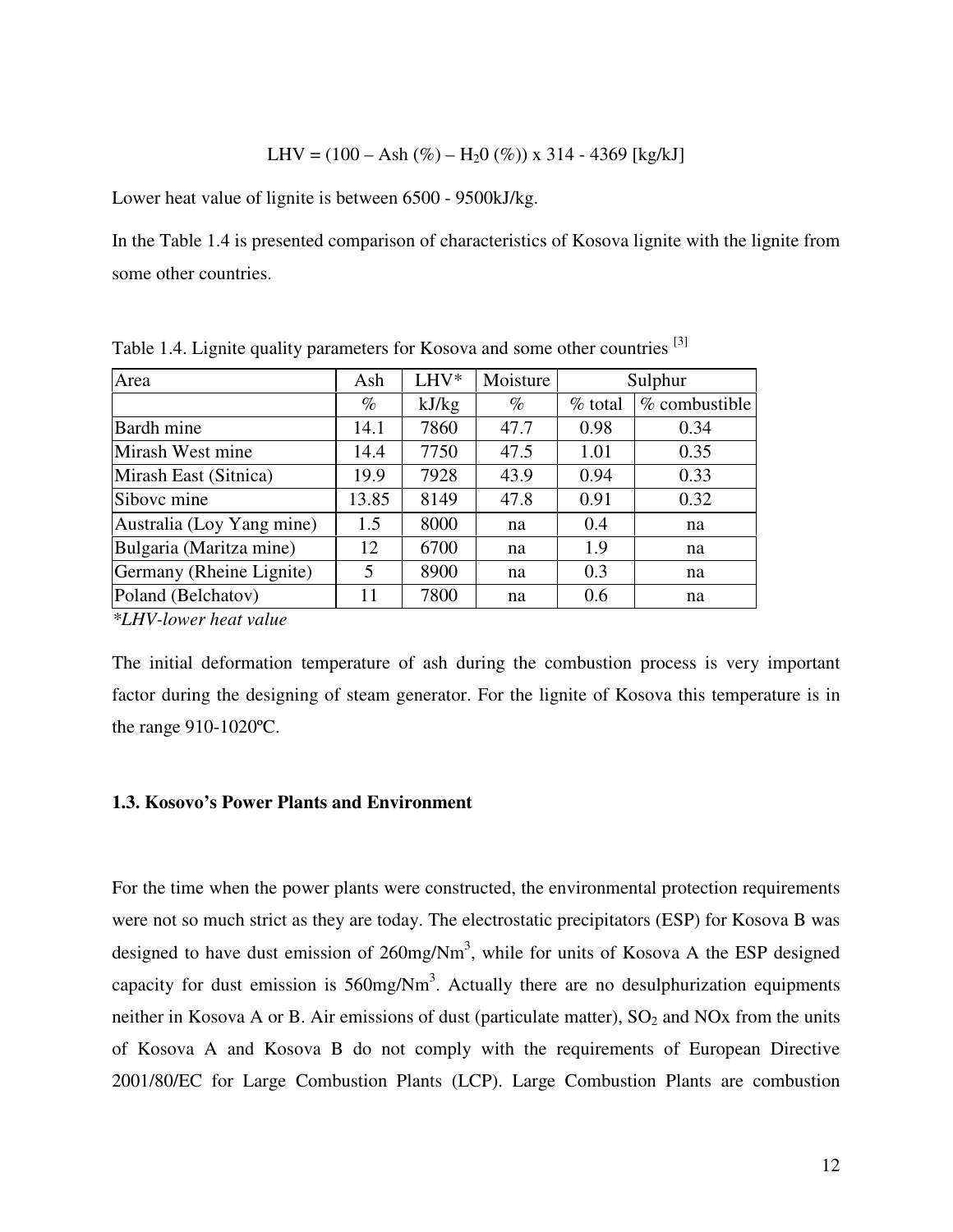$$LHV = (100 - Ash\ (\%) - H_20\ (\%)) \times 314 - 4369\ [kg/kJ]$$

Lower heat value of lignite is between 6500 - 9500kJ/kg.

In the Table 1.4 is presented comparison of characteristics of Kosova lignite with the lignite from some other countries.

Table 1.4. Lignite quality parameters for Kosova and some other countries [3]

| Area | Ash | LHV* | Moisture | Sulphur | |
|---|---|---|---|---|---|
| | % | kJ/kg | % | % total | % combustible |
| Bardh mine | 14.1 | 7860 | 47.7 | 0.98 | 0.34 |
| Mirash West mine | 14.4 | 7750 | 47.5 | 1.01 | 0.35 |
| Mirash East (Sitnica) | 19.9 | 7928 | 43.9 | 0.94 | 0.33 |
| Sibovc mine | 13.85 | 8149 | 47.8 | 0.91 | 0.32 |
| Australia (Loy Yang mine) | 1.5 | 8000 | na | 0.4 | na |
| Bulgaria (Maritza mine) | 12 | 6700 | na | 1.9 | na |
| Germany (Rheine Lignite) | 5 | 8900 | na | 0.3 | na |
| Poland (Belchatov) | 11 | 7800 | na | 0.6 | na |

*\*LHV-lower heat value*

The initial deformation temperature of ash during the combustion process is very important factor during the designing of steam generator. For the lignite of Kosova this temperature is in the range 910-1020ºC.

### 1.3. Kosovo's Power Plants and Environment

For the time when the power plants were constructed, the environmental protection requirements were not so much strict as they are today. The electrostatic precipitators (ESP) for Kosova B was designed to have dust emission of 260mg/Nm$^3$, while for units of Kosova A the ESP designed capacity for dust emission is 560mg/Nm$^3$. Actually there are no desulphurization equipments neither in Kosova A or B. Air emissions of dust (particulate matter), $SO_2$ and NOx from the units of Kosova A and Kosova B do not comply with the requirements of European Directive 2001/80/EC for Large Combustion Plants (LCP). Large Combustion Plants are combustion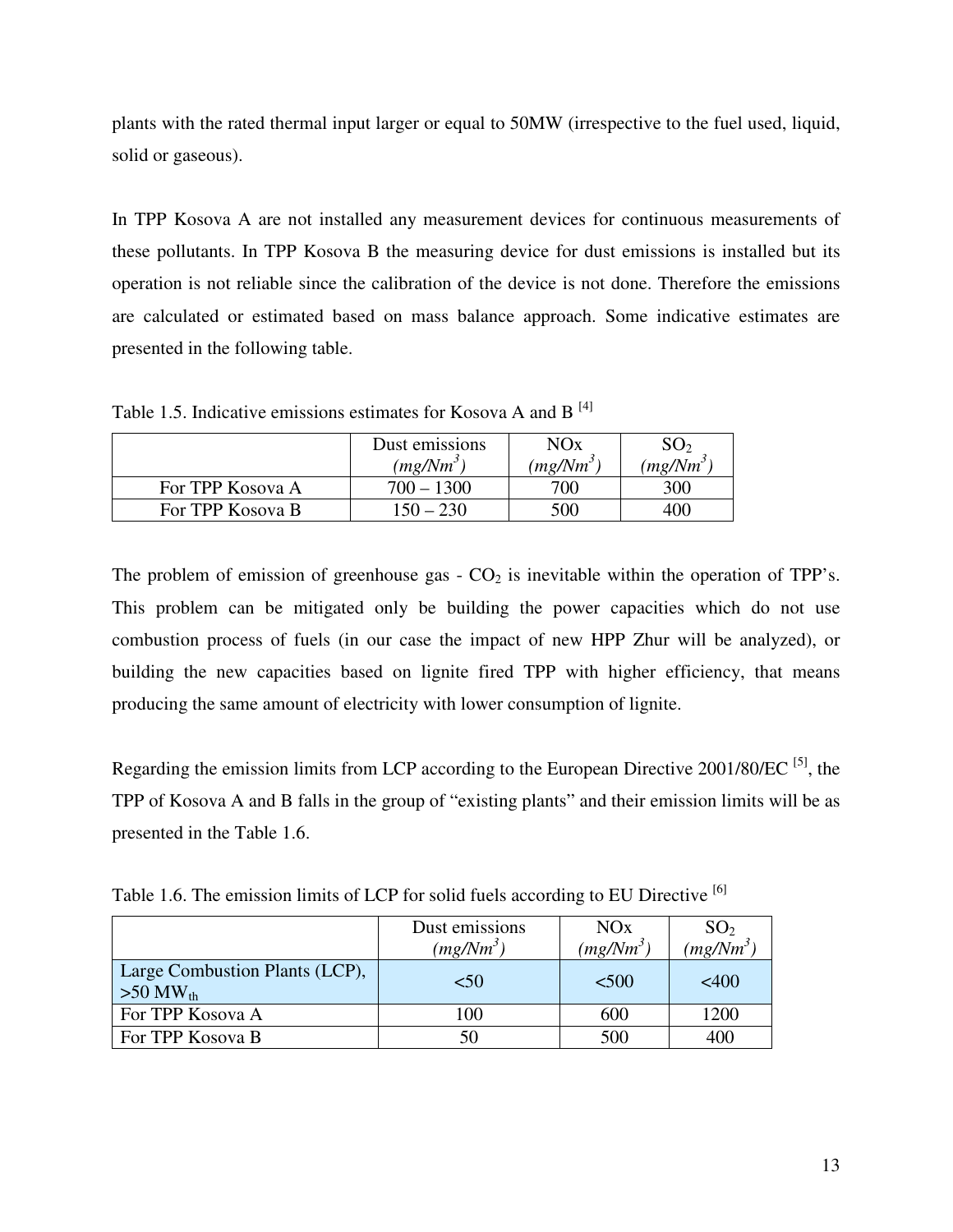plants with the rated thermal input larger or equal to 50MW (irrespective to the fuel used, liquid, solid or gaseous).

In TPP Kosova A are not installed any measurement devices for continuous measurements of these pollutants. In TPP Kosova B the measuring device for dust emissions is installed but its operation is not reliable since the calibration of the device is not done. Therefore the emissions are calculated or estimated based on mass balance approach. Some indicative estimates are presented in the following table.

Table 1.5. Indicative emissions estimates for Kosova A and B [4]

| | Dust emissions *(mg/Nm³)* | NOx *(mg/Nm³)* | $SO_2$ *(mg/Nm³)* |
|---|---|---|---|
| For TPP Kosova A | 700 – 1300 | 700 | 300 |
| For TPP Kosova B | 150 – 230 | 500 | 400 |

The problem of emission of greenhouse gas - $CO_2$ is inevitable within the operation of TPP's. This problem can be mitigated only be building the power capacities which do not use combustion process of fuels (in our case the impact of new HPP Zhur will be analyzed), or building the new capacities based on lignite fired TPP with higher efficiency, that means producing the same amount of electricity with lower consumption of lignite.

Regarding the emission limits from LCP according to the European Directive 2001/80/EC [5], the TPP of Kosova A and B falls in the group of "existing plants" and their emission limits will be as presented in the Table 1.6.

Table 1.6. The emission limits of LCP for solid fuels according to EU Directive [6]

| | Dust emissions *(mg/Nm³)* | NOx *(mg/Nm³)* | $SO_2$ *(mg/Nm³)* |
|---|---|---|---|
| Large Combustion Plants (LCP), >50 $MW_{th}$ | <50 | <500 | <400 |
| For TPP Kosova A | 100 | 600 | 1200 |
| For TPP Kosova B | 50 | 500 | 400 |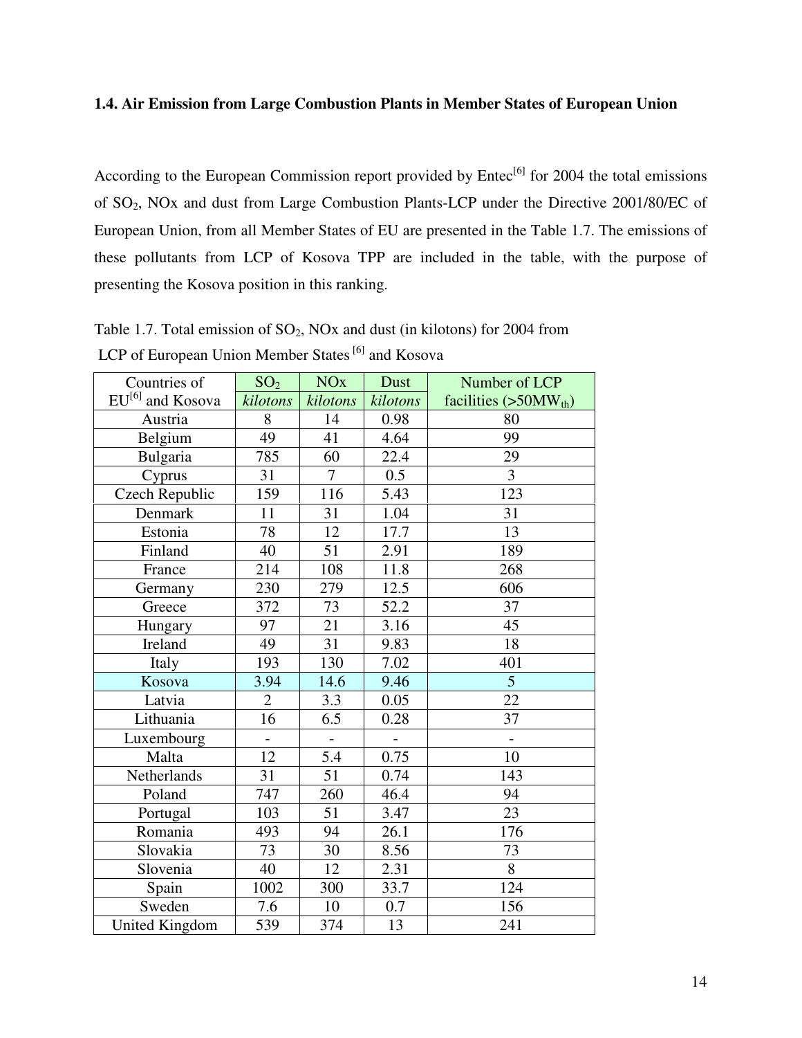### 1.4. Air Emission from Large Combustion Plants in Member States of European Union

According to the European Commission report provided by Entec[6] for 2004 the total emissions of $SO_2$, NOx and dust from Large Combustion Plants-LCP under the Directive 2001/80/EC of European Union, from all Member States of EU are presented in the Table 1.7. The emissions of these pollutants from LCP of Kosova TPP are included in the table, with the purpose of presenting the Kosova position in this ranking.

Table 1.7. Total emission of $SO_2$, NOx and dust (in kilotons) for 2004 from LCP of European Union Member States [6] and Kosova

| Countries of EU[6] and Kosova | $SO_2$ *kilotons* | NOx *kilotons* | Dust *kilotons* | Number of LCP facilities (>50$MW_{th}$) |
|---|---|---|---|---|
| Austria | 8 | 14 | 0.98 | 80 |
| Belgium | 49 | 41 | 4.64 | 99 |
| Bulgaria | 785 | 60 | 22.4 | 29 |
| Cyprus | 31 | 7 | 0.5 | 3 |
| Czech Republic | 159 | 116 | 5.43 | 123 |
| Denmark | 11 | 31 | 1.04 | 31 |
| Estonia | 78 | 12 | 17.7 | 13 |
| Finland | 40 | 51 | 2.91 | 189 |
| France | 214 | 108 | 11.8 | 268 |
| Germany | 230 | 279 | 12.5 | 606 |
| Greece | 372 | 73 | 52.2 | 37 |
| Hungary | 97 | 21 | 3.16 | 45 |
| Ireland | 49 | 31 | 9.83 | 18 |
| Italy | 193 | 130 | 7.02 | 401 |
| Kosova | 3.94 | 14.6 | 9.46 | 5 |
| Latvia | 2 | 3.3 | 0.05 | 22 |
| Lithuania | 16 | 6.5 | 0.28 | 37 |
| Luxembourg | - | - | - | - |
| Malta | 12 | 5.4 | 0.75 | 10 |
| Netherlands | 31 | 51 | 0.74 | 143 |
| Poland | 747 | 260 | 46.4 | 94 |
| Portugal | 103 | 51 | 3.47 | 23 |
| Romania | 493 | 94 | 26.1 | 176 |
| Slovakia | 73 | 30 | 8.56 | 73 |
| Slovenia | 40 | 12 | 2.31 | 8 |
| Spain | 1002 | 300 | 33.7 | 124 |
| Sweden | 7.6 | 10 | 0.7 | 156 |
| United Kingdom | 539 | 374 | 13 | 241 |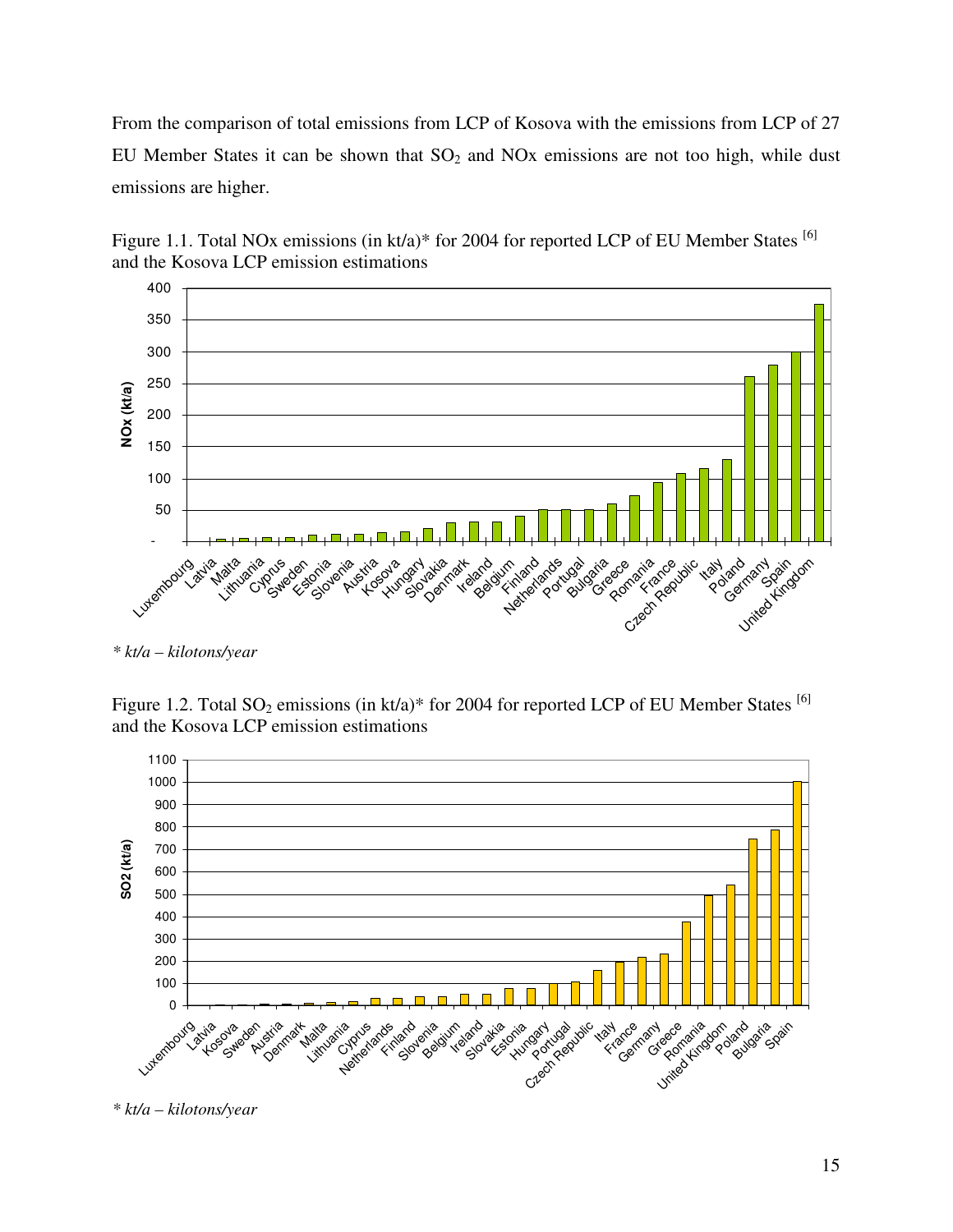From the comparison of total emissions from LCP of Kosova with the emissions from LCP of 27 EU Member States it can be shown that $SO_2$ and NOx emissions are not too high, while dust emissions are higher.

Figure 1.1. Total NOx emissions (in kt/a)* for 2004 for reported LCP of EU Member States [6] and the Kosova LCP emission estimations

*\* kt/a – kilotons/year*

Figure 1.2. Total $SO_2$ emissions (in kt/a)* for 2004 for reported LCP of EU Member States [6] and the Kosova LCP emission estimations

*\* kt/a – kilotons/year*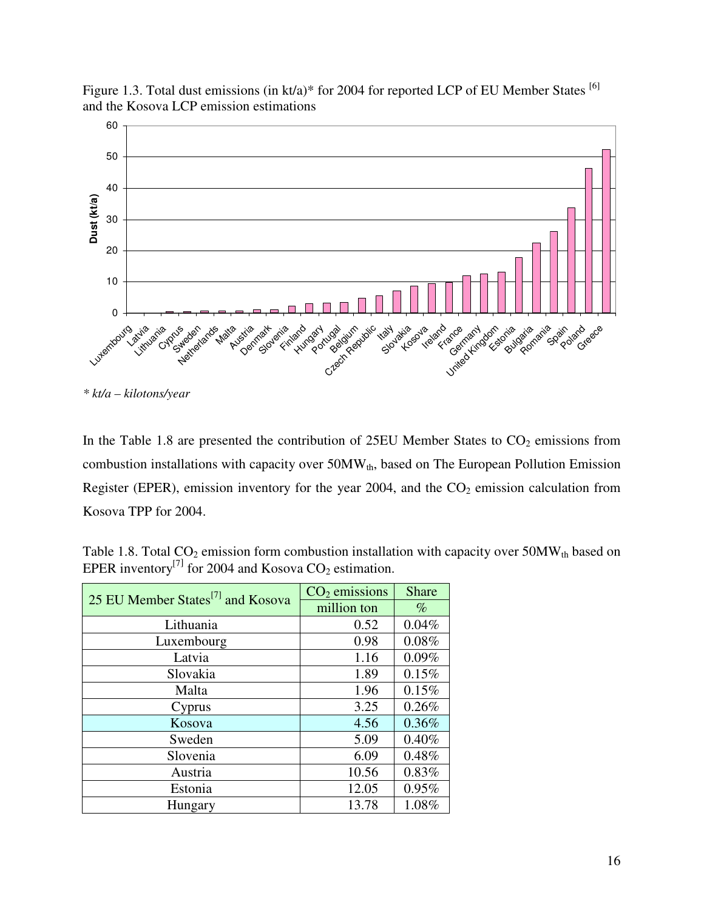Figure 1.3. Total dust emissions (in kt/a)* for 2004 for reported LCP of EU Member States [6] and the Kosova LCP emission estimations

* *kt/a – kilotons/year*

In the Table 1.8 are presented the contribution of 25EU Member States to $CO_2$ emissions from combustion installations with capacity over $50MW_{th}$, based on The European Pollution Emission Register (EPER), emission inventory for the year 2004, and the $CO_2$ emission calculation from Kosova TPP for 2004.

Table 1.8. Total $CO_2$ emission form combustion installation with capacity over $50MW_{th}$ based on EPER inventory[7] for 2004 and Kosova $CO_2$ estimation.

| 25 EU Member States[7] and Kosova | $CO_2$ emissions | Share |
|---|---|---|
| | million ton | % |
| Lithuania | 0.52 | 0.04% |
| Luxembourg | 0.98 | 0.08% |
| Latvia | 1.16 | 0.09% |
| Slovakia | 1.89 | 0.15% |
| Malta | 1.96 | 0.15% |
| Cyprus | 3.25 | 0.26% |
| Kosova | 4.56 | 0.36% |
| Sweden | 5.09 | 0.40% |
| Slovenia | 6.09 | 0.48% |
| Austria | 10.56 | 0.83% |
| Estonia | 12.05 | 0.95% |
| Hungary | 13.78 | 1.08% |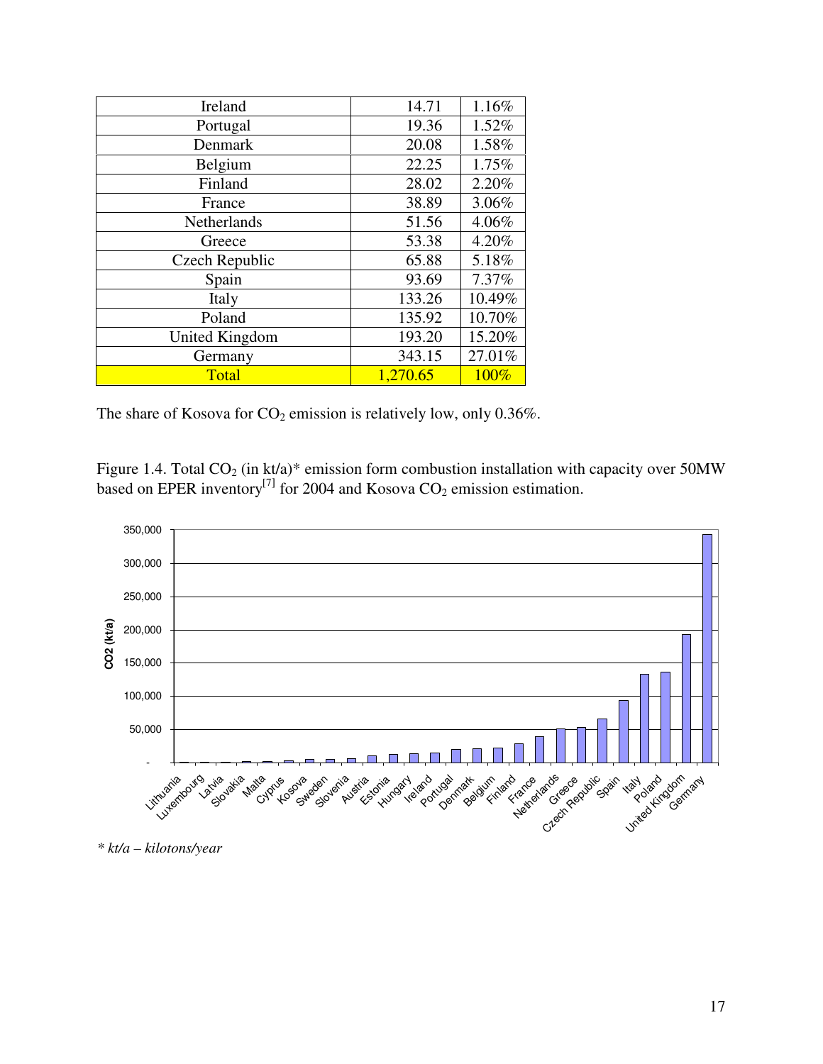| Ireland | 14.71 | 1.16% |
|---|---|---|
| Portugal | 19.36 | 1.52% |
| Denmark | 20.08 | 1.58% |
| Belgium | 22.25 | 1.75% |
| Finland | 28.02 | 2.20% |
| France | 38.89 | 3.06% |
| Netherlands | 51.56 | 4.06% |
| Greece | 53.38 | 4.20% |
| Czech Republic | 65.88 | 5.18% |
| Spain | 93.69 | 7.37% |
| Italy | 133.26 | 10.49% |
| Poland | 135.92 | 10.70% |
| United Kingdom | 193.20 | 15.20% |
| Germany | 343.15 | 27.01% |
| Total | 1,270.65 | 100% |

The share of Kosova for $CO_2$ emission is relatively low, only 0.36%.

Figure 1.4. Total $CO_2$ (in kt/a)* emission form combustion installation with capacity over 50MW based on EPER inventory[7] for 2004 and Kosova $CO_2$ emission estimation.

*\* kt/a – kilotons/year*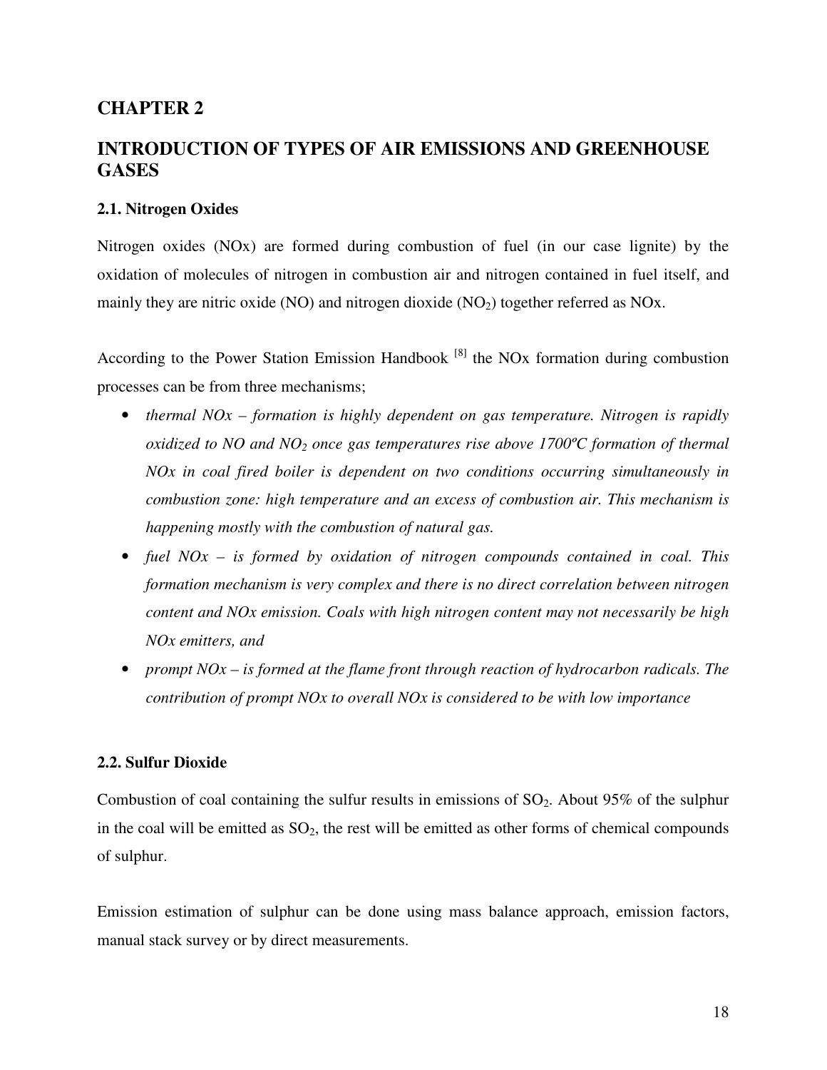# CHAPTER 2

# INTRODUCTION OF TYPES OF AIR EMISSIONS AND GREENHOUSE GASES

## 2.1. Nitrogen Oxides

Nitrogen oxides (NOx) are formed during combustion of fuel (in our case lignite) by the oxidation of molecules of nitrogen in combustion air and nitrogen contained in fuel itself, and mainly they are nitric oxide (NO) and nitrogen dioxide ($NO_2$) together referred as NOx.

According to the Power Station Emission Handbook [8] the NOx formation during combustion processes can be from three mechanisms;

- *thermal NOx – formation is highly dependent on gas temperature. Nitrogen is rapidly oxidized to NO and $NO_2$ once gas temperatures rise above 1700ºC formation of thermal NOx in coal fired boiler is dependent on two conditions occurring simultaneously in combustion zone: high temperature and an excess of combustion air. This mechanism is happening mostly with the combustion of natural gas.*
- *fuel NOx – is formed by oxidation of nitrogen compounds contained in coal. This formation mechanism is very complex and there is no direct correlation between nitrogen content and NOx emission. Coals with high nitrogen content may not necessarily be high NOx emitters, and*
- *prompt NOx – is formed at the flame front through reaction of hydrocarbon radicals. The contribution of prompt NOx to overall NOx is considered to be with low importance*

## 2.2. Sulfur Dioxide

Combustion of coal containing the sulfur results in emissions of $SO_2$. About 95% of the sulphur in the coal will be emitted as $SO_2$, the rest will be emitted as other forms of chemical compounds of sulphur.

Emission estimation of sulphur can be done using mass balance approach, emission factors, manual stack survey or by direct measurements.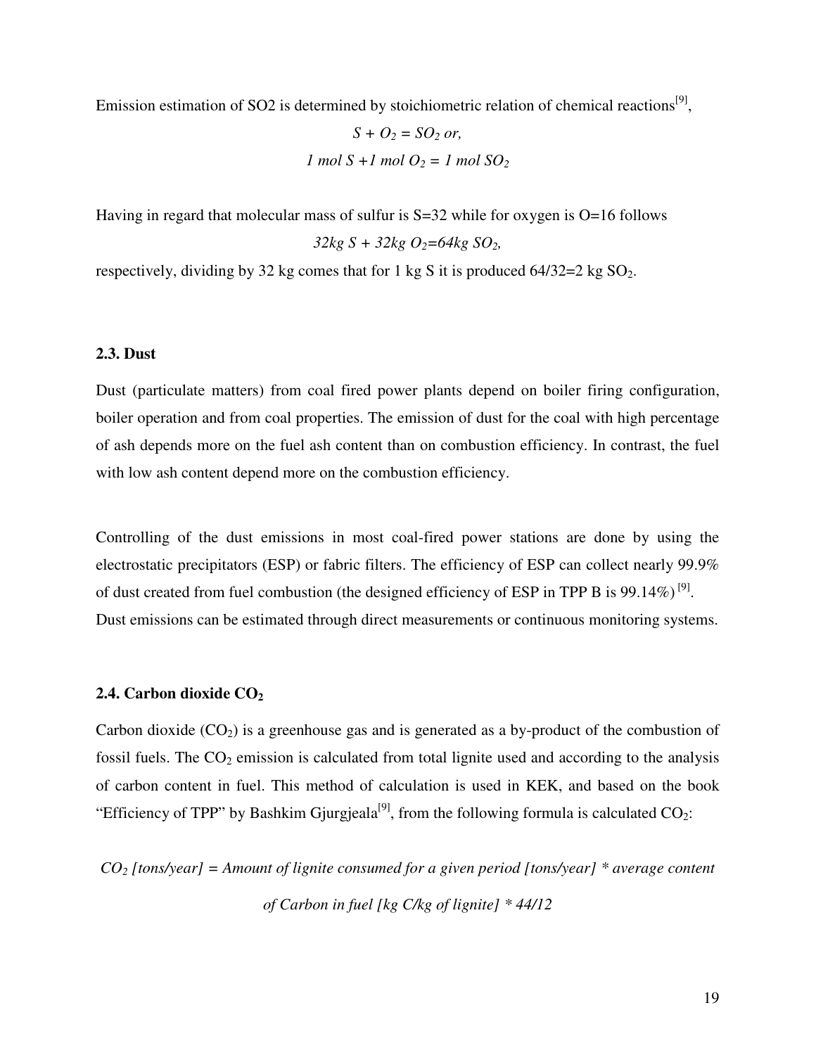Emission estimation of SO2 is determined by stoichiometric relation of chemical reactions[9],

$$S + O_2 = SO_2 \text{ or,}$$

$$1 \text{ mol } S + 1 \text{ mol } O_2 = 1 \text{ mol } SO_2$$

Having in regard that molecular mass of sulfur is S=32 while for oxygen is O=16 follows

$$32kg\ S + 32kg\ O_2 = 64kg\ SO_2,$$

respectively, dividing by 32 kg comes that for 1 kg S it is produced 64/32=2 kg $SO_2$.

### 2.3. Dust

Dust (particulate matters) from coal fired power plants depend on boiler firing configuration, boiler operation and from coal properties. The emission of dust for the coal with high percentage of ash depends more on the fuel ash content than on combustion efficiency. In contrast, the fuel with low ash content depend more on the combustion efficiency.

Controlling of the dust emissions in most coal-fired power stations are done by using the electrostatic precipitators (ESP) or fabric filters. The efficiency of ESP can collect nearly 99.9% of dust created from fuel combustion (the designed efficiency of ESP in TPP B is 99.14%) [9]. Dust emissions can be estimated through direct measurements or continuous monitoring systems.

### 2.4. Carbon dioxide $CO_2$

Carbon dioxide ($CO_2$) is a greenhouse gas and is generated as a by-product of the combustion of fossil fuels. The $CO_2$ emission is calculated from total lignite used and according to the analysis of carbon content in fuel. This method of calculation is used in KEK, and based on the book "Efficiency of TPP" by Bashkim Gjurgjeala[9], from the following formula is calculated $CO_2$:

$$CO_2 \text{ [tons/year]} = \text{Amount of lignite consumed for a given period [tons/year]} * \text{average content of Carbon in fuel [kg C/kg of lignite]} * 44/12$$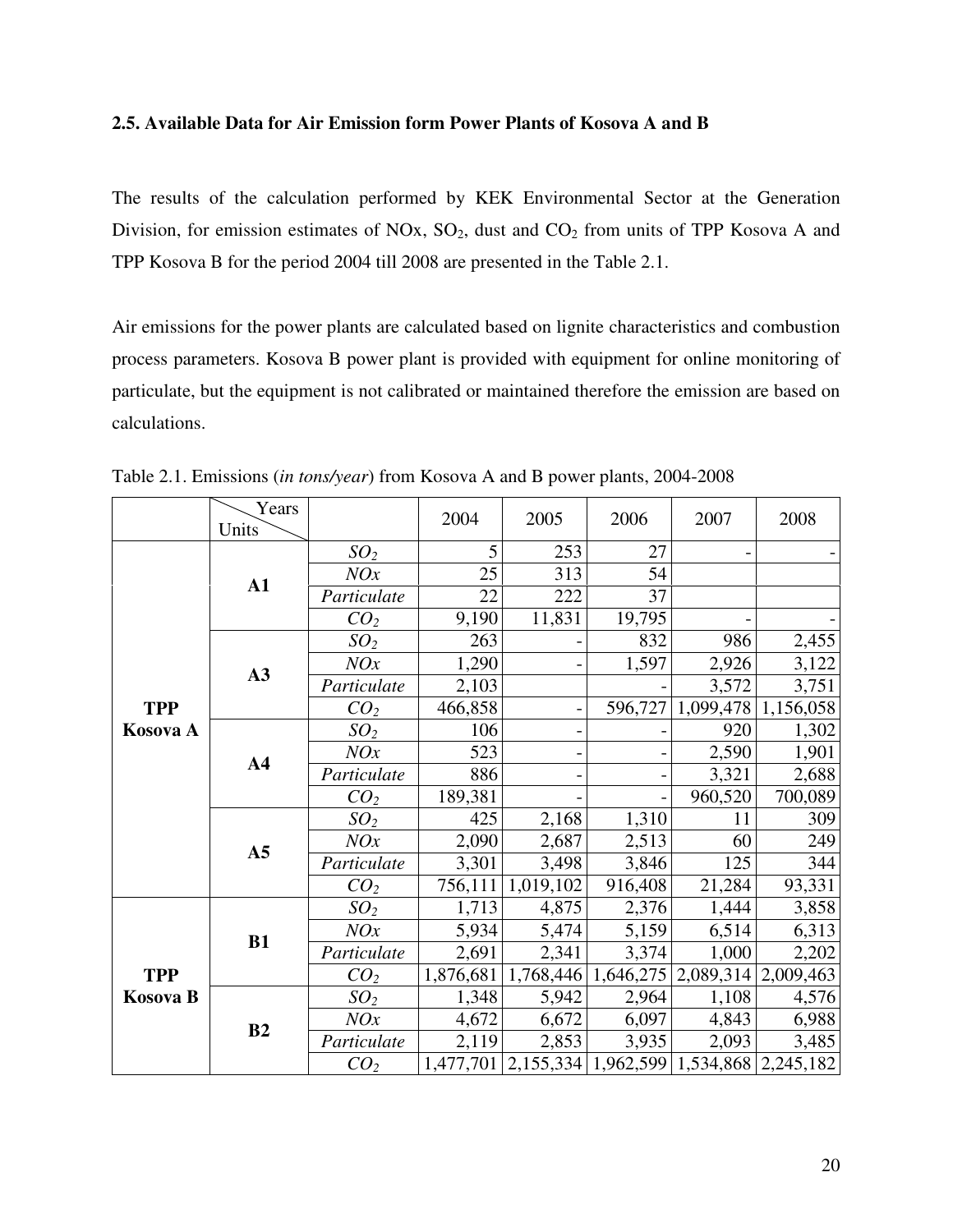## 2.5. Available Data for Air Emission form Power Plants of Kosova A and B

The results of the calculation performed by KEK Environmental Sector at the Generation Division, for emission estimates of NOx, $SO_2$, dust and $CO_2$ from units of TPP Kosova A and TPP Kosova B for the period 2004 till 2008 are presented in the Table 2.1.

Air emissions for the power plants are calculated based on lignite characteristics and combustion process parameters. Kosova B power plant is provided with equipment for online monitoring of particulate, but the equipment is not calibrated or maintained therefore the emission are based on calculations.

Table 2.1. Emissions (*in tons/year*) from Kosova A and B power plants, 2004-2008

| | Years / Units | | 2004 | 2005 | 2006 | 2007 | 2008 |
|---|---|---|---|---|---|---|---|
| **TPP Kosova A** | **A1** | $SO_2$ | 5 | 253 | 27 | - | - |
| | | *NOx* | 25 | 313 | 54 | | |
| | | *Particulate* | 22 | 222 | 37 | | |
| | | $CO_2$ | 9,190 | 11,831 | 19,795 | - | - |
| | **A3** | $SO_2$ | 263 | - | 832 | 986 | 2,455 |
| | | *NOx* | 1,290 | - | 1,597 | 2,926 | 3,122 |
| | | *Particulate* | 2,103 | | - | 3,572 | 3,751 |
| | | $CO_2$ | 466,858 | - | 596,727 | 1,099,478 | 1,156,058 |
| | **A4** | $SO_2$ | 106 | - | - | 920 | 1,302 |
| | | *NOx* | 523 | - | - | 2,590 | 1,901 |
| | | *Particulate* | 886 | - | - | 3,321 | 2,688 |
| | | $CO_2$ | 189,381 | - | - | 960,520 | 700,089 |
| | **A5** | $SO_2$ | 425 | 2,168 | 1,310 | 11 | 309 |
| | | *NOx* | 2,090 | 2,687 | 2,513 | 60 | 249 |
| | | *Particulate* | 3,301 | 3,498 | 3,846 | 125 | 344 |
| | | $CO_2$ | 756,111 | 1,019,102 | 916,408 | 21,284 | 93,331 |
| **TPP Kosova B** | **B1** | $SO_2$ | 1,713 | 4,875 | 2,376 | 1,444 | 3,858 |
| | | *NOx* | 5,934 | 5,474 | 5,159 | 6,514 | 6,313 |
| | | *Particulate* | 2,691 | 2,341 | 3,374 | 1,000 | 2,202 |
| | | $CO_2$ | 1,876,681 | 1,768,446 | 1,646,275 | 2,089,314 | 2,009,463 |
| | **B2** | $SO_2$ | 1,348 | 5,942 | 2,964 | 1,108 | 4,576 |
| | | *NOx* | 4,672 | 6,672 | 6,097 | 4,843 | 6,988 |
| | | *Particulate* | 2,119 | 2,853 | 3,935 | 2,093 | 3,485 |
| | | $CO_2$ | 1,477,701 | 2,155,334 | 1,962,599 | 1,534,868 | 2,245,182 |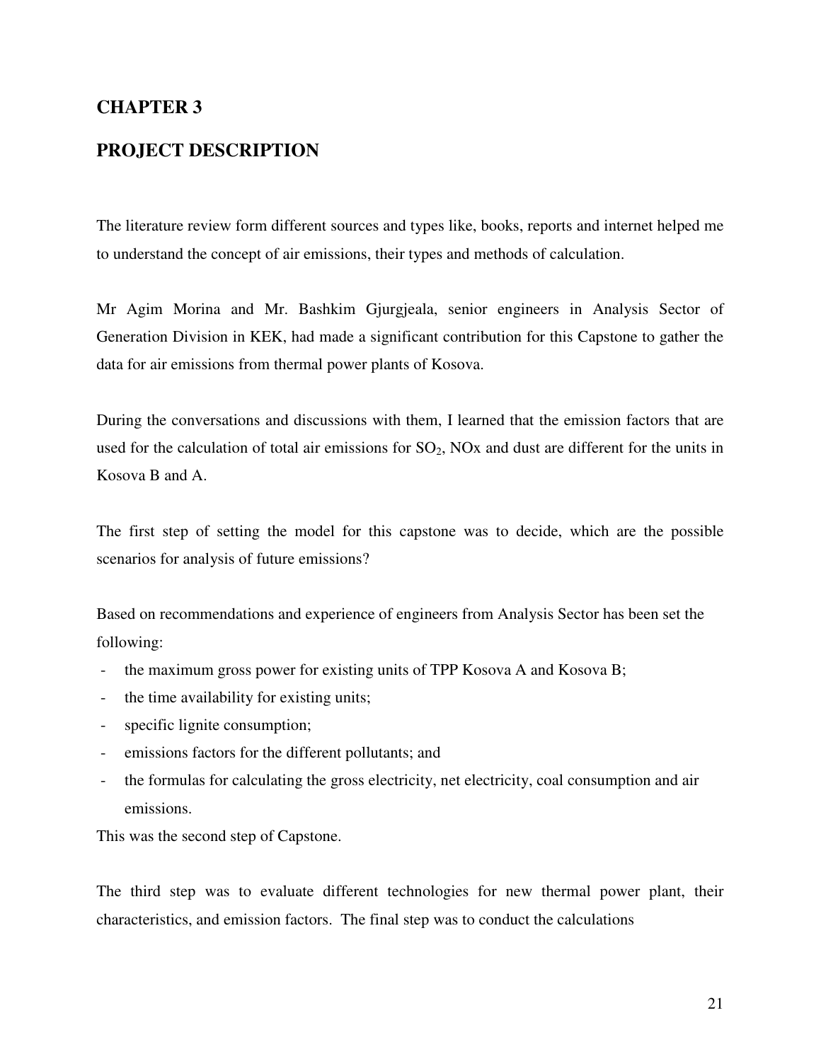# CHAPTER 3

# PROJECT DESCRIPTION

The literature review form different sources and types like, books, reports and internet helped me to understand the concept of air emissions, their types and methods of calculation.

Mr Agim Morina and Mr. Bashkim Gjurgjeala, senior engineers in Analysis Sector of Generation Division in KEK, had made a significant contribution for this Capstone to gather the data for air emissions from thermal power plants of Kosova.

During the conversations and discussions with them, I learned that the emission factors that are used for the calculation of total air emissions for $SO_2$, NOx and dust are different for the units in Kosova B and A.

The first step of setting the model for this capstone was to decide, which are the possible scenarios for analysis of future emissions?

Based on recommendations and experience of engineers from Analysis Sector has been set the following:

- the maximum gross power for existing units of TPP Kosova A and Kosova B;
- the time availability for existing units;
- specific lignite consumption;
- emissions factors for the different pollutants; and
- the formulas for calculating the gross electricity, net electricity, coal consumption and air emissions.

This was the second step of Capstone.

The third step was to evaluate different technologies for new thermal power plant, their characteristics, and emission factors. The final step was to conduct the calculations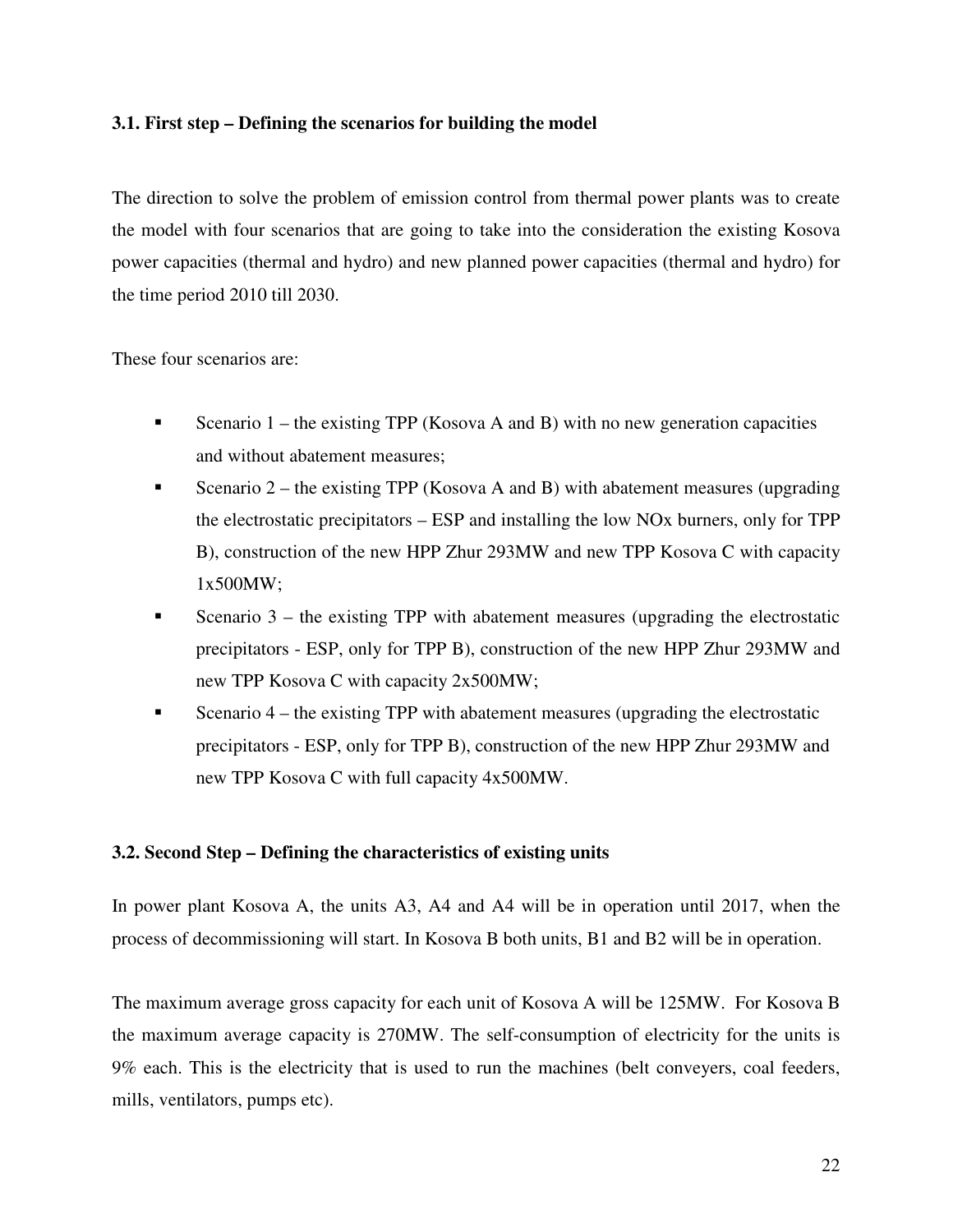### 3.1. First step – Defining the scenarios for building the model

The direction to solve the problem of emission control from thermal power plants was to create the model with four scenarios that are going to take into the consideration the existing Kosova power capacities (thermal and hydro) and new planned power capacities (thermal and hydro) for the time period 2010 till 2030.

These four scenarios are:

- Scenario 1 – the existing TPP (Kosova A and B) with no new generation capacities and without abatement measures;
- Scenario 2 – the existing TPP (Kosova A and B) with abatement measures (upgrading the electrostatic precipitators – ESP and installing the low NOx burners, only for TPP B), construction of the new HPP Zhur 293MW and new TPP Kosova C with capacity 1x500MW;
- Scenario 3 – the existing TPP with abatement measures (upgrading the electrostatic precipitators - ESP, only for TPP B), construction of the new HPP Zhur 293MW and new TPP Kosova C with capacity 2x500MW;
- Scenario 4 – the existing TPP with abatement measures (upgrading the electrostatic precipitators - ESP, only for TPP B), construction of the new HPP Zhur 293MW and new TPP Kosova C with full capacity 4x500MW.

### 3.2. Second Step – Defining the characteristics of existing units

In power plant Kosova A, the units A3, A4 and A4 will be in operation until 2017, when the process of decommissioning will start. In Kosova B both units, B1 and B2 will be in operation.

The maximum average gross capacity for each unit of Kosova A will be 125MW. For Kosova B the maximum average capacity is 270MW. The self-consumption of electricity for the units is 9% each. This is the electricity that is used to run the machines (belt conveyers, coal feeders, mills, ventilators, pumps etc).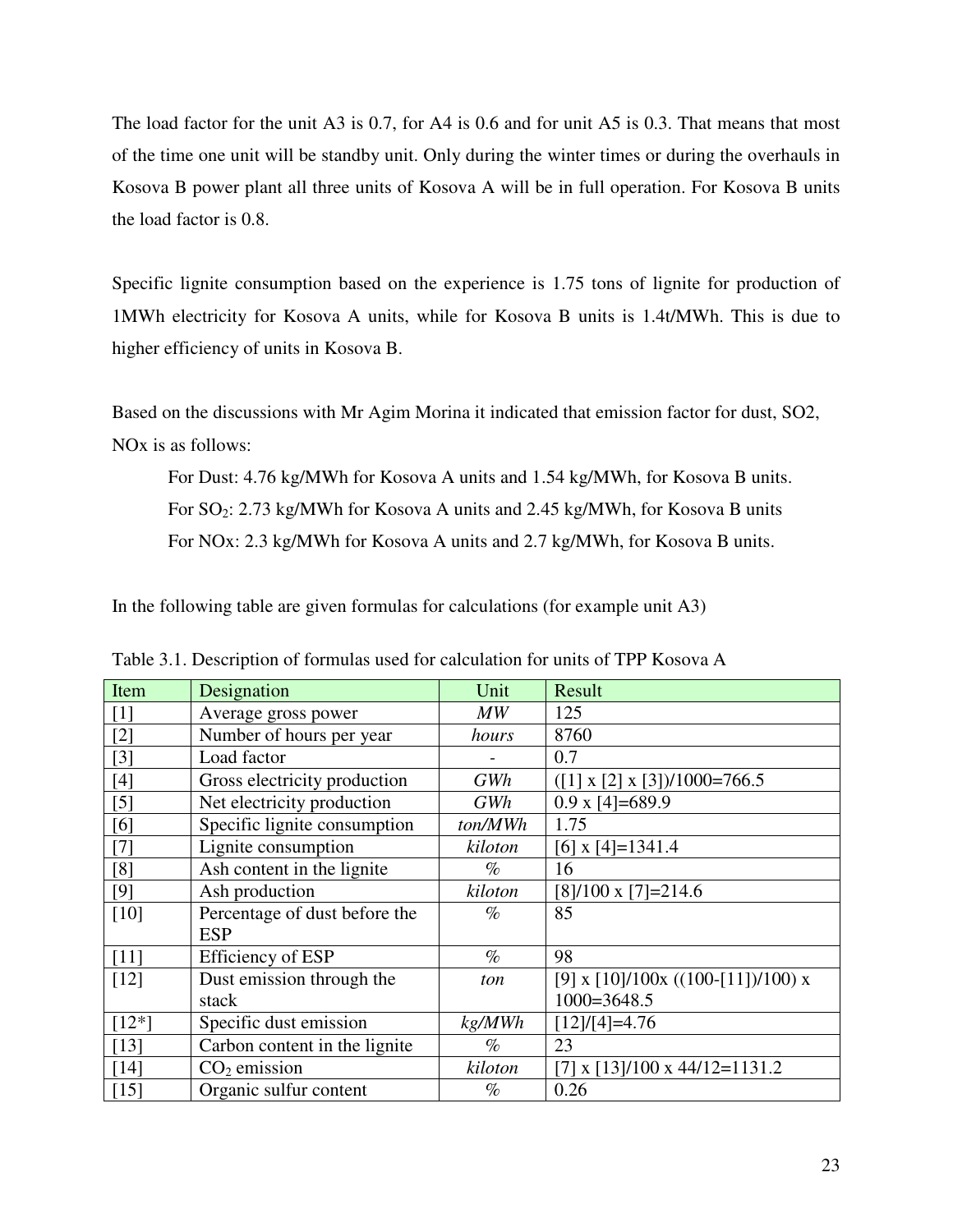The load factor for the unit A3 is 0.7, for A4 is 0.6 and for unit A5 is 0.3. That means that most of the time one unit will be standby unit. Only during the winter times or during the overhauls in Kosova B power plant all three units of Kosova A will be in full operation. For Kosova B units the load factor is 0.8.

Specific lignite consumption based on the experience is 1.75 tons of lignite for production of 1MWh electricity for Kosova A units, while for Kosova B units is 1.4t/MWh. This is due to higher efficiency of units in Kosova B.

Based on the discussions with Mr Agim Morina it indicated that emission factor for dust, SO2, NOx is as follows:

For Dust: 4.76 kg/MWh for Kosova A units and 1.54 kg/MWh, for Kosova B units.

For $SO_2$: 2.73 kg/MWh for Kosova A units and 2.45 kg/MWh, for Kosova B units

For NOx: 2.3 kg/MWh for Kosova A units and 2.7 kg/MWh, for Kosova B units.

In the following table are given formulas for calculations (for example unit A3)

Table 3.1. Description of formulas used for calculation for units of TPP Kosova A

| Item | Designation | Unit | Result |
|---|---|---|---|
| [1] | Average gross power | *MW* | 125 |
| [2] | Number of hours per year | *hours* | 8760 |
| [3] | Load factor | - | 0.7 |
| [4] | Gross electricity production | *GWh* | ([1] x [2] x [3])/1000=766.5 |
| [5] | Net electricity production | *GWh* | 0.9 x [4]=689.9 |
| [6] | Specific lignite consumption | *ton/MWh* | 1.75 |
| [7] | Lignite consumption | *kiloton* | [6] x [4]=1341.4 |
| [8] | Ash content in the lignite | *%* | 16 |
| [9] | Ash production | *kiloton* | [8]/100 x [7]=214.6 |
| [10] | Percentage of dust before the ESP | *%* | 85 |
| [11] | Efficiency of ESP | *%* | 98 |
| [12] | Dust emission through the stack | *ton* | [9] x [10]/100x ((100-[11])/100) x 1000=3648.5 |
| [12*] | Specific dust emission | *kg/MWh* | [12]/[4]=4.76 |
| [13] | Carbon content in the lignite | *%* | 23 |
| [14] | $CO_2$ emission | *kiloton* | [7] x [13]/100 x 44/12=1131.2 |
| [15] | Organic sulfur content | *%* | 0.26 |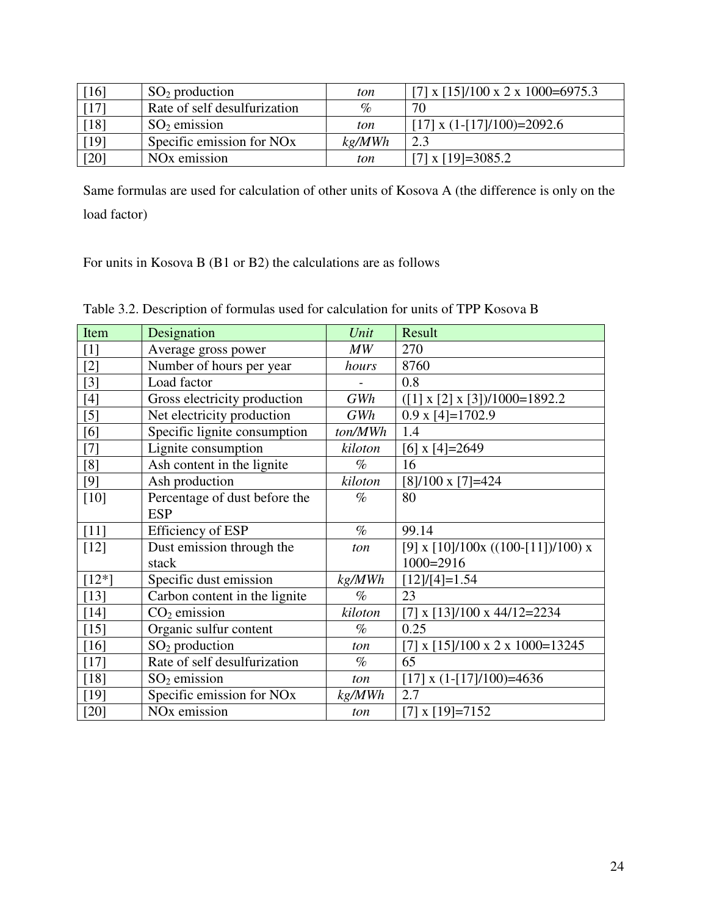| | | | |
|---|---|---|---|
| [16] | $SO_2$ production | *ton* | [7] x [15]/100 x 2 x 1000=6975.3 |
| [17] | Rate of self desulfurization | *%* | 70 |
| [18] | $SO_2$ emission | *ton* | [17] x (1-[17]/100)=2092.6 |
| [19] | Specific emission for NOx | *kg/MWh* | 2.3 |
| [20] | NOx emission | *ton* | [7] x [19]=3085.2 |

Same formulas are used for calculation of other units of Kosova A (the difference is only on the load factor)

For units in Kosova B (B1 or B2) the calculations are as follows

Table 3.2. Description of formulas used for calculation for units of TPP Kosova B

| Item | Designation | *Unit* | Result |
|---|---|---|---|
| [1] | Average gross power | *MW* | 270 |
| [2] | Number of hours per year | *hours* | 8760 |
| [3] | Load factor | - | 0.8 |
| [4] | Gross electricity production | *GWh* | ([1] x [2] x [3])/1000=1892.2 |
| [5] | Net electricity production | *GWh* | 0.9 x [4]=1702.9 |
| [6] | Specific lignite consumption | *ton/MWh* | 1.4 |
| [7] | Lignite consumption | *kiloton* | [6] x [4]=2649 |
| [8] | Ash content in the lignite | *%* | 16 |
| [9] | Ash production | *kiloton* | [8]/100 x [7]=424 |
| [10] | Percentage of dust before the ESP | *%* | 80 |
| [11] | Efficiency of ESP | *%* | 99.14 |
| [12] | Dust emission through the stack | *ton* | [9] x [10]/100x ((100-[11])/100) x 1000=2916 |
| [12*] | Specific dust emission | *kg/MWh* | [12]/[4]=1.54 |
| [13] | Carbon content in the lignite | *%* | 23 |
| [14] | $CO_2$ emission | *kiloton* | [7] x [13]/100 x 44/12=2234 |
| [15] | Organic sulfur content | *%* | 0.25 |
| [16] | $SO_2$ production | *ton* | [7] x [15]/100 x 2 x 1000=13245 |
| [17] | Rate of self desulfurization | *%* | 65 |
| [18] | $SO_2$ emission | *ton* | [17] x (1-[17]/100)=4636 |
| [19] | Specific emission for NOx | *kg/MWh* | 2.7 |
| [20] | NOx emission | *ton* | [7] x [19]=7152 |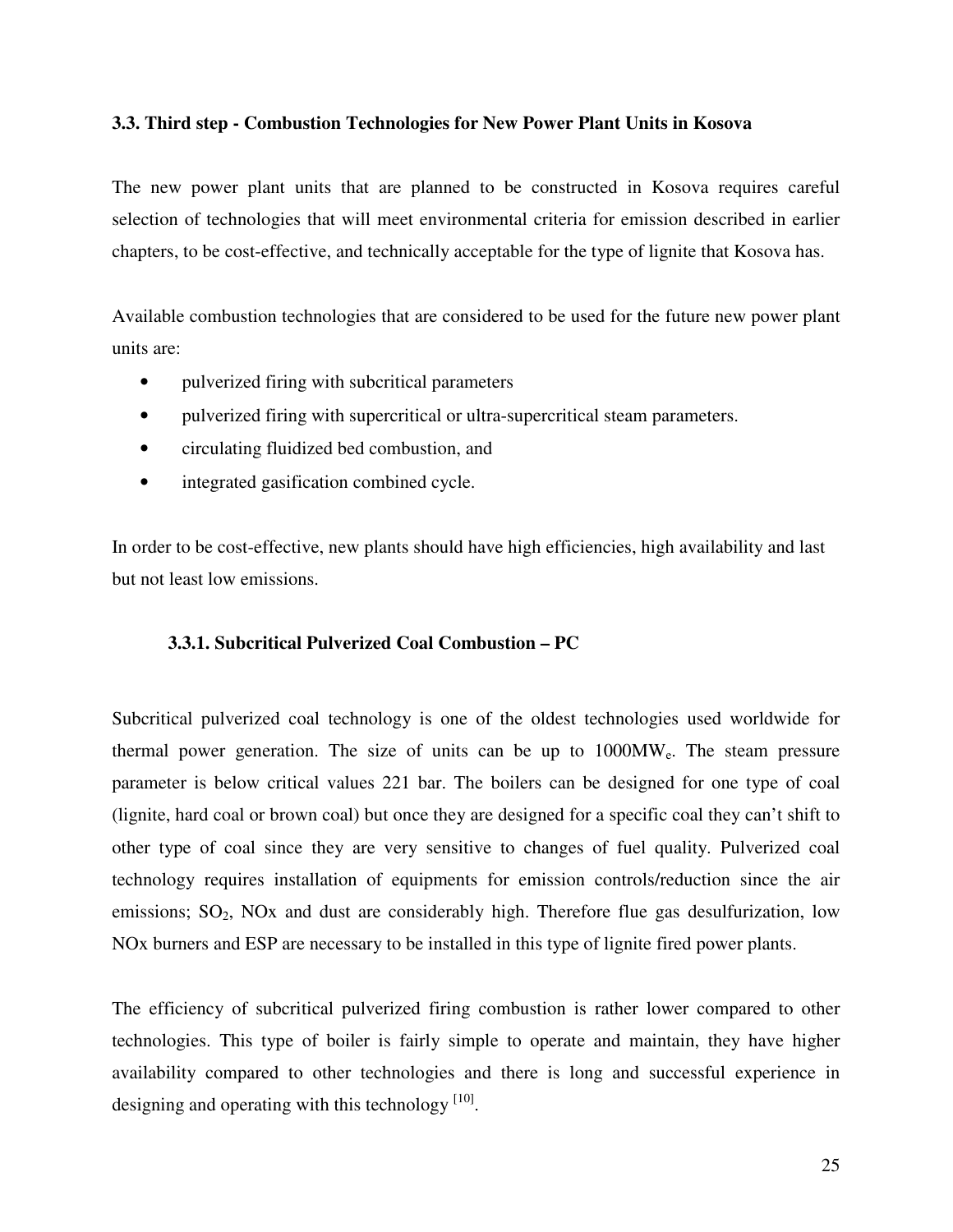### 3.3. Third step - Combustion Technologies for New Power Plant Units in Kosova

The new power plant units that are planned to be constructed in Kosova requires careful selection of technologies that will meet environmental criteria for emission described in earlier chapters, to be cost-effective, and technically acceptable for the type of lignite that Kosova has.

Available combustion technologies that are considered to be used for the future new power plant units are:

- pulverized firing with subcritical parameters
- pulverized firing with supercritical or ultra-supercritical steam parameters.
- circulating fluidized bed combustion, and
- integrated gasification combined cycle.

In order to be cost-effective, new plants should have high efficiencies, high availability and last but not least low emissions.

#### 3.3.1. Subcritical Pulverized Coal Combustion – PC

Subcritical pulverized coal technology is one of the oldest technologies used worldwide for thermal power generation. The size of units can be up to $1000MW_e$. The steam pressure parameter is below critical values 221 bar. The boilers can be designed for one type of coal (lignite, hard coal or brown coal) but once they are designed for a specific coal they can't shift to other type of coal since they are very sensitive to changes of fuel quality. Pulverized coal technology requires installation of equipments for emission controls/reduction since the air emissions; $SO_2$, NOx and dust are considerably high. Therefore flue gas desulfurization, low NOx burners and ESP are necessary to be installed in this type of lignite fired power plants.

The efficiency of subcritical pulverized firing combustion is rather lower compared to other technologies. This type of boiler is fairly simple to operate and maintain, they have higher availability compared to other technologies and there is long and successful experience in designing and operating with this technology [10].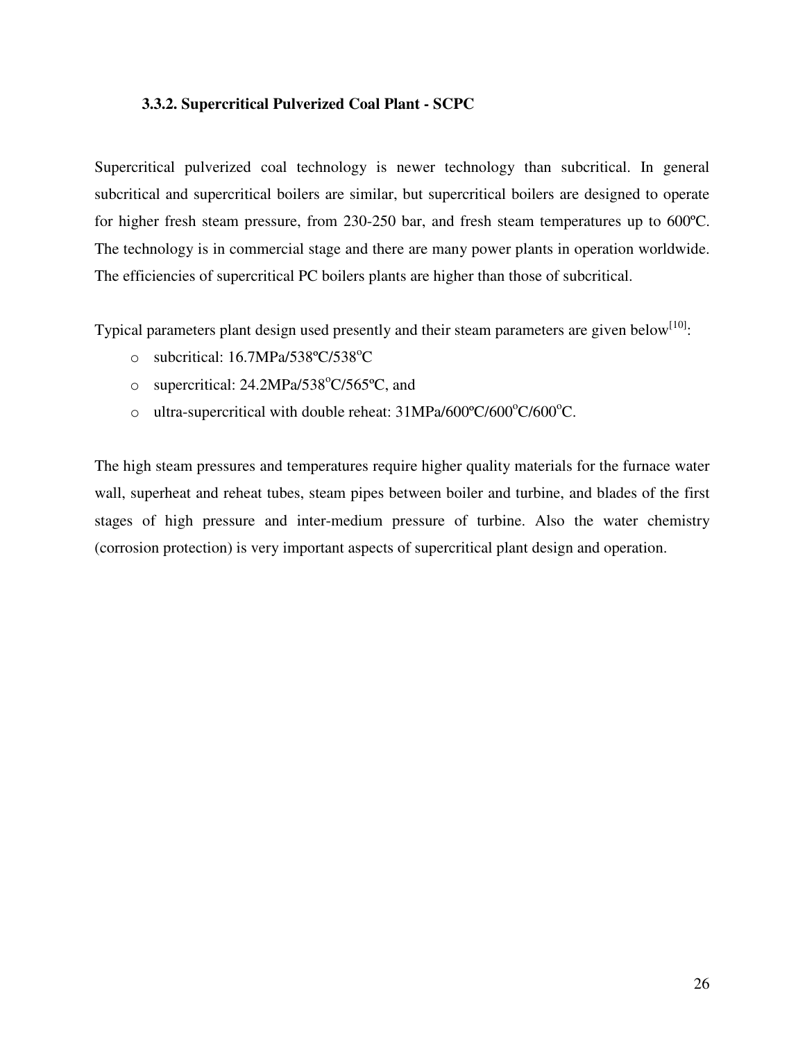### 3.3.2. Supercritical Pulverized Coal Plant - SCPC

Supercritical pulverized coal technology is newer technology than subcritical. In general subcritical and supercritical boilers are similar, but supercritical boilers are designed to operate for higher fresh steam pressure, from 230-250 bar, and fresh steam temperatures up to 600ºC. The technology is in commercial stage and there are many power plants in operation worldwide. The efficiencies of supercritical PC boilers plants are higher than those of subcritical.

Typical parameters plant design used presently and their steam parameters are given below[10]:

- subcritical: 16.7MPa/538ºC/538ºC
- supercritical: 24.2MPa/538ºC/565ºC, and
- ultra-supercritical with double reheat: 31MPa/600ºC/600ºC/600ºC.

The high steam pressures and temperatures require higher quality materials for the furnace water wall, superheat and reheat tubes, steam pipes between boiler and turbine, and blades of the first stages of high pressure and inter-medium pressure of turbine. Also the water chemistry (corrosion protection) is very important aspects of supercritical plant design and operation.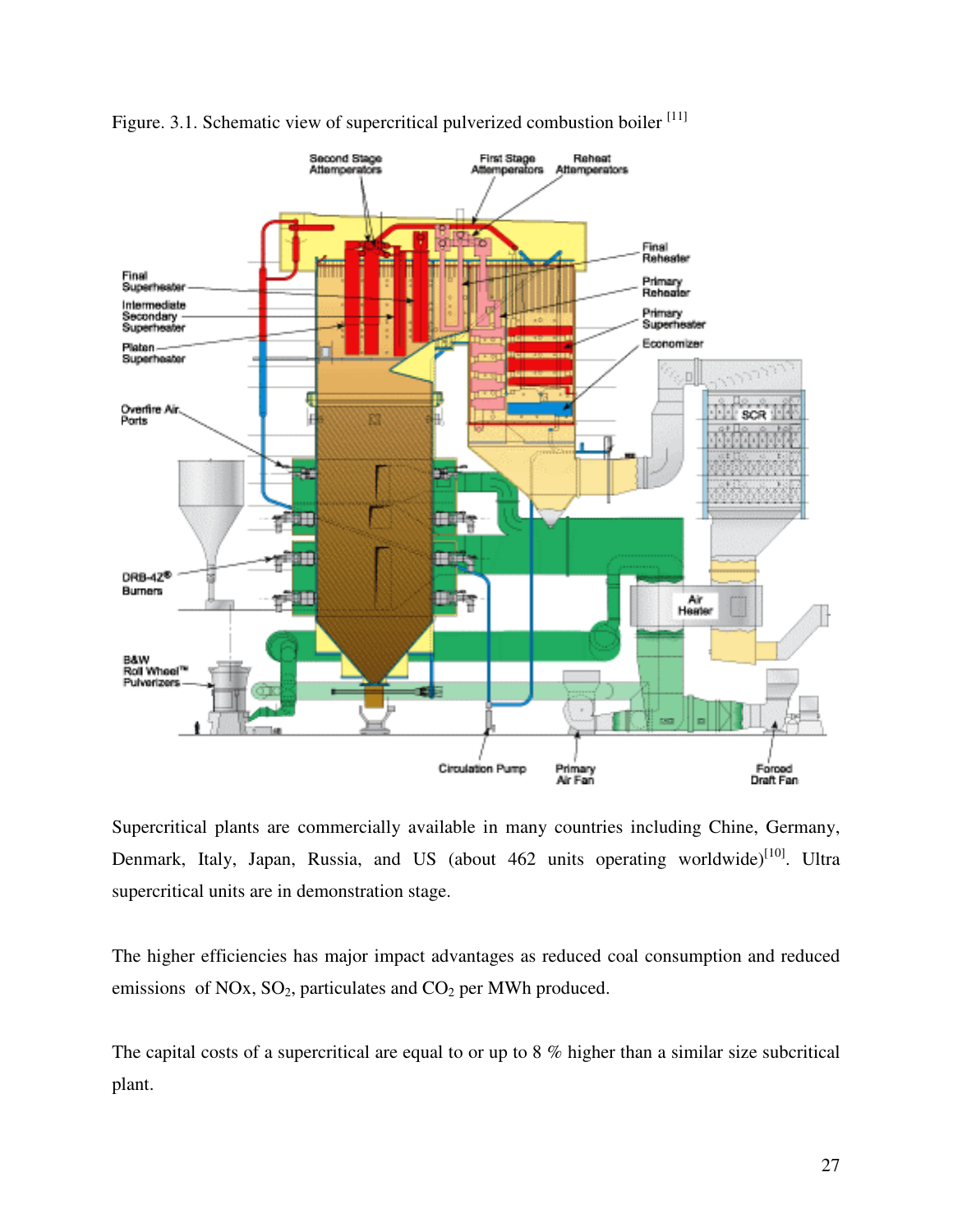Figure. 3.1. Schematic view of supercritical pulverized combustion boiler [11]

Supercritical plants are commercially available in many countries including Chine, Germany, Denmark, Italy, Japan, Russia, and US (about 462 units operating worldwide)[10]. Ultra supercritical units are in demonstration stage.

The higher efficiencies has major impact advantages as reduced coal consumption and reduced emissions of NOx, $SO_2$, particulates and $CO_2$ per MWh produced.

The capital costs of a supercritical are equal to or up to 8 % higher than a similar size subcritical plant.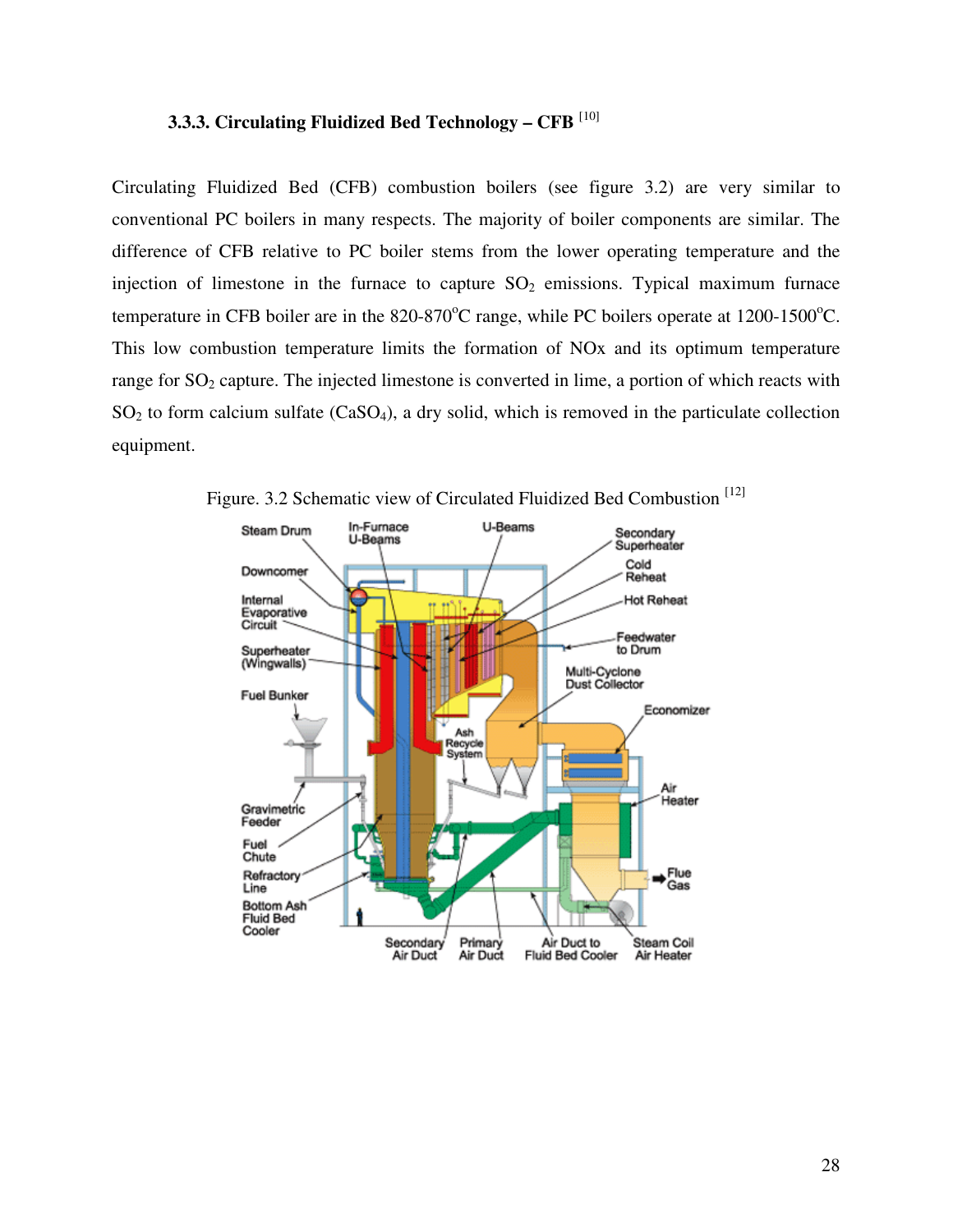### 3.3.3. Circulating Fluidized Bed Technology – CFB [10]

Circulating Fluidized Bed (CFB) combustion boilers (see figure 3.2) are very similar to conventional PC boilers in many respects. The majority of boiler components are similar. The difference of CFB relative to PC boiler stems from the lower operating temperature and the injection of limestone in the furnace to capture $SO_2$ emissions. Typical maximum furnace temperature in CFB boiler are in the 820-870°C range, while PC boilers operate at 1200-1500°C. This low combustion temperature limits the formation of NOx and its optimum temperature range for $SO_2$ capture. The injected limestone is converted in lime, a portion of which reacts with $SO_2$ to form calcium sulfate ($CaSO_4$), a dry solid, which is removed in the particulate collection equipment.

Figure. 3.2 Schematic view of Circulated Fluidized Bed Combustion [12]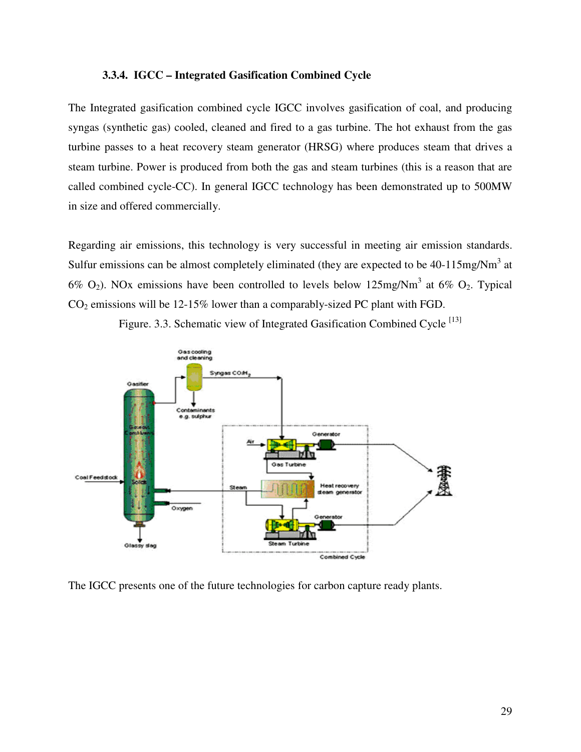### 3.3.4. IGCC – Integrated Gasification Combined Cycle

The Integrated gasification combined cycle IGCC involves gasification of coal, and producing syngas (synthetic gas) cooled, cleaned and fired to a gas turbine. The hot exhaust from the gas turbine passes to a heat recovery steam generator (HRSG) where produces steam that drives a steam turbine. Power is produced from both the gas and steam turbines (this is a reason that are called combined cycle-CC). In general IGCC technology has been demonstrated up to 500MW in size and offered commercially.

Regarding air emissions, this technology is very successful in meeting air emission standards. Sulfur emissions can be almost completely eliminated (they are expected to be 40-115mg/$Nm^3$ at 6% $O_2$). NOx emissions have been controlled to levels below 125mg/$Nm^3$ at 6% $O_2$. Typical $CO_2$ emissions will be 12-15% lower than a comparably-sized PC plant with FGD.

Figure. 3.3. Schematic view of Integrated Gasification Combined Cycle [13]

The IGCC presents one of the future technologies for carbon capture ready plants.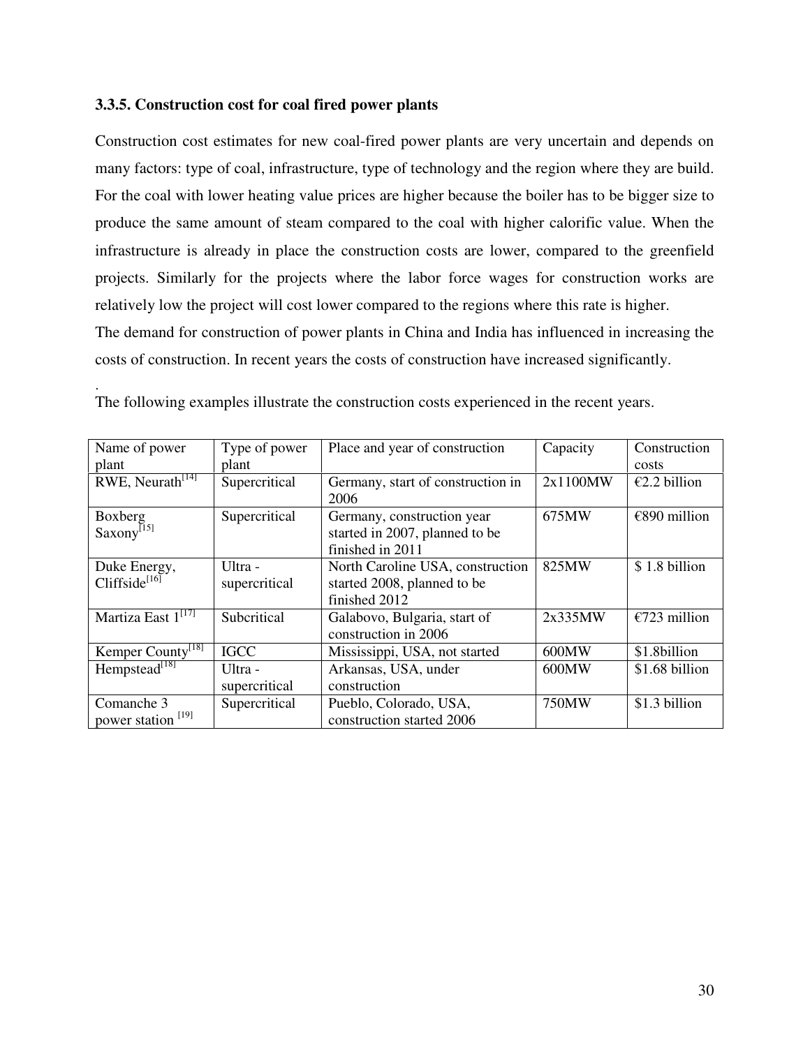### 3.3.5. Construction cost for coal fired power plants

Construction cost estimates for new coal-fired power plants are very uncertain and depends on many factors: type of coal, infrastructure, type of technology and the region where they are build. For the coal with lower heating value prices are higher because the boiler has to be bigger size to produce the same amount of steam compared to the coal with higher calorific value. When the infrastructure is already in place the construction costs are lower, compared to the greenfield projects. Similarly for the projects where the labor force wages for construction works are relatively low the project will cost lower compared to the regions where this rate is higher.
The demand for construction of power plants in China and India has influenced in increasing the costs of construction. In recent years the costs of construction have increased significantly.

.
The following examples illustrate the construction costs experienced in the recent years.

| Name of power plant | Type of power plant | Place and year of construction | Capacity | Construction costs |
|---|---|---|---|---|
| RWE, Neurath[14] | Supercritical | Germany, start of construction in 2006 | 2x1100MW | €2.2 billion |
| Boxberg Saxony[15] | Supercritical | Germany, construction year started in 2007, planned to be finished in 2011 | 675MW | €890 million |
| Duke Energy, Cliffside[16] | Ultra - supercritical | North Caroline USA, construction started 2008, planned to be finished 2012 | 825MW | $ 1.8 billion |
| Martiza East 1[17] | Subcritical | Galabovo, Bulgaria, start of construction in 2006 | 2x335MW | €723 million |
| Kemper County[18] | IGCC | Mississippi, USA, not started | 600MW | $1.8billion |
| Hempstead[18] | Ultra - supercritical | Arkansas, USA, under construction | 600MW | $1.68 billion |
| Comanche 3 power station [19] | Supercritical | Pueblo, Colorado, USA, construction started 2006 | 750MW | $1.3 billion |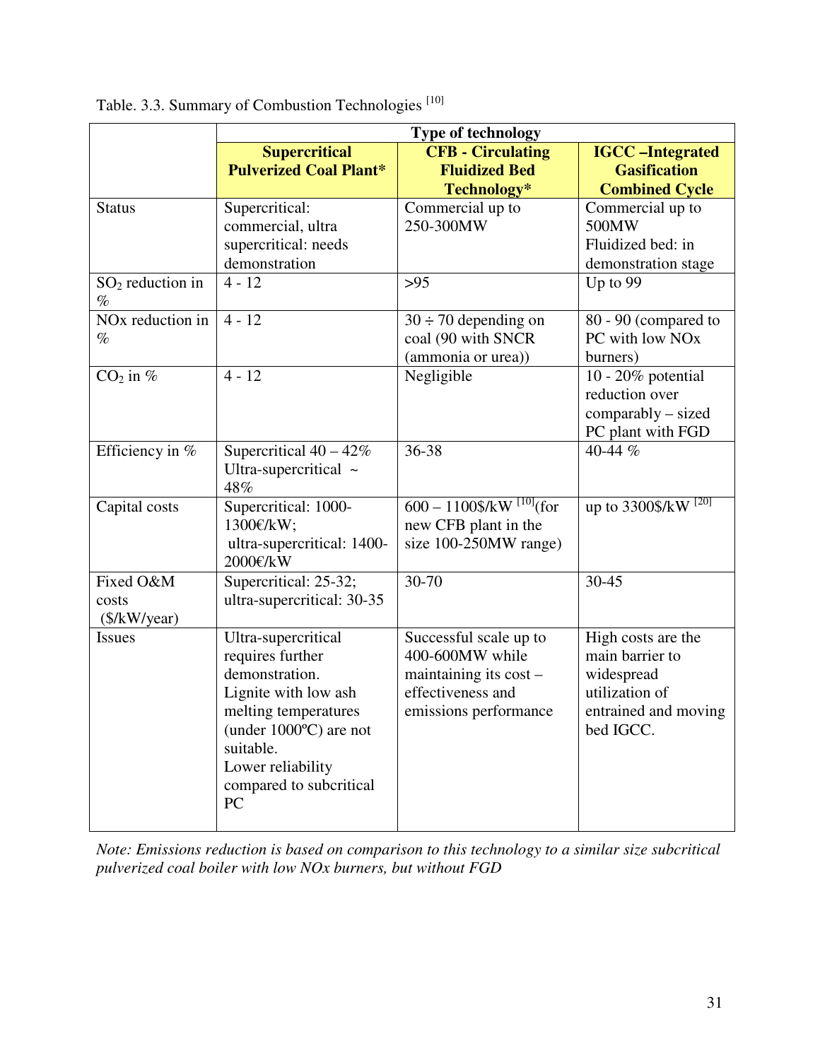Table. 3.3. Summary of Combustion Technologies [10]

| | Type of technology | | |
|---|---|---|---|
| | **Supercritical Pulverized Coal Plant*** | **CFB - Circulating Fluidized Bed Technology*** | **IGCC –Integrated Gasification Combined Cycle** |
| Status | Supercritical: commercial, ultra supercritical: needs demonstration | Commercial up to 250-300MW | Commercial up to 500MW<br>Fluidized bed: in demonstration stage |
| $SO_2$ reduction in % | 4 - 12 | >95 | Up to 99 |
| NOx reduction in % | 4 - 12 | 30 ÷ 70 depending on coal (90 with SNCR (ammonia or urea)) | 80 - 90 (compared to PC with low NOx burners) |
| $CO_2$ in % | 4 - 12 | Negligible | 10 - 20% potential reduction over comparably – sized PC plant with FGD |
| Efficiency in % | Supercritical 40 – 42%<br>Ultra-supercritical ~ 48% | 36-38 | 40-44 % |
| Capital costs | Supercritical: 1000-1300€/kW;<br>ultra-supercritical: 1400-2000€/kW | 600 – 1100$/kW [10](for new CFB plant in the size 100-250MW range) | up to 3300$/kW [20] |
| Fixed O&M costs ($/kW/year) | Supercritical: 25-32;<br>ultra-supercritical: 30-35 | 30-70 | 30-45 |
| Issues | Ultra-supercritical requires further demonstration.<br>Lignite with low ash melting temperatures (under 1000ºC) are not suitable.<br>Lower reliability compared to subcritical PC | Successful scale up to 400-600MW while maintaining its cost – effectiveness and emissions performance | High costs are the main barrier to widespread utilization of entrained and moving bed IGCC. |

*Note: Emissions reduction is based on comparison to this technology to a similar size subcritical pulverized coal boiler with low NOx burners, but without FGD*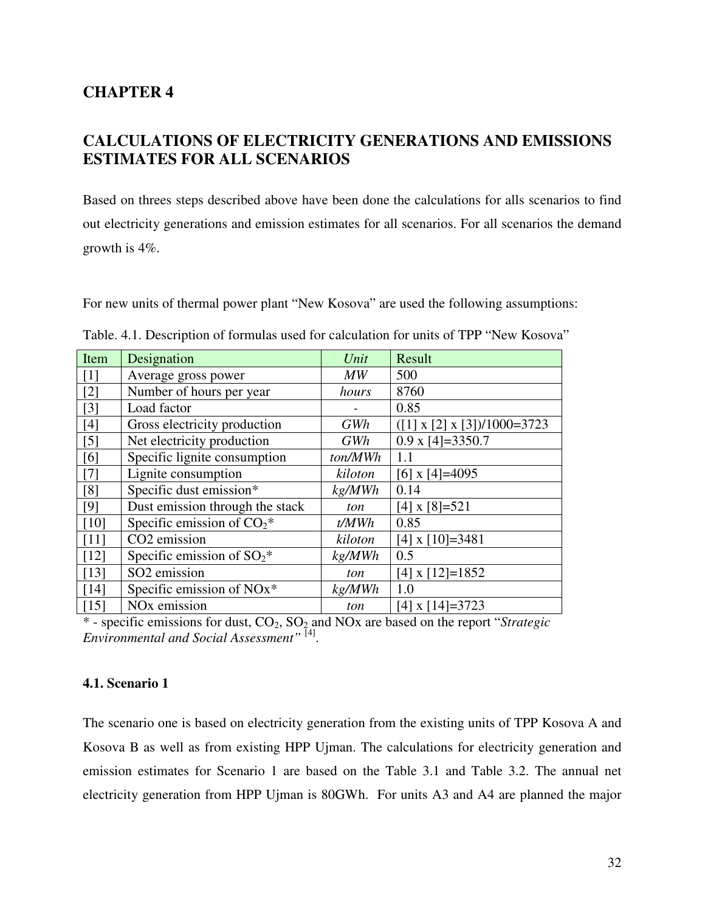## CHAPTER 4

## CALCULATIONS OF ELECTRICITY GENERATIONS AND EMISSIONS ESTIMATES FOR ALL SCENARIOS

Based on threes steps described above have been done the calculations for alls scenarios to find out electricity generations and emission estimates for all scenarios. For all scenarios the demand growth is 4%.

For new units of thermal power plant "New Kosova" are used the following assumptions:

Table. 4.1. Description of formulas used for calculation for units of TPP "New Kosova"

| Item | Designation | *Unit* | Result |
|---|---|---|---|
| [1] | Average gross power | *MW* | 500 |
| [2] | Number of hours per year | *hours* | 8760 |
| [3] | Load factor | - | 0.85 |
| [4] | Gross electricity production | *GWh* | ([1] x [2] x [3])/1000=3723 |
| [5] | Net electricity production | *GWh* | 0.9 x [4]=3350.7 |
| [6] | Specific lignite consumption | *ton/MWh* | 1.1 |
| [7] | Lignite consumption | *kiloton* | [6] x [4]=4095 |
| [8] | Specific dust emission* | *kg/MWh* | 0.14 |
| [9] | Dust emission through the stack | *ton* | [4] x [8]=521 |
| [10] | Specific emission of $CO_2$* | *t/MWh* | 0.85 |
| [11] | CO2 emission | *kiloton* | [4] x [10]=3481 |
| [12] | Specific emission of $SO_2$* | *kg/MWh* | 0.5 |
| [13] | SO2 emission | *ton* | [4] x [12]=1852 |
| [14] | Specific emission of NOx* | *kg/MWh* | 1.0 |
| [15] | NOx emission | *ton* | [4] x [14]=3723 |

* - specific emissions for dust, $CO_2$, $SO_2$ and NOx are based on the report "*Strategic Environmental and Social Assessment*" [4].

### 4.1. Scenario 1

The scenario one is based on electricity generation from the existing units of TPP Kosova A and Kosova B as well as from existing HPP Ujman. The calculations for electricity generation and emission estimates for Scenario 1 are based on the Table 3.1 and Table 3.2. The annual net electricity generation from HPP Ujman is 80GWh. For units A3 and A4 are planned the major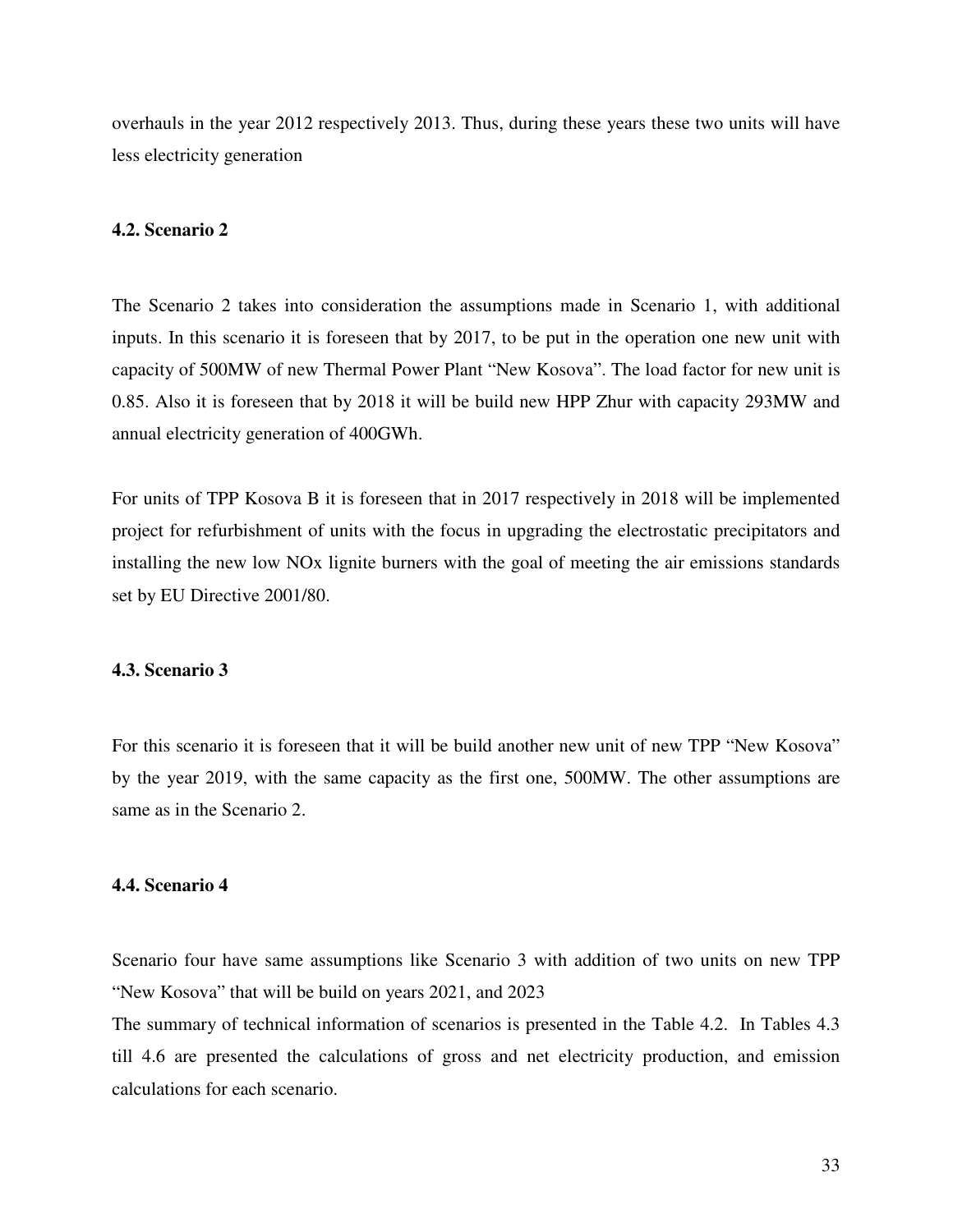overhauls in the year 2012 respectively 2013. Thus, during these years these two units will have less electricity generation

### 4.2. Scenario 2

The Scenario 2 takes into consideration the assumptions made in Scenario 1, with additional inputs. In this scenario it is foreseen that by 2017, to be put in the operation one new unit with capacity of 500MW of new Thermal Power Plant "New Kosova". The load factor for new unit is 0.85. Also it is foreseen that by 2018 it will be build new HPP Zhur with capacity 293MW and annual electricity generation of 400GWh.

For units of TPP Kosova B it is foreseen that in 2017 respectively in 2018 will be implemented project for refurbishment of units with the focus in upgrading the electrostatic precipitators and installing the new low NOx lignite burners with the goal of meeting the air emissions standards set by EU Directive 2001/80.

### 4.3. Scenario 3

For this scenario it is foreseen that it will be build another new unit of new TPP "New Kosova" by the year 2019, with the same capacity as the first one, 500MW. The other assumptions are same as in the Scenario 2.

### 4.4. Scenario 4

Scenario four have same assumptions like Scenario 3 with addition of two units on new TPP "New Kosova" that will be build on years 2021, and 2023

The summary of technical information of scenarios is presented in the Table 4.2. In Tables 4.3 till 4.6 are presented the calculations of gross and net electricity production, and emission calculations for each scenario.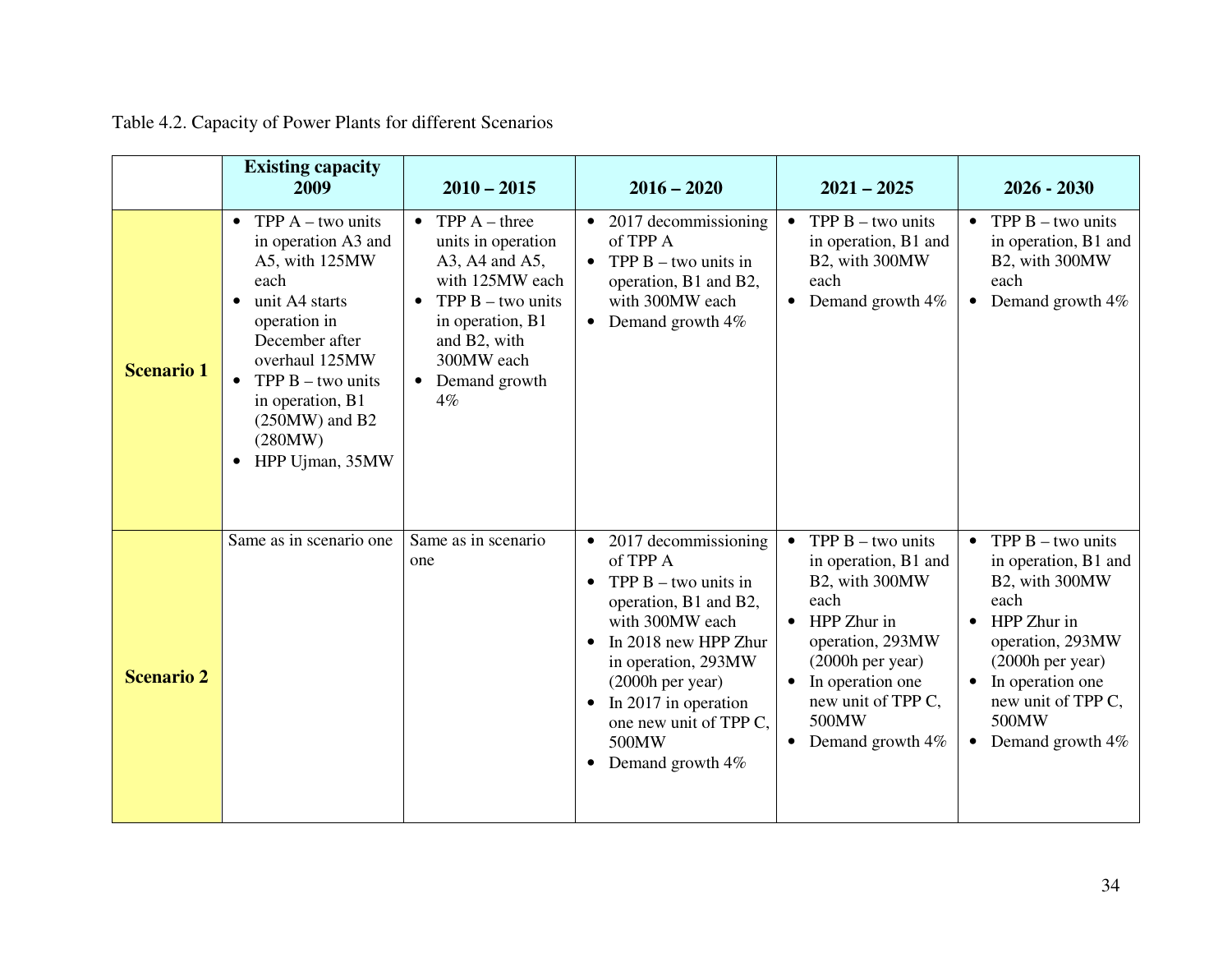Table 4.2. Capacity of Power Plants for different Scenarios

| | **Existing capacity 2009** | **2010 – 2015** | **2016 – 2020** | **2021 – 2025** | **2026 - 2030** |
|---|---|---|---|---|---|
| **Scenario 1** | • TPP A – two units in operation A3 and A5, with 125MW each<br>• unit A4 starts operation in December after overhaul 125MW<br>• TPP B – two units in operation, B1 (250MW) and B2 (280MW)<br>• HPP Ujman, 35MW | • TPP A – three units in operation A3, A4 and A5, with 125MW each<br>• TPP B – two units in operation, B1 and B2, with 300MW each<br>• Demand growth 4% | • 2017 decommissioning of TPP A<br>• TPP B – two units in operation, B1 and B2, with 300MW each<br>• Demand growth 4% | • TPP B – two units in operation, B1 and B2, with 300MW each<br>• Demand growth 4% | • TPP B – two units in operation, B1 and B2, with 300MW each<br>• Demand growth 4% |
| **Scenario 2** | Same as in scenario one | Same as in scenario one | • 2017 decommissioning of TPP A<br>• TPP B – two units in operation, B1 and B2, with 300MW each<br>• In 2018 new HPP Zhur in operation, 293MW (2000h per year)<br>• In 2017 in operation one new unit of TPP C, 500MW<br>• Demand growth 4% | • TPP B – two units in operation, B1 and B2, with 300MW each<br>• HPP Zhur in operation, 293MW (2000h per year)<br>• In operation one new unit of TPP C, 500MW<br>• Demand growth 4% | • TPP B – two units in operation, B1 and B2, with 300MW each<br>• HPP Zhur in operation, 293MW (2000h per year)<br>• In operation one new unit of TPP C, 500MW<br>• Demand growth 4% |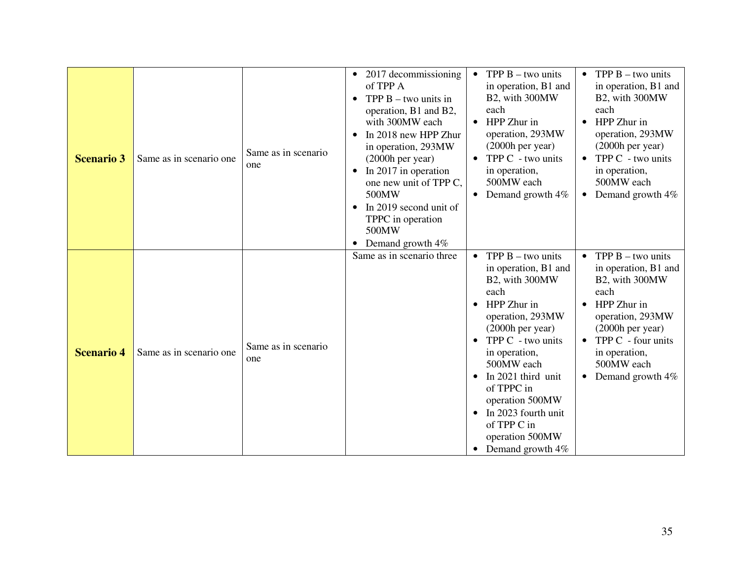| | | | | | |
|---|---|---|---|---|---|
| **Scenario 3** | Same as in scenario one | Same as in scenario one | • 2017 decommissioning of TPP A<br>• TPP B – two units in operation, B1 and B2, with 300MW each<br>• In 2018 new HPP Zhur in operation, 293MW (2000h per year)<br>• In 2017 in operation one new unit of TPP C, 500MW<br>• In 2019 second unit of TPPC in operation 500MW<br>• Demand growth 4% | • TPP B – two units in operation, B1 and B2, with 300MW each<br>• HPP Zhur in operation, 293MW (2000h per year)<br>• TPP C - two units in operation, 500MW each<br>• Demand growth 4% | • TPP B – two units in operation, B1 and B2, with 300MW each<br>• HPP Zhur in operation, 293MW (2000h per year)<br>• TPP C - two units in operation, 500MW each<br>• Demand growth 4% |
| **Scenario 4** | Same as in scenario one | Same as in scenario one | Same as in scenario three | • TPP B – two units in operation, B1 and B2, with 300MW each<br>• HPP Zhur in operation, 293MW (2000h per year)<br>• TPP C - two units in operation, 500MW each<br>• In 2021 third unit of TPPC in operation 500MW<br>• In 2023 fourth unit of TPP C in operation 500MW<br>• Demand growth 4% | • TPP B – two units in operation, B1 and B2, with 300MW each<br>• HPP Zhur in operation, 293MW (2000h per year)<br>• TPP C - four units in operation, 500MW each<br>• Demand growth 4% |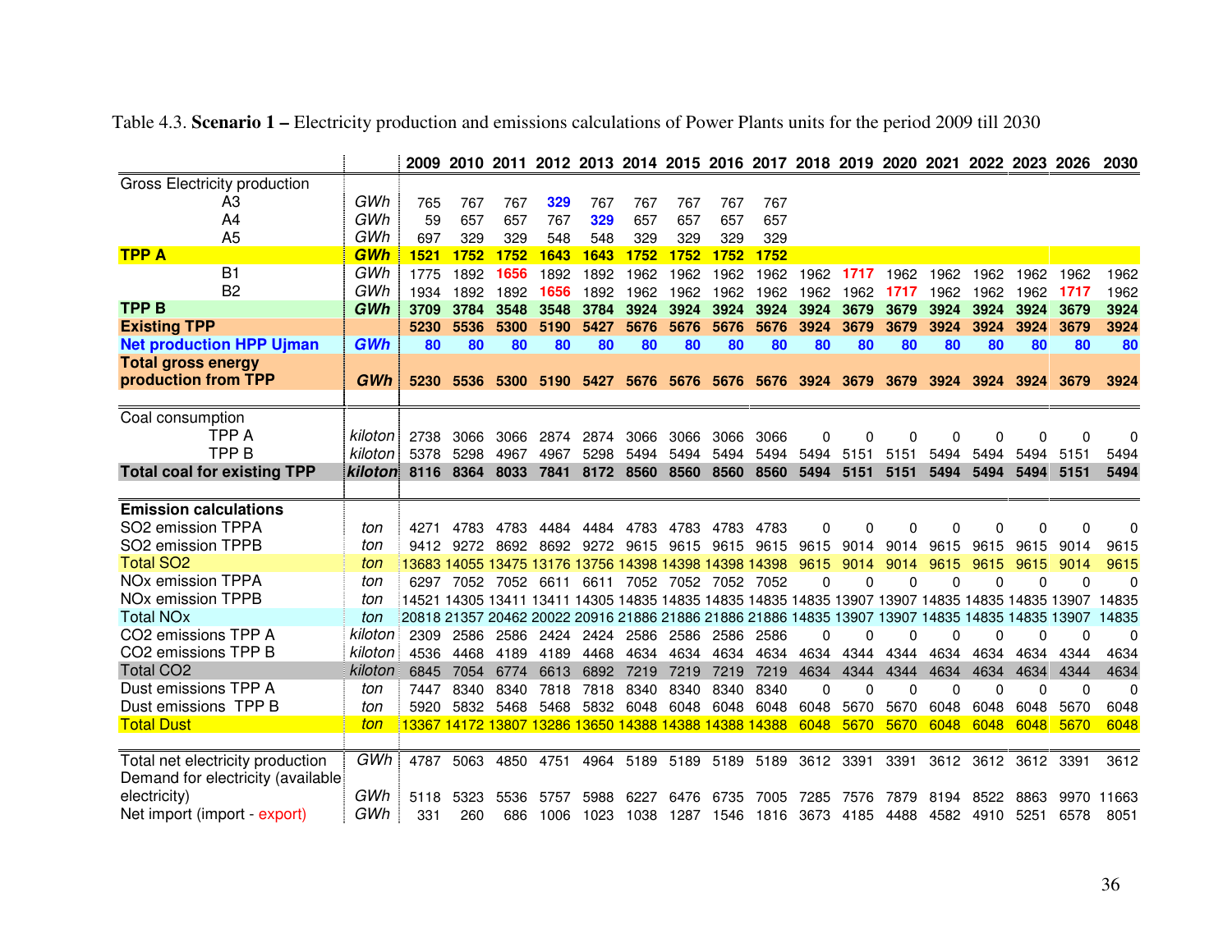Table 4.3. **Scenario 1 –** Electricity production and emissions calculations of Power Plants units for the period 2009 till 2030

| | | 2009 | 2010 | 2011 | 2012 | 2013 | 2014 | 2015 | 2016 | 2017 | 2018 | 2019 | 2020 | 2021 | 2022 | 2023 | 2026 | 2030 |
|---|---|---|---|---|---|---|---|---|---|---|---|---|---|---|---|---|---|---|
| Gross Electricity production | | | | | | | | | | | | | | | | | | |
| A3 | GWh | 765 | 767 | 767 | 329 | 767 | 767 | 767 | 767 | 767 | | | | | | | | |
| A4 | GWh | 59 | 657 | 657 | 767 | 329 | 657 | 657 | 657 | 657 | | | | | | | | |
| A5 | GWh | 697 | 329 | 329 | 548 | 548 | 329 | 329 | 329 | 329 | | | | | | | | |
| **TPP A** | **GWh** | **1521** | **1752** | **1752** | **1643** | **1643** | **1752** | **1752** | **1752** | **1752** | | | | | | | | |
| B1 | GWh | 1775 | 1892 | 1656 | 1892 | 1892 | 1962 | 1962 | 1962 | 1962 | 1962 | 1717 | 1962 | 1962 | 1962 | 1962 | 1962 | 1962 |
| B2 | GWh | 1934 | 1892 | 1892 | 1656 | 1892 | 1962 | 1962 | 1962 | 1962 | 1962 | 1962 | 1717 | 1962 | 1962 | 1962 | 1717 | 1962 |
| **TPP B** | **GWh** | **3709** | **3784** | **3548** | **3548** | **3784** | **3924** | **3924** | **3924** | **3924** | **3924** | **3679** | **3679** | **3924** | **3924** | **3924** | **3679** | **3924** |
| **Existing TPP** | | **5230** | **5536** | **5300** | **5190** | **5427** | **5676** | **5676** | **5676** | **5676** | **3924** | **3679** | **3679** | **3924** | **3924** | **3924** | **3679** | **3924** |
| **Net production HPP Ujman** | **GWh** | **80** | **80** | **80** | **80** | **80** | **80** | **80** | **80** | **80** | **80** | **80** | **80** | **80** | **80** | **80** | **80** | **80** |
| **Total gross energy production from TPP** | **GWh** | **5230** | **5536** | **5300** | **5190** | **5427** | **5676** | **5676** | **5676** | **5676** | **3924** | **3679** | **3679** | **3924** | **3924** | **3924** | **3679** | **3924** |
| Coal consumption | | | | | | | | | | | | | | | | | | |
| TPP A | kiloton | 2738 | 3066 | 3066 | 2874 | 2874 | 3066 | 3066 | 3066 | 3066 | 0 | 0 | 0 | 0 | 0 | 0 | 0 | 0 |
| TPP B | kiloton | 5378 | 5298 | 4967 | 4967 | 5298 | 5494 | 5494 | 5494 | 5494 | 5494 | 5151 | 5151 | 5494 | 5494 | 5494 | 5151 | 5494 |
| **Total coal for existing TPP** | **kiloton** | **8116** | **8364** | **8033** | **7841** | **8172** | **8560** | **8560** | **8560** | **8560** | **5494** | **5151** | **5151** | **5494** | **5494** | **5494** | **5151** | **5494** |
| **Emission calculations** | | | | | | | | | | | | | | | | | | |
| $SO_2$ emission TPPA | ton | 4271 | 4783 | 4783 | 4484 | 4484 | 4783 | 4783 | 4783 | 4783 | 0 | 0 | 0 | 0 | 0 | 0 | 0 | 0 |
| $SO_2$ emission TPPB | ton | 9412 | 9272 | 8692 | 8692 | 9272 | 9615 | 9615 | 9615 | 9615 | 9615 | 9014 | 9014 | 9615 | 9615 | 9615 | 9014 | 9615 |
| Total $SO_2$ | ton | 13683 | 14055 | 13475 | 13176 | 13756 | 14398 | 14398 | 14398 | 14398 | 9615 | 9014 | 9014 | 9615 | 9615 | 9615 | 9014 | 9615 |
| $NO_x$ emission TPPA | ton | 6297 | 7052 | 7052 | 6611 | 6611 | 7052 | 7052 | 7052 | 7052 | 0 | 0 | 0 | 0 | 0 | 0 | 0 | 0 |
| $NO_x$ emission TPPB | ton | 14521 | 14305 | 13411 | 13411 | 14305 | 14835 | 14835 | 14835 | 14835 | 14835 | 13907 | 13907 | 14835 | 14835 | 14835 | 13907 | 14835 |
| Total $NO_x$ | ton | 20818 | 21357 | 20462 | 20022 | 20916 | 21886 | 21886 | 21886 | 21886 | 14835 | 13907 | 13907 | 14835 | 14835 | 14835 | 13907 | 14835 |
| $CO_2$ emissions TPP A | kiloton | 2309 | 2586 | 2586 | 2424 | 2424 | 2586 | 2586 | 2586 | 2586 | 0 | 0 | 0 | 0 | 0 | 0 | 0 | 0 |
| $CO_2$ emissions TPP B | kiloton | 4536 | 4468 | 4189 | 4189 | 4468 | 4634 | 4634 | 4634 | 4634 | 4634 | 4344 | 4344 | 4634 | 4634 | 4634 | 4344 | 4634 |
| Total $CO_2$ | kiloton | 6845 | 7054 | 6774 | 6613 | 6892 | 7219 | 7219 | 7219 | 7219 | 4634 | 4344 | 4344 | 4634 | 4634 | 4634 | 4344 | 4634 |
| Dust emissions TPP A | ton | 7447 | 8340 | 8340 | 7818 | 7818 | 8340 | 8340 | 8340 | 8340 | 0 | 0 | 0 | 0 | 0 | 0 | 0 | 0 |
| Dust emissions TPP B | ton | 5920 | 5832 | 5468 | 5468 | 5832 | 6048 | 6048 | 6048 | 6048 | 6048 | 5670 | 5670 | 6048 | 6048 | 6048 | 5670 | 6048 |
| Total Dust | ton | 13367 | 14172 | 13807 | 13286 | 13650 | 14388 | 14388 | 14388 | 14388 | 6048 | 5670 | 5670 | 6048 | 6048 | 6048 | 5670 | 6048 |
| Total net electricity production | GWh | 4787 | 5063 | 4850 | 4751 | 4964 | 5189 | 5189 | 5189 | 5189 | 3612 | 3391 | 3391 | 3612 | 3612 | 3612 | 3391 | 3612 |
| Demand for electricity (available electricity) | GWh | 5118 | 5323 | 5536 | 5757 | 5988 | 6227 | 6476 | 6735 | 7005 | 7285 | 7576 | 7879 | 8194 | 8522 | 8863 | 9970 | 11663 |
| Net import (import - export) | GWh | 331 | 260 | 686 | 1006 | 1023 | 1038 | 1287 | 1546 | 1816 | 3673 | 4185 | 4488 | 4582 | 4910 | 5251 | 6578 | 8051 |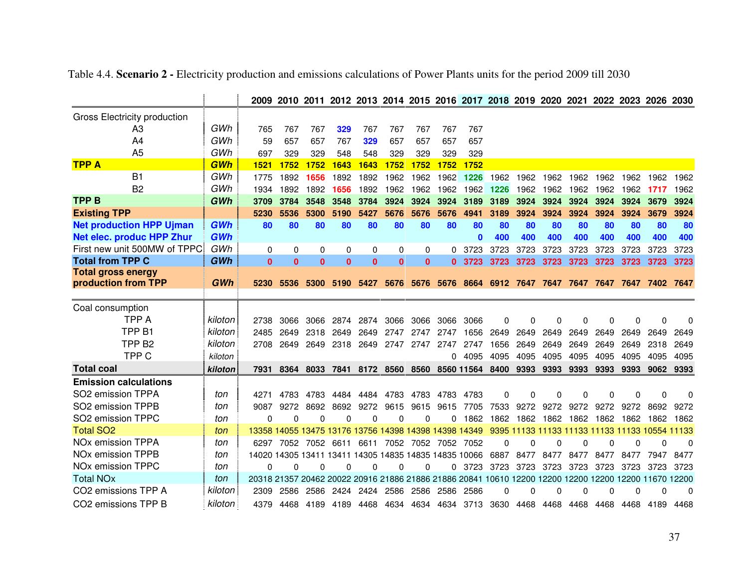Table 4.4. **Scenario 2 -** Electricity production and emissions calculations of Power Plants units for the period 2009 till 2030

| | | 2009 | 2010 | 2011 | 2012 | 2013 | 2014 | 2015 | 2016 | 2017 | 2018 | 2019 | 2020 | 2021 | 2022 | 2023 | 2026 | 2030 |
|---|---|---|---|---|---|---|---|---|---|---|---|---|---|---|---|---|---|---|
| Gross Electricity production | | | | | | | | | | | | | | | | | | |
| A3 | *GWh* | 765 | 767 | 767 | 329 | 767 | 767 | 767 | 767 | 767 | | | | | | | | |
| A4 | *GWh* | 59 | 657 | 657 | 767 | 329 | 657 | 657 | 657 | 657 | | | | | | | | |
| A5 | *GWh* | 697 | 329 | 329 | 548 | 548 | 329 | 329 | 329 | 329 | | | | | | | | |
| **TPP A** | ***GWh*** | **1521** | **1752** | **1752** | **1643** | **1643** | **1752** | **1752** | **1752** | **1752** | | | | | | | | |
| B1 | *GWh* | 1775 | 1892 | 1656 | 1892 | 1892 | 1962 | 1962 | 1962 | 1226 | 1962 | 1962 | 1962 | 1962 | 1962 | 1962 | 1962 | 1962 |
| B2 | *GWh* | 1934 | 1892 | 1892 | 1656 | 1892 | 1962 | 1962 | 1962 | 1962 | 1226 | 1962 | 1962 | 1962 | 1962 | 1962 | 1717 | 1962 |
| **TPP B** | ***GWh*** | **3709** | **3784** | **3548** | **3548** | **3784** | **3924** | **3924** | **3924** | **3189** | **3189** | **3924** | **3924** | **3924** | **3924** | **3924** | **3679** | **3924** |
| **Existing TPP** | | **5230** | **5536** | **5300** | **5190** | **5427** | **5676** | **5676** | **5676** | **4941** | **3189** | **3924** | **3924** | **3924** | **3924** | **3924** | **3679** | **3924** |
| **Net production HPP Ujman** | ***GWh*** | **80** | **80** | **80** | **80** | **80** | **80** | **80** | **80** | **80** | **80** | **80** | **80** | **80** | **80** | **80** | **80** | **80** |
| **Net elec. produc HPP Zhur** | ***GWh*** | | | | | | | | | **0** | **400** | **400** | **400** | **400** | **400** | **400** | **400** | **400** |
| First new unit 500MW of TPPC | *GWh* | 0 | 0 | 0 | 0 | 0 | 0 | 0 | 0 | 3723 | 3723 | 3723 | 3723 | 3723 | 3723 | 3723 | 3723 | 3723 |
| **Total from TPP C** | ***GWh*** | **0** | **0** | **0** | **0** | **0** | **0** | **0** | **0** | **3723** | **3723** | **3723** | **3723** | **3723** | **3723** | **3723** | **3723** | **3723** |
| **Total gross energy production from TPP** | ***GWh*** | **5230** | **5536** | **5300** | **5190** | **5427** | **5676** | **5676** | **5676** | **8664** | **6912** | **7647** | **7647** | **7647** | **7647** | **7647** | **7402** | **7647** |
| Coal consumption | | | | | | | | | | | | | | | | | | |
| TPP A | *kiloton* | 2738 | 3066 | 3066 | 2874 | 2874 | 3066 | 3066 | 3066 | 3066 | 0 | 0 | 0 | 0 | 0 | 0 | 0 | 0 |
| TPP B1 | *kiloton* | 2485 | 2649 | 2318 | 2649 | 2649 | 2747 | 2747 | 2747 | 1656 | 2649 | 2649 | 2649 | 2649 | 2649 | 2649 | 2649 | 2649 |
| TPP B2 | *kiloton* | 2708 | 2649 | 2649 | 2318 | 2649 | 2747 | 2747 | 2747 | 2747 | 1656 | 2649 | 2649 | 2649 | 2649 | 2649 | 2318 | 2649 |
| TPP C | *kiloton* | | | | | | | | 0 | 4095 | 4095 | 4095 | 4095 | 4095 | 4095 | 4095 | 4095 | 4095 |
| **Total coal** | ***kiloton*** | **7931** | **8364** | **8033** | **7841** | **8172** | **8560** | **8560** | **8560** | **11564** | **8400** | **9393** | **9393** | **9393** | **9393** | **9393** | **9062** | **9393** |
| **Emission calculations** | | | | | | | | | | | | | | | | | | |
| $SO_2$ emission TPPA | *ton* | 4271 | 4783 | 4783 | 4484 | 4484 | 4783 | 4783 | 4783 | 4783 | 0 | 0 | 0 | 0 | 0 | 0 | 0 | 0 |
| $SO_2$ emission TPPB | *ton* | 9087 | 9272 | 8692 | 8692 | 9272 | 9615 | 9615 | 9615 | 7705 | 7533 | 9272 | 9272 | 9272 | 9272 | 9272 | 8692 | 9272 |
| $SO_2$ emission TPPC | *ton* | 0 | 0 | 0 | 0 | 0 | 0 | 0 | 0 | 1862 | 1862 | 1862 | 1862 | 1862 | 1862 | 1862 | 1862 | 1862 |
| Total $SO_2$ | *ton* | 13358 | 14055 | 13475 | 13176 | 13756 | 14398 | 14398 | 14398 | 14349 | 9395 | 11133 | 11133 | 11133 | 11133 | 11133 | 10554 | 11133 |
| $NO_x$ emission TPPA | *ton* | 6297 | 7052 | 7052 | 6611 | 6611 | 7052 | 7052 | 7052 | 7052 | 0 | 0 | 0 | 0 | 0 | 0 | 0 | 0 |
| $NO_x$ emission TPPB | *ton* | 14020 | 14305 | 13411 | 13411 | 14305 | 14835 | 14835 | 14835 | 10066 | 6887 | 8477 | 8477 | 8477 | 8477 | 8477 | 7947 | 8477 |
| $NO_x$ emission TPPC | *ton* | 0 | 0 | 0 | 0 | 0 | 0 | 0 | 0 | 3723 | 3723 | 3723 | 3723 | 3723 | 3723 | 3723 | 3723 | 3723 |
| Total $NO_x$ | *ton* | 20318 | 21357 | 20462 | 20022 | 20916 | 21886 | 21886 | 21886 | 20841 | 10610 | 12200 | 12200 | 12200 | 12200 | 12200 | 11670 | 12200 |
| $CO_2$ emissions TPP A | *kiloton* | 2309 | 2586 | 2586 | 2424 | 2424 | 2586 | 2586 | 2586 | 2586 | 0 | 0 | 0 | 0 | 0 | 0 | 0 | 0 |
| $CO_2$ emissions TPP B | *kiloton* | 4379 | 4468 | 4189 | 4189 | 4468 | 4634 | 4634 | 4634 | 3713 | 3630 | 4468 | 4468 | 4468 | 4468 | 4468 | 4189 | 4468 |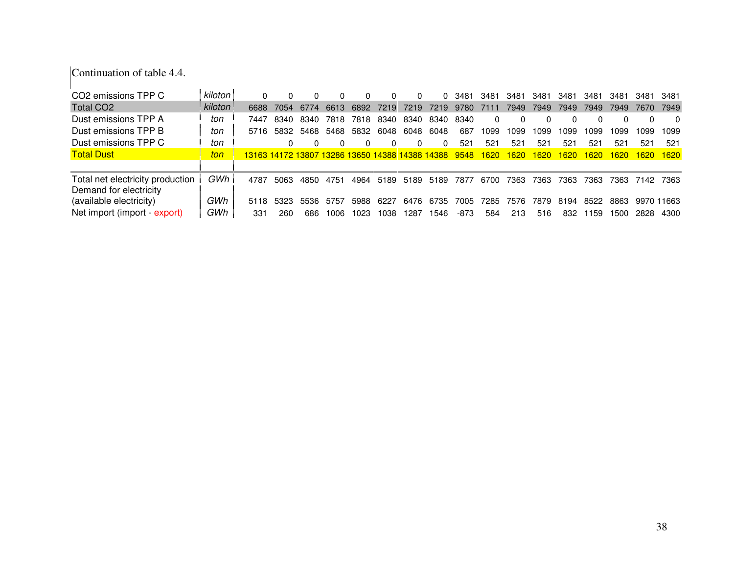Continuation of table 4.4.

| | | | | | | | | | | | | | | | | | | |
|---|---|---|---|---|---|---|---|---|---|---|---|---|---|---|---|---|---|---|
| CO2 emissions TPP C | *kiloton* | 0 | 0 | 0 | 0 | 0 | 0 | 0 | 0 | 3481 | 3481 | 3481 | 3481 | 3481 | 3481 | 3481 | 3481 | 3481 |
| Total CO2 | *kiloton* | 6688 | 7054 | 6774 | 6613 | 6892 | 7219 | 7219 | 7219 | 9780 | 7111 | 7949 | 7949 | 7949 | 7949 | 7949 | 7670 | 7949 |
| Dust emissions TPP A | *ton* | 7447 | 8340 | 8340 | 7818 | 7818 | 8340 | 8340 | 8340 | 8340 | 0 | 0 | 0 | 0 | 0 | 0 | 0 | 0 |
| Dust emissions TPP B | *ton* | 5716 | 5832 | 5468 | 5468 | 5832 | 6048 | 6048 | 6048 | 687 | 1099 | 1099 | 1099 | 1099 | 1099 | 1099 | 1099 | 1099 |
| Dust emissions TPP C | *ton* | | 0 | 0 | 0 | 0 | 0 | 0 | 0 | 521 | 521 | 521 | 521 | 521 | 521 | 521 | 521 | 521 |
| Total Dust | *ton* | 13163 | 14172 | 13807 | 13286 | 13650 | 14388 | 14388 | 14388 | 9548 | 1620 | 1620 | 1620 | 1620 | 1620 | 1620 | 1620 | 1620 |
| | | | | | | | | | | | | | | | | | | |
| Total net electricity production | *GWh* | 4787 | 5063 | 4850 | 4751 | 4964 | 5189 | 5189 | 5189 | 7877 | 6700 | 7363 | 7363 | 7363 | 7363 | 7363 | 7142 | 7363 |
| Demand for electricity (available electricity) | *GWh* | 5118 | 5323 | 5536 | 5757 | 5988 | 6227 | 6476 | 6735 | 7005 | 7285 | 7576 | 7879 | 8194 | 8522 | 8863 | 9970 | 11663 |
| Net import (import - export) | *GWh* | 331 | 260 | 686 | 1006 | 1023 | 1038 | 1287 | 1546 | -873 | 584 | 213 | 516 | 832 | 1159 | 1500 | 2828 | 4300 |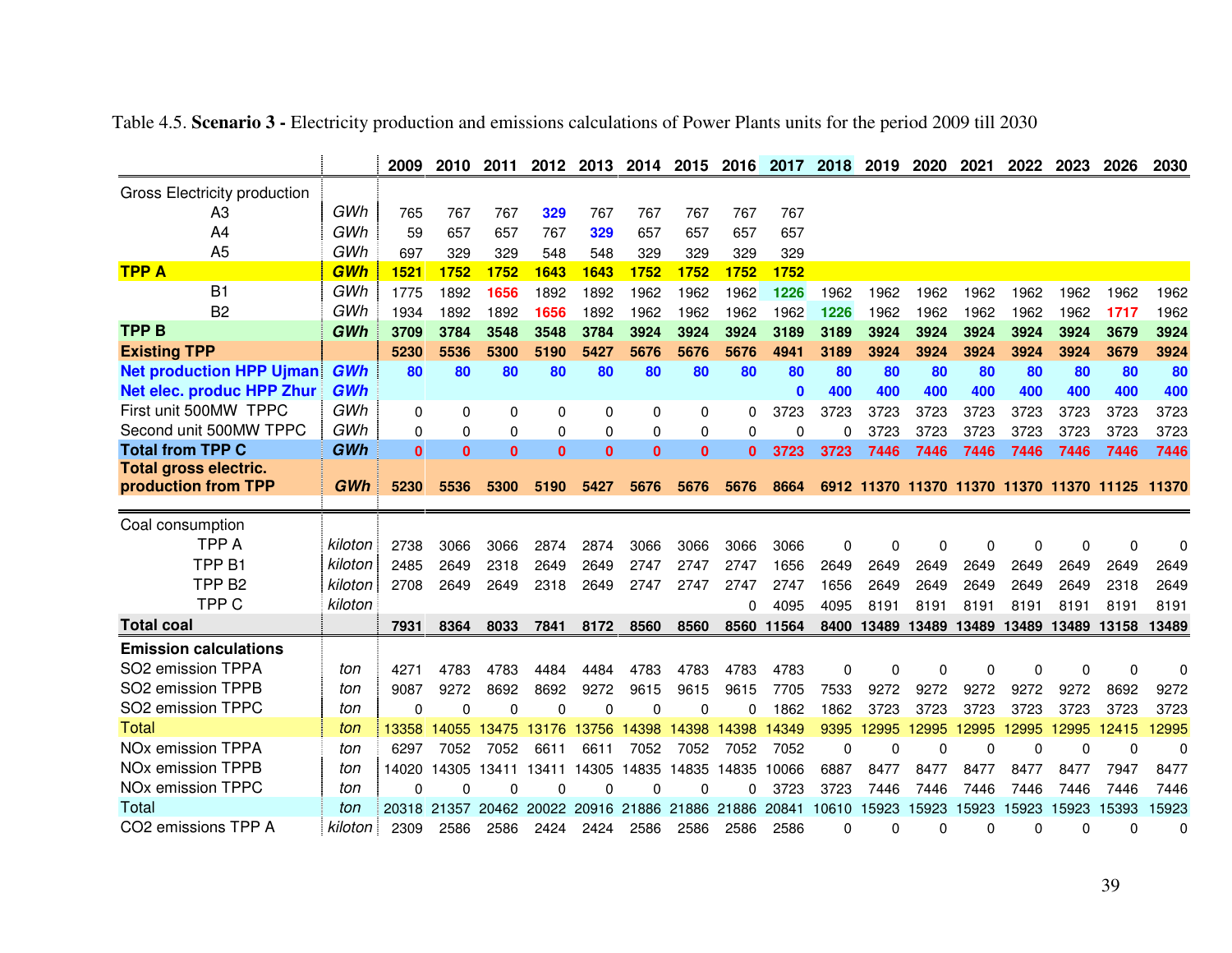Table 4.5. **Scenario 3 -** Electricity production and emissions calculations of Power Plants units for the period 2009 till 2030

| | | 2009 | 2010 | 2011 | 2012 | 2013 | 2014 | 2015 | 2016 | 2017 | 2018 | 2019 | 2020 | 2021 | 2022 | 2023 | 2026 | 2030 |
|---|---|---|---|---|---|---|---|---|---|---|---|---|---|---|---|---|---|---|
| Gross Electricity production | | | | | | | | | | | | | | | | | | |
| A3 | GWh | 765 | 767 | 767 | 329 | 767 | 767 | 767 | 767 | 767 | | | | | | | | |
| A4 | GWh | 59 | 657 | 657 | 767 | 329 | 657 | 657 | 657 | 657 | | | | | | | | |
| A5 | GWh | 697 | 329 | 329 | 548 | 548 | 329 | 329 | 329 | 329 | | | | | | | | |
| **TPP A** | **GWh** | **1521** | **1752** | **1752** | **1643** | **1643** | **1752** | **1752** | **1752** | **1752** | | | | | | | | |
| B1 | GWh | 1775 | 1892 | 1656 | 1892 | 1892 | 1962 | 1962 | 1962 | 1226 | 1962 | 1962 | 1962 | 1962 | 1962 | 1962 | 1962 | 1962 |
| B2 | GWh | 1934 | 1892 | 1892 | 1656 | 1892 | 1962 | 1962 | 1962 | 1962 | 1226 | 1962 | 1962 | 1962 | 1962 | 1962 | 1717 | 1962 |
| **TPP B** | **GWh** | **3709** | **3784** | **3548** | **3548** | **3784** | **3924** | **3924** | **3924** | **3189** | **3189** | **3924** | **3924** | **3924** | **3924** | **3924** | **3679** | **3924** |
| **Existing TPP** | | **5230** | **5536** | **5300** | **5190** | **5427** | **5676** | **5676** | **5676** | **4941** | **3189** | **3924** | **3924** | **3924** | **3924** | **3924** | **3679** | **3924** |
| **Net production HPP Ujman** | **GWh** | **80** | **80** | **80** | **80** | **80** | **80** | **80** | **80** | **80** | **80** | **80** | **80** | **80** | **80** | **80** | **80** | **80** |
| **Net elec. produc HPP Zhur** | **GWh** | | | | | | | | | **0** | **400** | **400** | **400** | **400** | **400** | **400** | **400** | **400** |
| First unit 500MW TPPC | GWh | 0 | 0 | 0 | 0 | 0 | 0 | 0 | 0 | 3723 | 3723 | 3723 | 3723 | 3723 | 3723 | 3723 | 3723 | 3723 |
| Second unit 500MW TPPC | GWh | 0 | 0 | 0 | 0 | 0 | 0 | 0 | 0 | 0 | 0 | 3723 | 3723 | 3723 | 3723 | 3723 | 3723 | 3723 |
| **Total from TPP C** | **GWh** | **0** | **0** | **0** | **0** | **0** | **0** | **0** | **0** | **3723** | **3723** | **7446** | **7446** | **7446** | **7446** | **7446** | **7446** | **7446** |
| **Total gross electric. production from TPP** | **GWh** | **5230** | **5536** | **5300** | **5190** | **5427** | **5676** | **5676** | **5676** | **8664** | **6912** | **11370** | **11370** | **11370** | **11370** | **11370** | **11125** | **11370** |
| Coal consumption | | | | | | | | | | | | | | | | | | |
| TPP A | kiloton | 2738 | 3066 | 3066 | 2874 | 2874 | 3066 | 3066 | 3066 | 3066 | 0 | 0 | 0 | 0 | 0 | 0 | 0 | 0 |
| TPP B1 | kiloton | 2485 | 2649 | 2318 | 2649 | 2649 | 2747 | 2747 | 2747 | 1656 | 2649 | 2649 | 2649 | 2649 | 2649 | 2649 | 2649 | 2649 |
| TPP B2 | kiloton | 2708 | 2649 | 2649 | 2318 | 2649 | 2747 | 2747 | 2747 | 2747 | 1656 | 2649 | 2649 | 2649 | 2649 | 2649 | 2318 | 2649 |
| TPP C | kiloton | | | | | | | | 0 | 4095 | 4095 | 8191 | 8191 | 8191 | 8191 | 8191 | 8191 | 8191 |
| **Total coal** | | **7931** | **8364** | **8033** | **7841** | **8172** | **8560** | **8560** | **8560** | **11564** | **8400** | **13489** | **13489** | **13489** | **13489** | **13489** | **13158** | **13489** |
| **Emission calculations** | | | | | | | | | | | | | | | | | | |
| $SO_2$ emission TPPA | ton | 4271 | 4783 | 4783 | 4484 | 4484 | 4783 | 4783 | 4783 | 4783 | 0 | 0 | 0 | 0 | 0 | 0 | 0 | 0 |
| $SO_2$ emission TPPB | ton | 9087 | 9272 | 8692 | 8692 | 9272 | 9615 | 9615 | 9615 | 7705 | 7533 | 9272 | 9272 | 9272 | 9272 | 9272 | 8692 | 9272 |
| $SO_2$ emission TPPC | ton | 0 | 0 | 0 | 0 | 0 | 0 | 0 | 0 | 1862 | 1862 | 3723 | 3723 | 3723 | 3723 | 3723 | 3723 | 3723 |
| Total | ton | 13358 | 14055 | 13475 | 13176 | 13756 | 14398 | 14398 | 14398 | 14349 | 9395 | 12995 | 12995 | 12995 | 12995 | 12995 | 12415 | 12995 |
| $NO_x$ emission TPPA | ton | 6297 | 7052 | 7052 | 6611 | 6611 | 7052 | 7052 | 7052 | 7052 | 0 | 0 | 0 | 0 | 0 | 0 | 0 | 0 |
| $NO_x$ emission TPPB | ton | 14020 | 14305 | 13411 | 13411 | 14305 | 14835 | 14835 | 14835 | 10066 | 6887 | 8477 | 8477 | 8477 | 8477 | 8477 | 7947 | 8477 |
| $NO_x$ emission TPPC | ton | 0 | 0 | 0 | 0 | 0 | 0 | 0 | 0 | 3723 | 3723 | 7446 | 7446 | 7446 | 7446 | 7446 | 7446 | 7446 |
| Total | ton | 20318 | 21357 | 20462 | 20022 | 20916 | 21886 | 21886 | 21886 | 20841 | 10610 | 15923 | 15923 | 15923 | 15923 | 15923 | 15393 | 15923 |
| $CO_2$ emissions TPP A | kiloton | 2309 | 2586 | 2586 | 2424 | 2424 | 2586 | 2586 | 2586 | 2586 | 0 | 0 | 0 | 0 | 0 | 0 | 0 | 0 |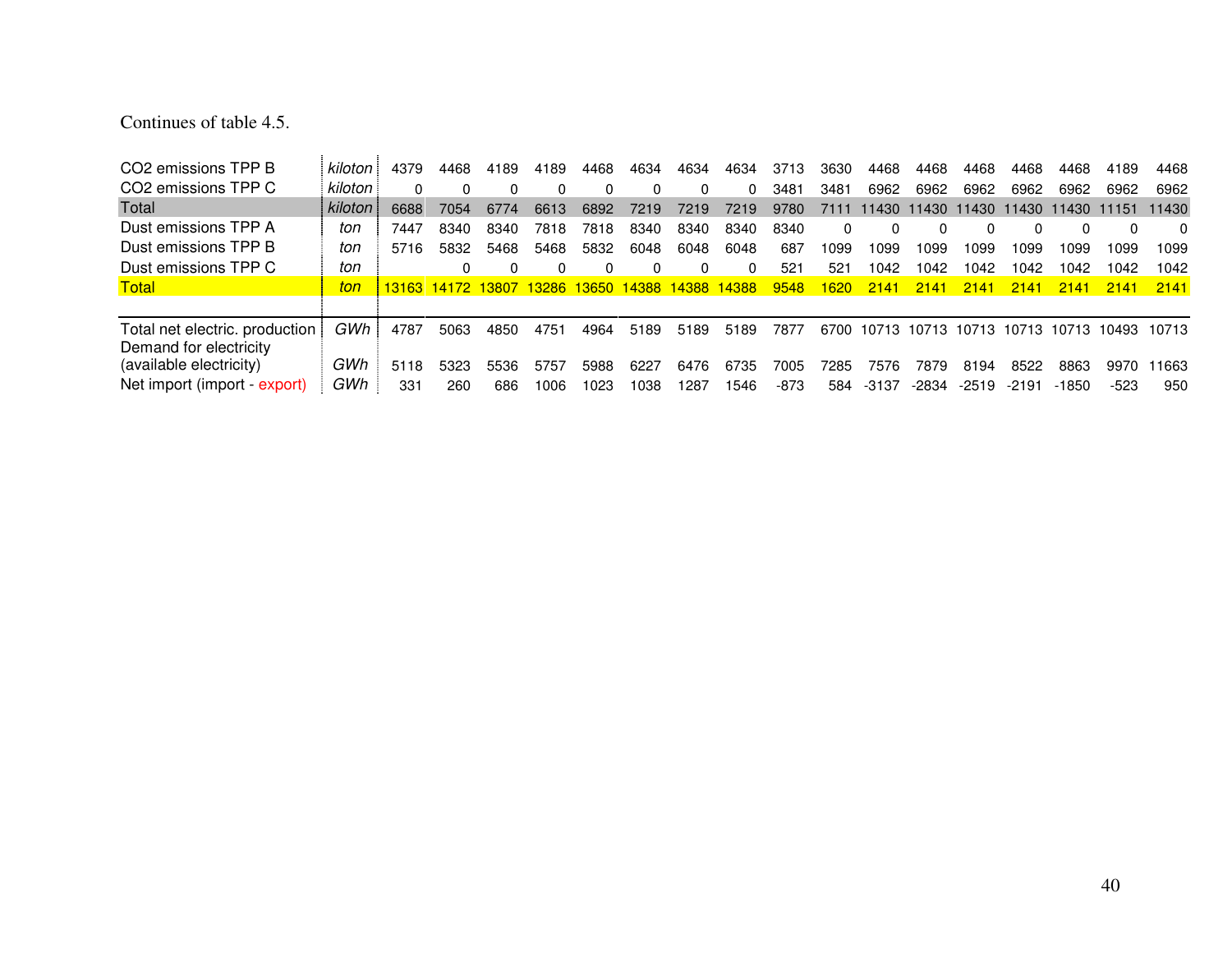Continues of table 4.5.

| | | | | | | | | | | | | | | | | | | |
|---|---|---|---|---|---|---|---|---|---|---|---|---|---|---|---|---|---|---|
| $CO_2$ emissions TPP B | *kiloton* | 4379 | 4468 | 4189 | 4189 | 4468 | 4634 | 4634 | 4634 | 3713 | 3630 | 4468 | 4468 | 4468 | 4468 | 4468 | 4189 | 4468 |
| $CO_2$ emissions TPP C | *kiloton* | 0 | 0 | 0 | 0 | 0 | 0 | 0 | 0 | 3481 | 3481 | 6962 | 6962 | 6962 | 6962 | 6962 | 6962 | 6962 |
| Total | *kiloton* | 6688 | 7054 | 6774 | 6613 | 6892 | 7219 | 7219 | 7219 | 9780 | 7111 | 11430 | 11430 | 11430 | 11430 | 11430 | 11151 | 11430 |
| Dust emissions TPP A | *ton* | 7447 | 8340 | 8340 | 7818 | 7818 | 8340 | 8340 | 8340 | 8340 | 0 | 0 | 0 | 0 | 0 | 0 | 0 | 0 |
| Dust emissions TPP B | *ton* | 5716 | 5832 | 5468 | 5468 | 5832 | 6048 | 6048 | 6048 | 687 | 1099 | 1099 | 1099 | 1099 | 1099 | 1099 | 1099 | 1099 |
| Dust emissions TPP C | *ton* | | 0 | 0 | 0 | 0 | 0 | 0 | 0 | 521 | 521 | 1042 | 1042 | 1042 | 1042 | 1042 | 1042 | 1042 |
| Total | *ton* | 13163 | 14172 | 13807 | 13286 | 13650 | 14388 | 14388 | 14388 | 9548 | 1620 | 2141 | 2141 | 2141 | 2141 | 2141 | 2141 | 2141 |
| | | | | | | | | | | | | | | | | | | |
| Total net electric. production | *GWh* | 4787 | 5063 | 4850 | 4751 | 4964 | 5189 | 5189 | 5189 | 7877 | 6700 | 10713 | 10713 | 10713 | 10713 | 10713 | 10493 | 10713 |
| Demand for electricity (available electricity) | *GWh* | 5118 | 5323 | 5536 | 5757 | 5988 | 6227 | 6476 | 6735 | 7005 | 7285 | 7576 | 7879 | 8194 | 8522 | 8863 | 9970 | 11663 |
| Net import (import - export) | *GWh* | 331 | 260 | 686 | 1006 | 1023 | 1038 | 1287 | 1546 | -873 | 584 | -3137 | -2834 | -2519 | -2191 | -1850 | -523 | 950 |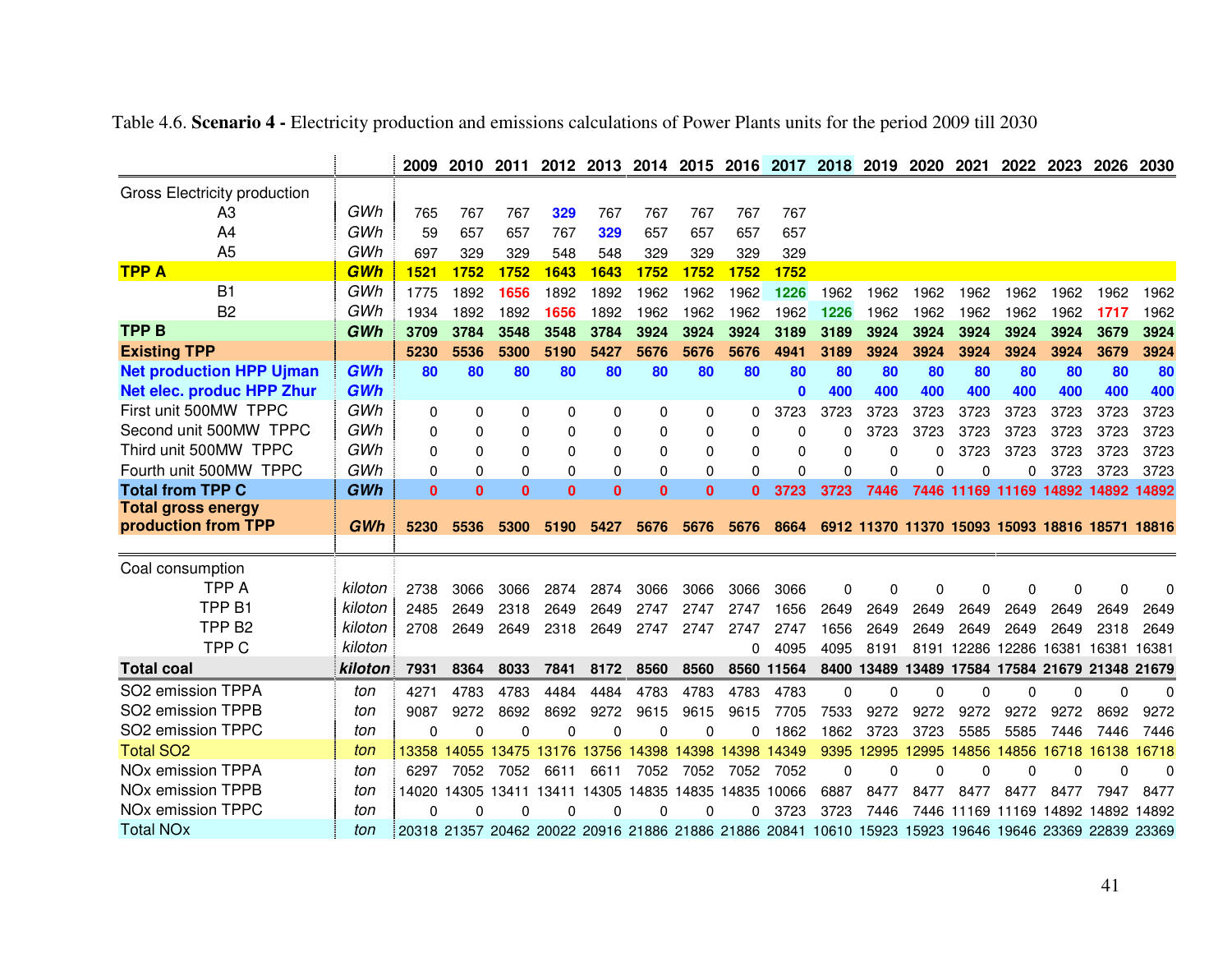Table 4.6. **Scenario 4 -** Electricity production and emissions calculations of Power Plants units for the period 2009 till 2030

| | | 2009 | 2010 | 2011 | 2012 | 2013 | 2014 | 2015 | 2016 | 2017 | 2018 | 2019 | 2020 | 2021 | 2022 | 2023 | 2026 | 2030 |
|---|---|---|---|---|---|---|---|---|---|---|---|---|---|---|---|---|---|---|
| Gross Electricity production | | | | | | | | | | | | | | | | | | |
| A3 | *GWh* | 765 | 767 | 767 | 329 | 767 | 767 | 767 | 767 | 767 | | | | | | | | |
| A4 | *GWh* | 59 | 657 | 657 | 767 | 329 | 657 | 657 | 657 | 657 | | | | | | | | |
| A5 | *GWh* | 697 | 329 | 329 | 548 | 548 | 329 | 329 | 329 | 329 | | | | | | | | |
| **TPP A** | ***GWh*** | **1521** | **1752** | **1752** | **1643** | **1643** | **1752** | **1752** | **1752** | **1752** | | | | | | | | |
| B1 | *GWh* | 1775 | 1892 | 1656 | 1892 | 1892 | 1962 | 1962 | 1962 | 1226 | 1962 | 1962 | 1962 | 1962 | 1962 | 1962 | 1962 | 1962 |
| B2 | *GWh* | 1934 | 1892 | 1892 | 1656 | 1892 | 1962 | 1962 | 1962 | 1962 | 1226 | 1962 | 1962 | 1962 | 1962 | 1962 | 1717 | 1962 |
| **TPP B** | ***GWh*** | **3709** | **3784** | **3548** | **3548** | **3784** | **3924** | **3924** | **3924** | **3189** | **3189** | **3924** | **3924** | **3924** | **3924** | **3924** | **3679** | **3924** |
| **Existing TPP** | | **5230** | **5536** | **5300** | **5190** | **5427** | **5676** | **5676** | **5676** | **4941** | **3189** | **3924** | **3924** | **3924** | **3924** | **3924** | **3679** | **3924** |
| **Net production HPP Ujman** | ***GWh*** | **80** | **80** | **80** | **80** | **80** | **80** | **80** | **80** | **80** | **80** | **80** | **80** | **80** | **80** | **80** | **80** | **80** |
| **Net elec. produc HPP Zhur** | ***GWh*** | | | | | | | | | **0** | **400** | **400** | **400** | **400** | **400** | **400** | **400** | **400** |
| First unit 500MW TPPC | *GWh* | 0 | 0 | 0 | 0 | 0 | 0 | 0 | 0 | 3723 | 3723 | 3723 | 3723 | 3723 | 3723 | 3723 | 3723 | 3723 |
| Second unit 500MW TPPC | *GWh* | 0 | 0 | 0 | 0 | 0 | 0 | 0 | 0 | 0 | 0 | 3723 | 3723 | 3723 | 3723 | 3723 | 3723 | 3723 |
| Third unit 500MW TPPC | *GWh* | 0 | 0 | 0 | 0 | 0 | 0 | 0 | 0 | 0 | 0 | 0 | 0 | 3723 | 3723 | 3723 | 3723 | 3723 |
| Fourth unit 500MW TPPC | *GWh* | 0 | 0 | 0 | 0 | 0 | 0 | 0 | 0 | 0 | 0 | 0 | 0 | 0 | 0 | 3723 | 3723 | 3723 |
| **Total from TPP C** | ***GWh*** | **0** | **0** | **0** | **0** | **0** | **0** | **0** | **0** | **3723** | **3723** | **7446** | **7446** | **11169** | **11169** | **14892** | **14892** | **14892** |
| **Total gross energy production from TPP** | ***GWh*** | **5230** | **5536** | **5300** | **5190** | **5427** | **5676** | **5676** | **5676** | **8664** | **6912** | **11370** | **11370** | **15093** | **15093** | **18816** | **18571** | **18816** |
| Coal consumption | | | | | | | | | | | | | | | | | | |
| TPP A | *kiloton* | 2738 | 3066 | 3066 | 2874 | 2874 | 3066 | 3066 | 3066 | 3066 | 0 | 0 | 0 | 0 | 0 | 0 | 0 | 0 |
| TPP B1 | *kiloton* | 2485 | 2649 | 2318 | 2649 | 2649 | 2747 | 2747 | 2747 | 1656 | 2649 | 2649 | 2649 | 2649 | 2649 | 2649 | 2649 | 2649 |
| TPP B2 | *kiloton* | 2708 | 2649 | 2649 | 2318 | 2649 | 2747 | 2747 | 2747 | 2747 | 1656 | 2649 | 2649 | 2649 | 2649 | 2649 | 2318 | 2649 |
| TPP C | *kiloton* | | | | | | | | 0 | 4095 | 4095 | 8191 | 8191 | 12286 | 12286 | 16381 | 16381 | 16381 |
| **Total coal** | ***kiloton*** | **7931** | **8364** | **8033** | **7841** | **8172** | **8560** | **8560** | **8560** | **11564** | **8400** | **13489** | **13489** | **17584** | **17584** | **21679** | **21348** | **21679** |
| SO2 emission TPPA | *ton* | 4271 | 4783 | 4783 | 4484 | 4484 | 4783 | 4783 | 4783 | 4783 | 0 | 0 | 0 | 0 | 0 | 0 | 0 | 0 |
| SO2 emission TPPB | *ton* | 9087 | 9272 | 8692 | 8692 | 9272 | 9615 | 9615 | 9615 | 7705 | 7533 | 9272 | 9272 | 9272 | 9272 | 9272 | 8692 | 9272 |
| SO2 emission TPPC | *ton* | 0 | 0 | 0 | 0 | 0 | 0 | 0 | 0 | 1862 | 1862 | 3723 | 3723 | 5585 | 5585 | 7446 | 7446 | 7446 |
| Total SO2 | *ton* | 13358 | 14055 | 13475 | 13176 | 13756 | 14398 | 14398 | 14398 | 14349 | 9395 | 12995 | 12995 | 14856 | 14856 | 16718 | 16138 | 16718 |
| NOx emission TPPA | *ton* | 6297 | 7052 | 7052 | 6611 | 6611 | 7052 | 7052 | 7052 | 7052 | 0 | 0 | 0 | 0 | 0 | 0 | 0 | 0 |
| NOx emission TPPB | *ton* | 14020 | 14305 | 13411 | 13411 | 14305 | 14835 | 14835 | 14835 | 10066 | 6887 | 8477 | 8477 | 8477 | 8477 | 8477 | 7947 | 8477 |
| NOx emission TPPC | *ton* | 0 | 0 | 0 | 0 | 0 | 0 | 0 | 0 | 3723 | 3723 | 7446 | 7446 | 11169 | 11169 | 14892 | 14892 | 14892 |
| Total NOx | *ton* | 20318 | 21357 | 20462 | 20022 | 20916 | 21886 | 21886 | 21886 | 20841 | 10610 | 15923 | 15923 | 19646 | 19646 | 23369 | 22839 | 23369 |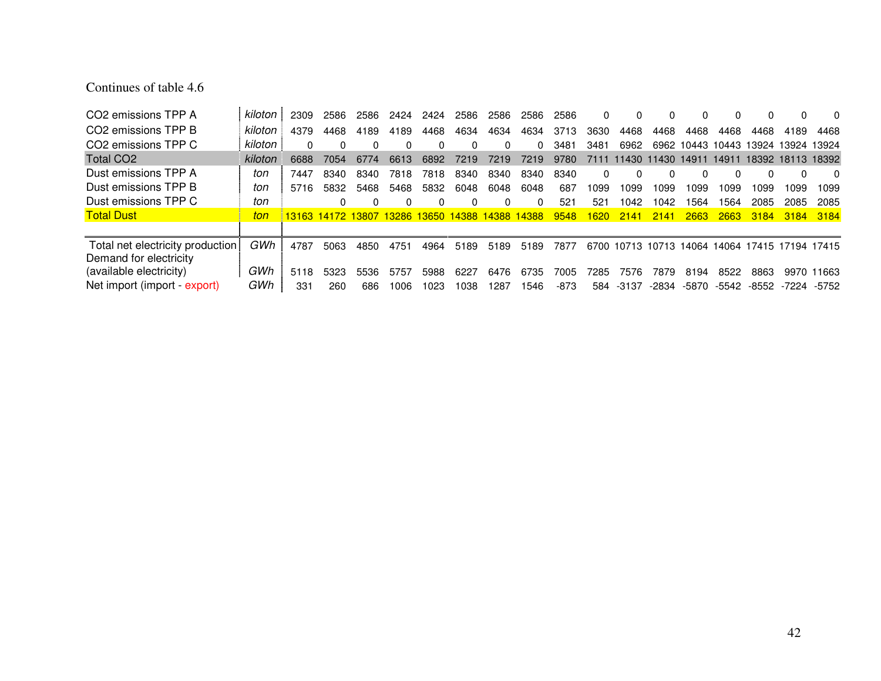Continues of table 4.6

| | | | | | | | | | | | | | | | | | | |
|---|---|---|---|---|---|---|---|---|---|---|---|---|---|---|---|---|---|---|
| $CO_2$ emissions TPP A | *kiloton* | 2309 | 2586 | 2586 | 2424 | 2424 | 2586 | 2586 | 2586 | 2586 | 0 | 0 | 0 | 0 | 0 | 0 | 0 | 0 |
| $CO_2$ emissions TPP B | *kiloton* | 4379 | 4468 | 4189 | 4189 | 4468 | 4634 | 4634 | 4634 | 3713 | 3630 | 4468 | 4468 | 4468 | 4468 | 4468 | 4189 | 4468 |
| $CO_2$ emissions TPP C | *kiloton* | 0 | 0 | 0 | 0 | 0 | 0 | 0 | 0 | 3481 | 3481 | 6962 | 6962 | 10443 | 10443 | 13924 | 13924 | 13924 |
| Total $CO_2$ | *kiloton* | 6688 | 7054 | 6774 | 6613 | 6892 | 7219 | 7219 | 7219 | 9780 | 7111 | 11430 | 11430 | 14911 | 14911 | 18392 | 18113 | 18392 |
| Dust emissions TPP A | *ton* | 7447 | 8340 | 8340 | 7818 | 7818 | 8340 | 8340 | 8340 | 8340 | 0 | 0 | 0 | 0 | 0 | 0 | 0 | 0 |
| Dust emissions TPP B | *ton* | 5716 | 5832 | 5468 | 5468 | 5832 | 6048 | 6048 | 6048 | 687 | 1099 | 1099 | 1099 | 1099 | 1099 | 1099 | 1099 | 1099 |
| Dust emissions TPP C | *ton* | | 0 | 0 | 0 | 0 | 0 | 0 | 0 | 521 | 521 | 1042 | 1042 | 1564 | 1564 | 2085 | 2085 | 2085 |
| Total Dust | *ton* | 13163 | 14172 | 13807 | 13286 | 13650 | 14388 | 14388 | 14388 | 9548 | 1620 | 2141 | 2141 | 2663 | 2663 | 3184 | 3184 | 3184 |
| | | | | | | | | | | | | | | | | | | |
| Total net electricity production | *GWh* | 4787 | 5063 | 4850 | 4751 | 4964 | 5189 | 5189 | 5189 | 7877 | 6700 | 10713 | 10713 | 14064 | 14064 | 17415 | 17194 | 17415 |
| Demand for electricity (available electricity) | *GWh* | 5118 | 5323 | 5536 | 5757 | 5988 | 6227 | 6476 | 6735 | 7005 | 7285 | 7576 | 7879 | 8194 | 8522 | 8863 | 9970 | 11663 |
| Net import (import - export) | *GWh* | 331 | 260 | 686 | 1006 | 1023 | 1038 | 1287 | 1546 | -873 | 584 | -3137 | -2834 | -5870 | -5542 | -8552 | -7224 | -5752 |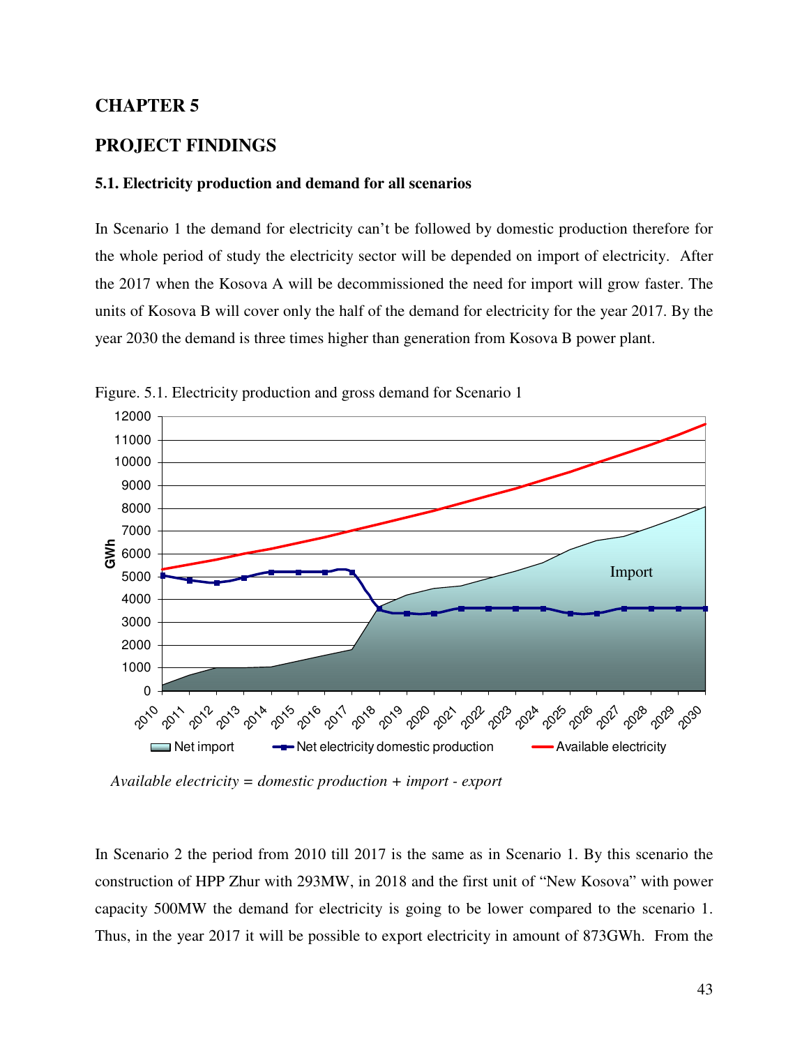# CHAPTER 5

# PROJECT FINDINGS

### 5.1. Electricity production and demand for all scenarios

In Scenario 1 the demand for electricity can't be followed by domestic production therefore for the whole period of study the electricity sector will be depended on import of electricity. After the 2017 when the Kosova A will be decommissioned the need for import will grow faster. The units of Kosova B will cover only the half of the demand for electricity for the year 2017. By the year 2030 the demand is three times higher than generation from Kosova B power plant.

Figure. 5.1. Electricity production and gross demand for Scenario 1

*Available electricity = domestic production + import - export*

In Scenario 2 the period from 2010 till 2017 is the same as in Scenario 1. By this scenario the construction of HPP Zhur with 293MW, in 2018 and the first unit of "New Kosova" with power capacity 500MW the demand for electricity is going to be lower compared to the scenario 1. Thus, in the year 2017 it will be possible to export electricity in amount of 873GWh. From the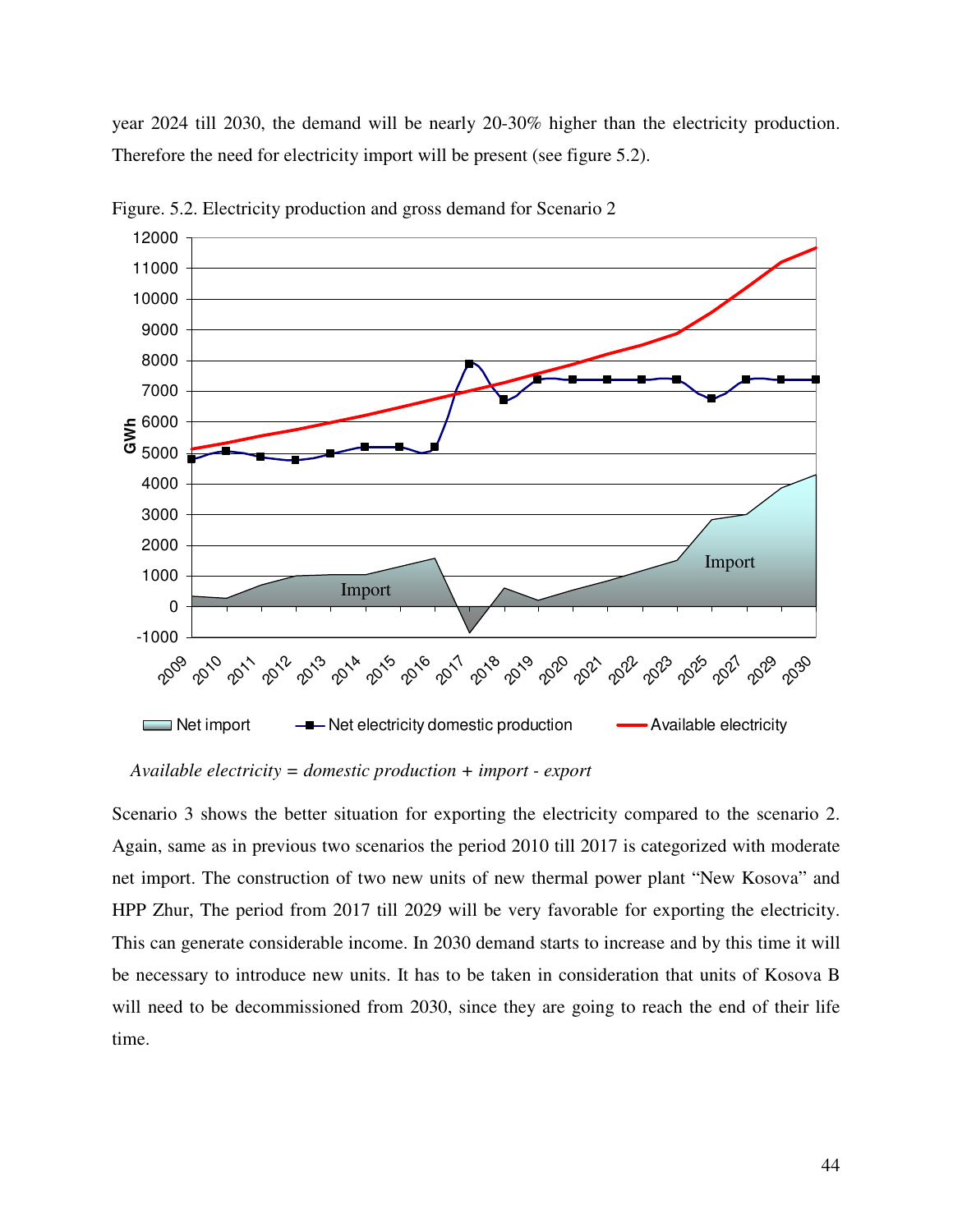year 2024 till 2030, the demand will be nearly 20-30% higher than the electricity production. Therefore the need for electricity import will be present (see figure 5.2).

Figure. 5.2. Electricity production and gross demand for Scenario 2

*Available electricity = domestic production + import - export*

Scenario 3 shows the better situation for exporting the electricity compared to the scenario 2. Again, same as in previous two scenarios the period 2010 till 2017 is categorized with moderate net import. The construction of two new units of new thermal power plant "New Kosova" and HPP Zhur, The period from 2017 till 2029 will be very favorable for exporting the electricity. This can generate considerable income. In 2030 demand starts to increase and by this time it will be necessary to introduce new units. It has to be taken in consideration that units of Kosova B will need to be decommissioned from 2030, since they are going to reach the end of their life time.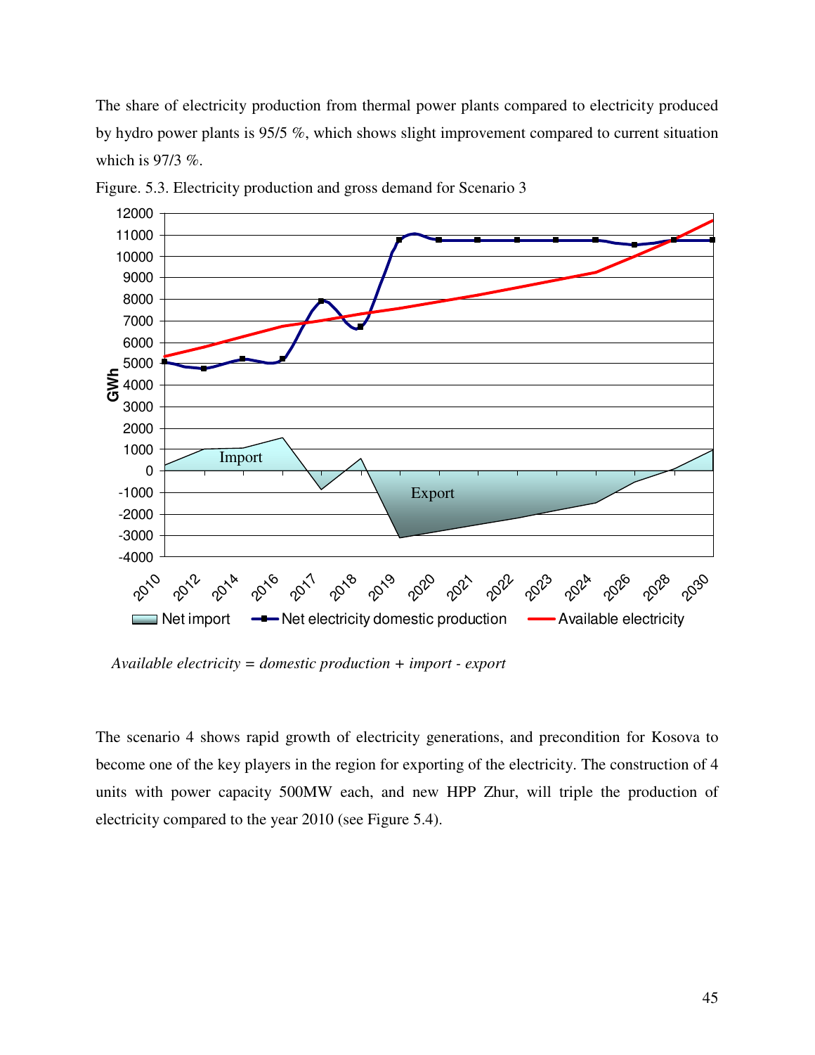The share of electricity production from thermal power plants compared to electricity produced by hydro power plants is 95/5 %, which shows slight improvement compared to current situation which is 97/3 %.

Figure. 5.3. Electricity production and gross demand for Scenario 3

*Available electricity = domestic production + import - export*

The scenario 4 shows rapid growth of electricity generations, and precondition for Kosova to become one of the key players in the region for exporting of the electricity. The construction of 4 units with power capacity 500MW each, and new HPP Zhur, will triple the production of electricity compared to the year 2010 (see Figure 5.4).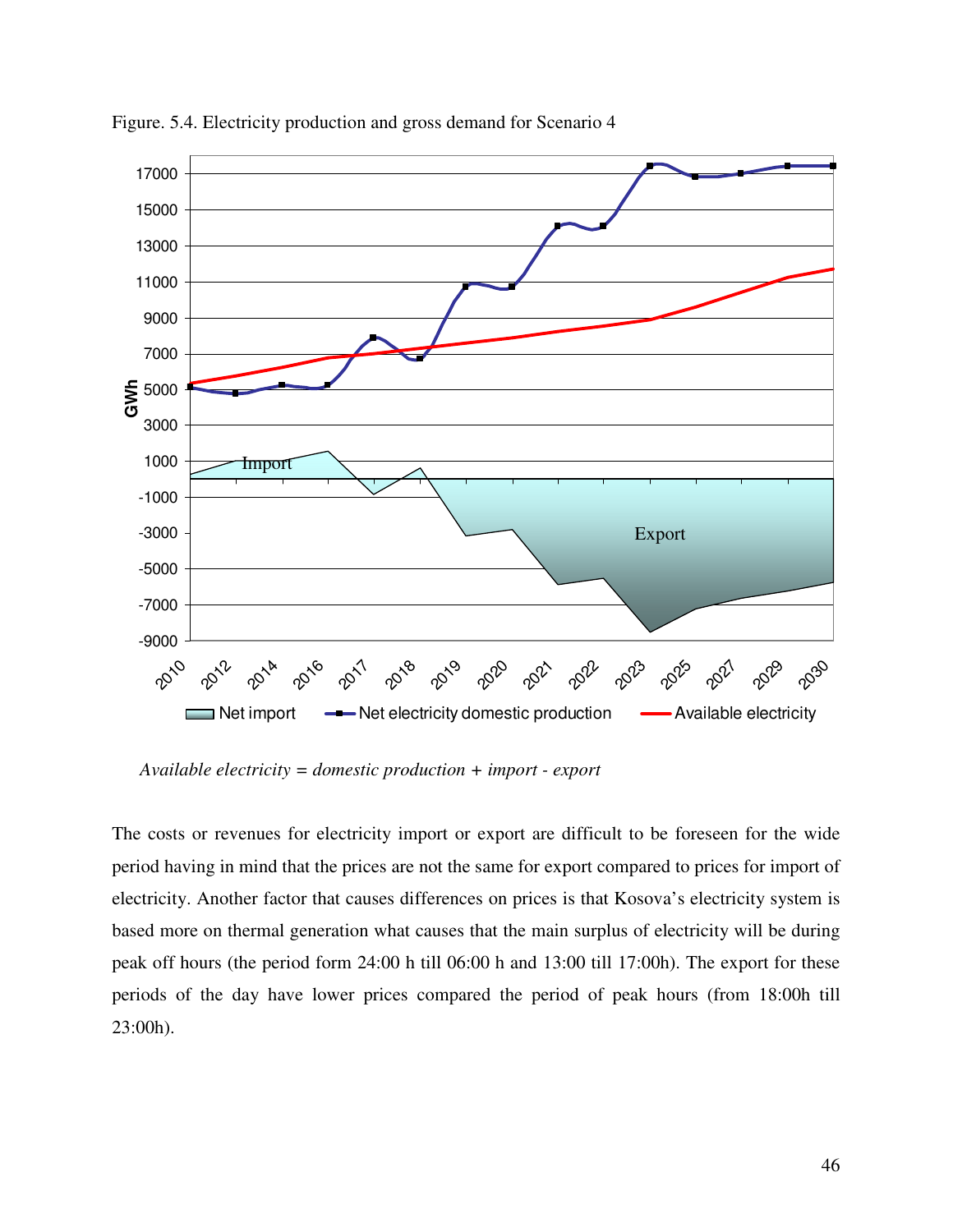Figure. 5.4. Electricity production and gross demand for Scenario 4

*Available electricity = domestic production + import - export*

The costs or revenues for electricity import or export are difficult to be foreseen for the wide period having in mind that the prices are not the same for export compared to prices for import of electricity. Another factor that causes differences on prices is that Kosova's electricity system is based more on thermal generation what causes that the main surplus of electricity will be during peak off hours (the period form 24:00 h till 06:00 h and 13:00 till 17:00h). The export for these periods of the day have lower prices compared the period of peak hours (from 18:00h till 23:00h).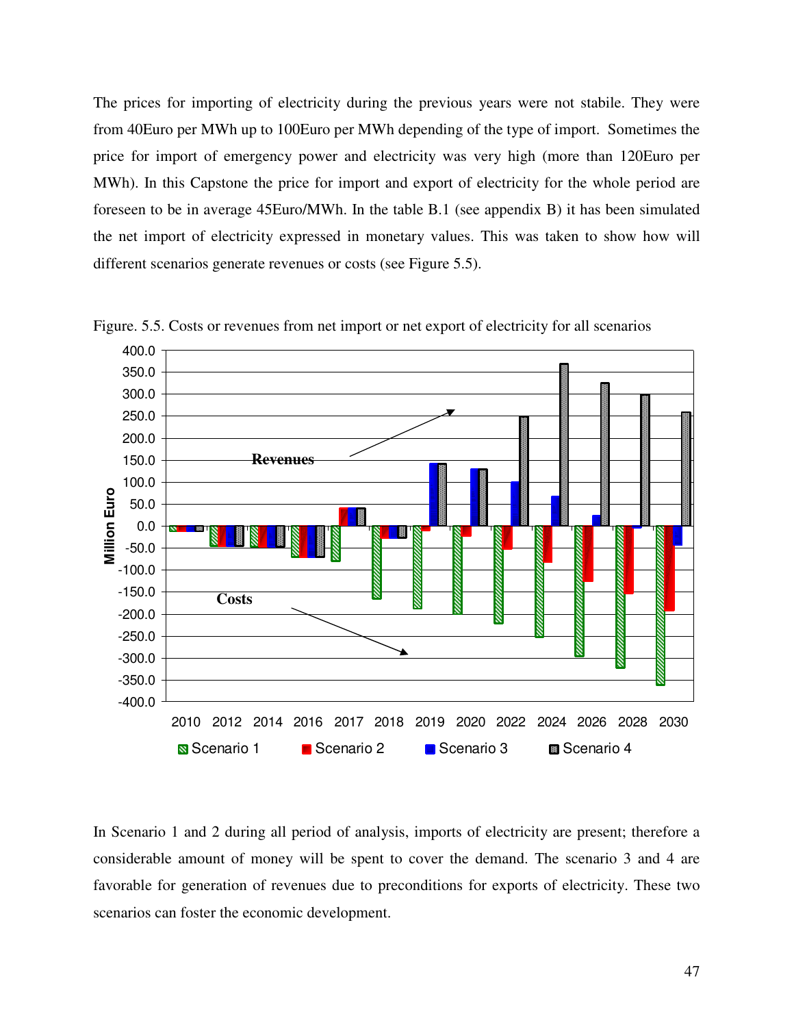The prices for importing of electricity during the previous years were not stabile. They were from 40Euro per MWh up to 100Euro per MWh depending of the type of import. Sometimes the price for import of emergency power and electricity was very high (more than 120Euro per MWh). In this Capstone the price for import and export of electricity for the whole period are foreseen to be in average 45Euro/MWh. In the table B.1 (see appendix B) it has been simulated the net import of electricity expressed in monetary values. This was taken to show how will different scenarios generate revenues or costs (see Figure 5.5).

Figure. 5.5. Costs or revenues from net import or net export of electricity for all scenarios

In Scenario 1 and 2 during all period of analysis, imports of electricity are present; therefore a considerable amount of money will be spent to cover the demand. The scenario 3 and 4 are favorable for generation of revenues due to preconditions for exports of electricity. These two scenarios can foster the economic development.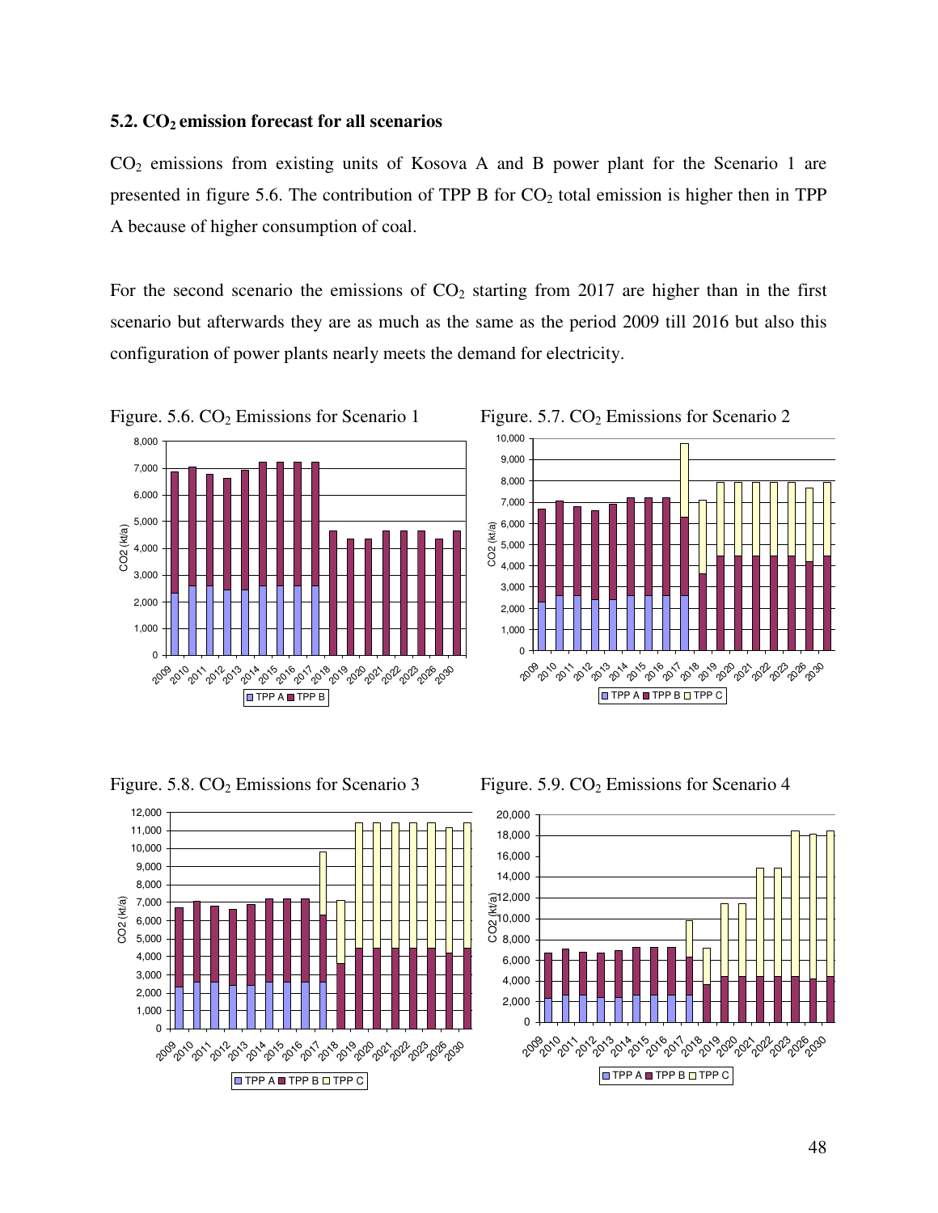### 5.2. $CO_2$ emission forecast for all scenarios

$CO_2$ emissions from existing units of Kosova A and B power plant for the Scenario 1 are presented in figure 5.6. The contribution of TPP B for $CO_2$ total emission is higher then in TPP A because of higher consumption of coal.

For the second scenario the emissions of $CO_2$ starting from 2017 are higher than in the first scenario but afterwards they are as much as the same as the period 2009 till 2016 but also this configuration of power plants nearly meets the demand for electricity.

Figure. 5.6. $CO_2$ Emissions for Scenario 1

Figure. 5.7. $CO_2$ Emissions for Scenario 2

Figure. 5.8. $CO_2$ Emissions for Scenario 3

Figure. 5.9. $CO_2$ Emissions for Scenario 4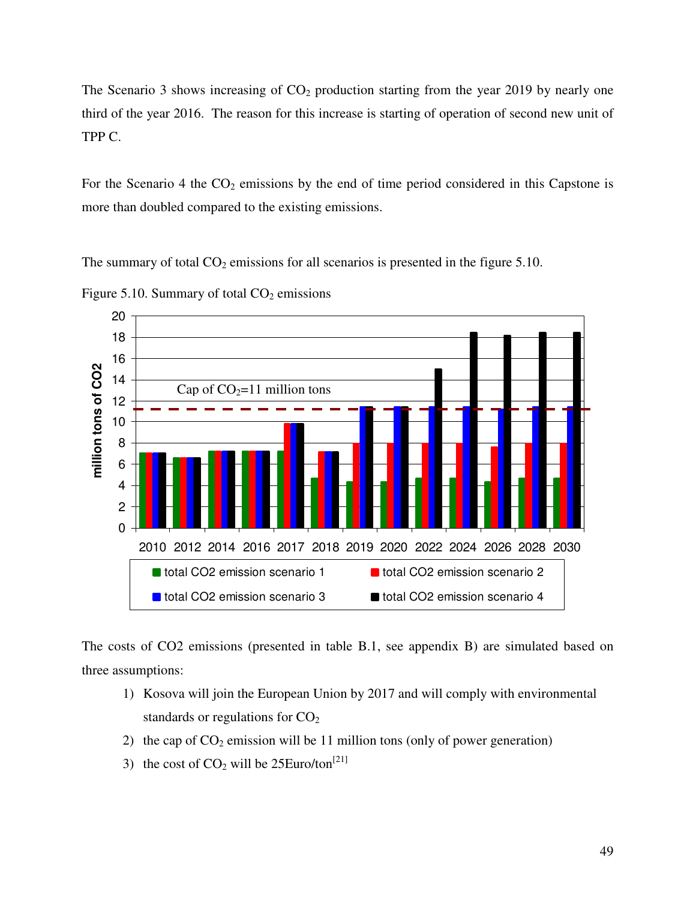The Scenario 3 shows increasing of $CO_2$ production starting from the year 2019 by nearly one third of the year 2016. The reason for this increase is starting of operation of second new unit of TPP C.

For the Scenario 4 the $CO_2$ emissions by the end of time period considered in this Capstone is more than doubled compared to the existing emissions.

The summary of total $CO_2$ emissions for all scenarios is presented in the figure 5.10.

Figure 5.10. Summary of total $CO_2$ emissions

The costs of CO2 emissions (presented in table B.1, see appendix B) are simulated based on three assumptions:

1) Kosova will join the European Union by 2017 and will comply with environmental standards or regulations for $CO_2$
2) the cap of $CO_2$ emission will be 11 million tons (only of power generation)
3) the cost of $CO_2$ will be 25Euro/ton[21]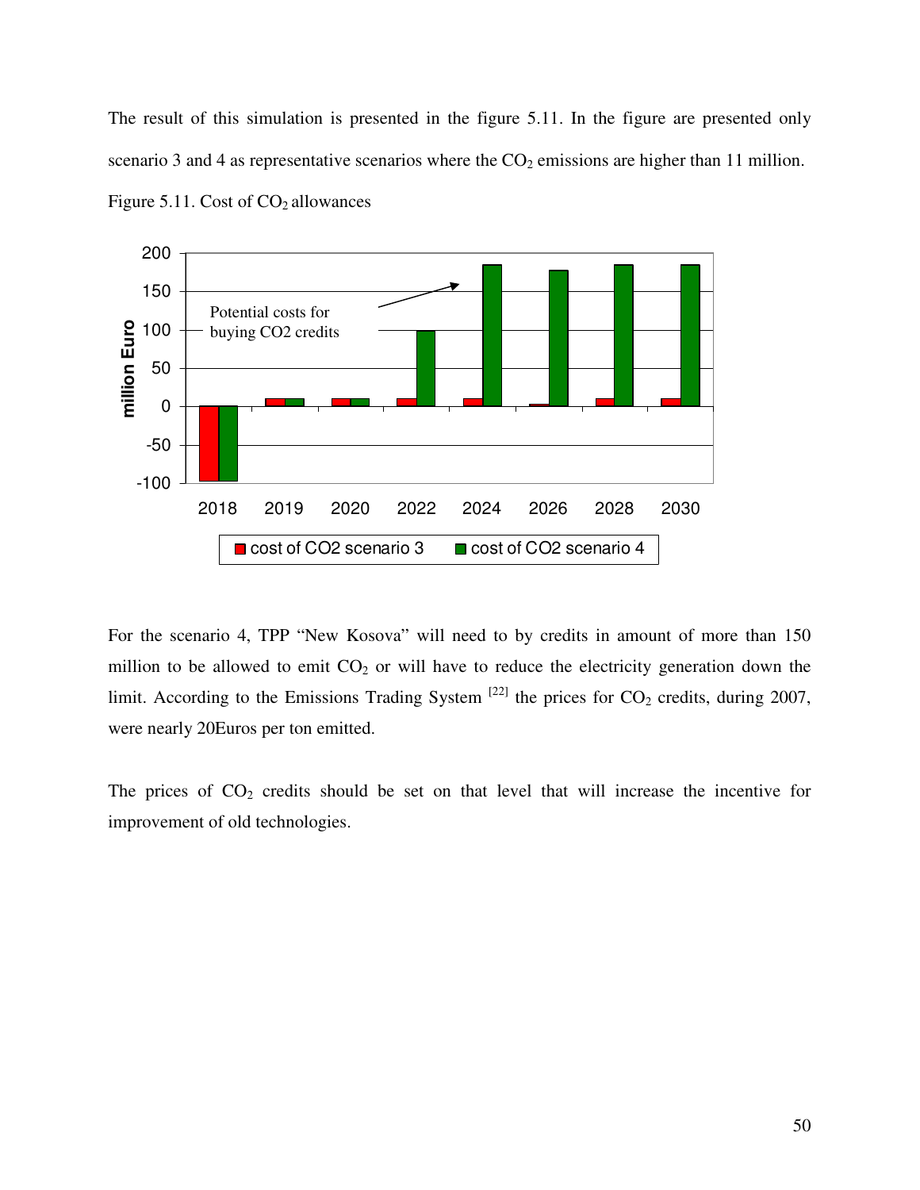The result of this simulation is presented in the figure 5.11. In the figure are presented only scenario 3 and 4 as representative scenarios where the $CO_2$ emissions are higher than 11 million.

Figure 5.11. Cost of $CO_2$ allowances

For the scenario 4, TPP "New Kosova" will need to by credits in amount of more than 150 million to be allowed to emit $CO_2$ or will have to reduce the electricity generation down the limit. According to the Emissions Trading System [22] the prices for $CO_2$ credits, during 2007, were nearly 20Euros per ton emitted.

The prices of $CO_2$ credits should be set on that level that will increase the incentive for improvement of old technologies.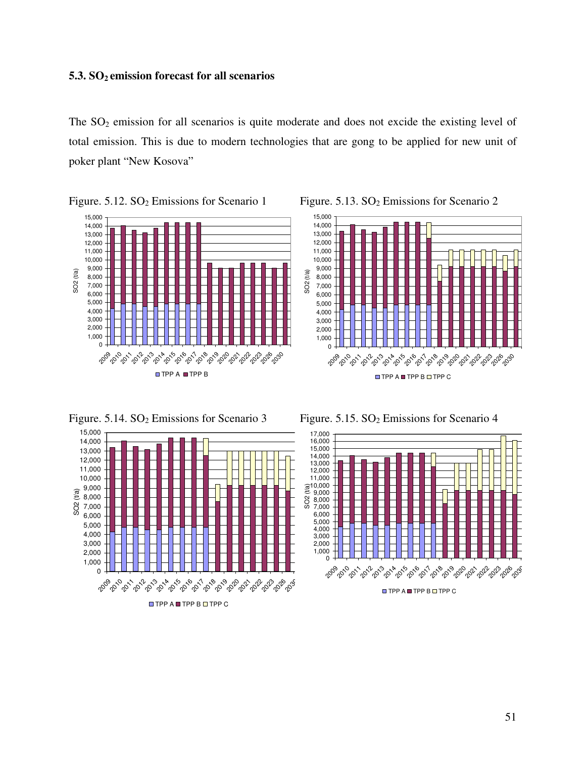### 5.3. $SO_2$ emission forecast for all scenarios

The $SO_2$ emission for all scenarios is quite moderate and does not excide the existing level of total emission. This is due to modern technologies that are gong to be applied for new unit of poker plant "New Kosova"

Figure. 5.12. $SO_2$ Emissions for Scenario 1

Figure. 5.13. $SO_2$ Emissions for Scenario 2

Figure. 5.14. $SO_2$ Emissions for Scenario 3

Figure. 5.15. $SO_2$ Emissions for Scenario 4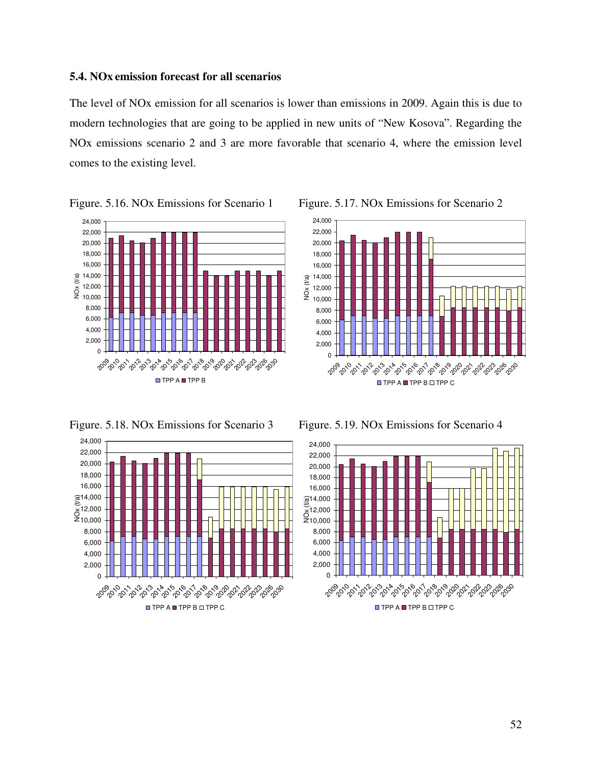### 5.4. NOx emission forecast for all scenarios

The level of NOx emission for all scenarios is lower than emissions in 2009. Again this is due to modern technologies that are going to be applied in new units of "New Kosova". Regarding the NOx emissions scenario 2 and 3 are more favorable that scenario 4, where the emission level comes to the existing level.

Figure. 5.16. NOx Emissions for Scenario 1

Figure. 5.17. NOx Emissions for Scenario 2

Figure. 5.18. NOx Emissions for Scenario 3

Figure. 5.19. NOx Emissions for Scenario 4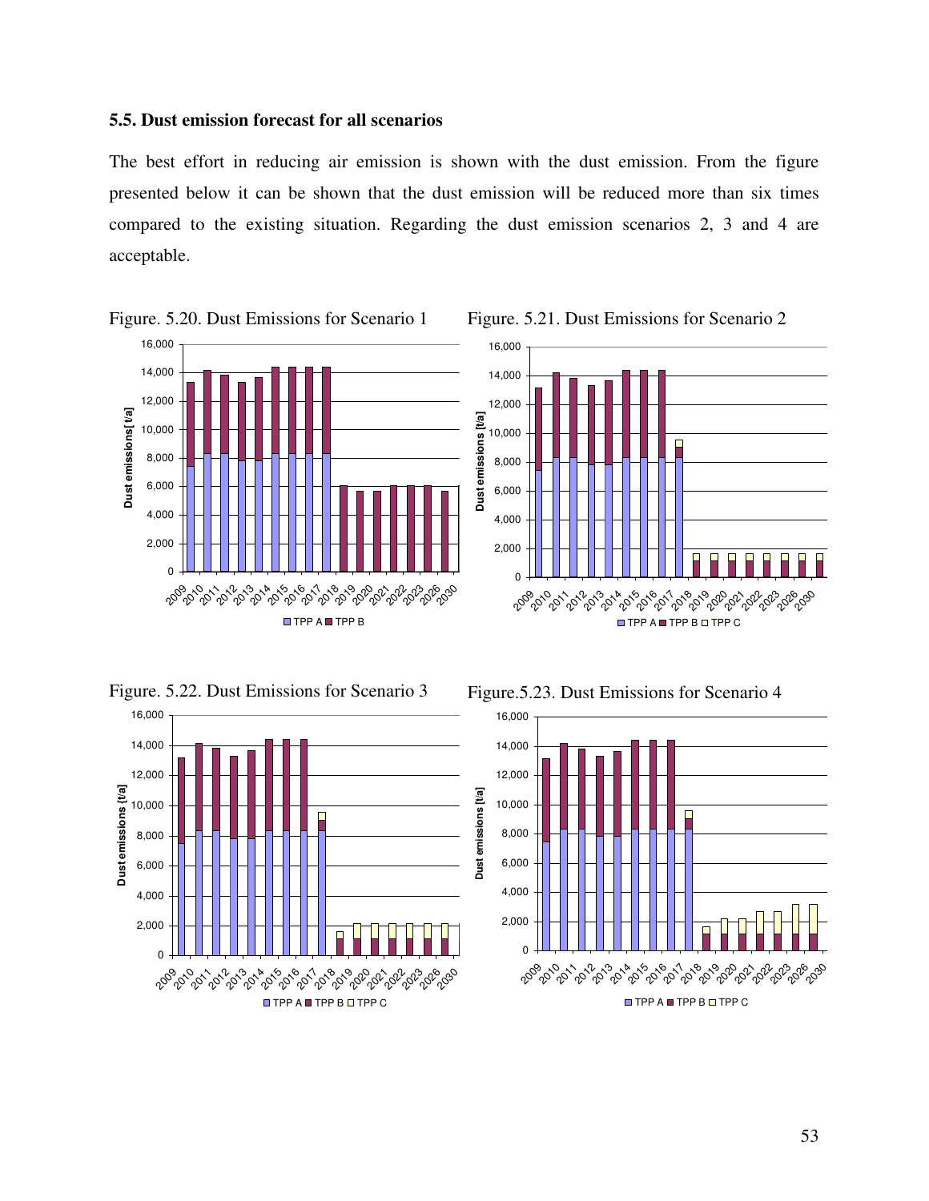### 5.5. Dust emission forecast for all scenarios

The best effort in reducing air emission is shown with the dust emission. From the figure presented below it can be shown that the dust emission will be reduced more than six times compared to the existing situation. Regarding the dust emission scenarios 2, 3 and 4 are acceptable.

Figure. 5.20. Dust Emissions for Scenario 1

Figure. 5.21. Dust Emissions for Scenario 2

Figure. 5.22. Dust Emissions for Scenario 3

Figure.5.23. Dust Emissions for Scenario 4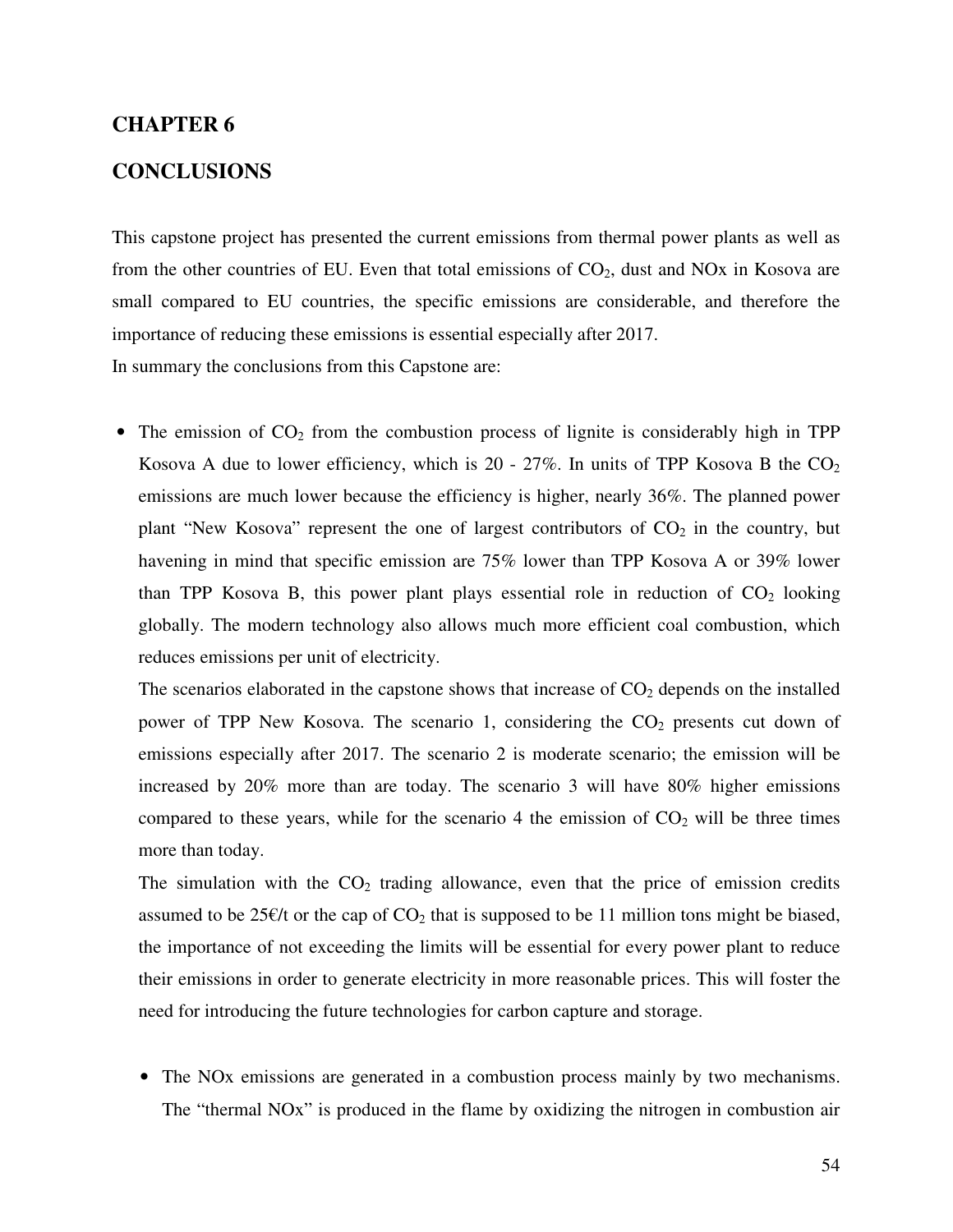# CHAPTER 6

# CONCLUSIONS

This capstone project has presented the current emissions from thermal power plants as well as from the other countries of EU. Even that total emissions of $CO_2$, dust and NOx in Kosova are small compared to EU countries, the specific emissions are considerable, and therefore the importance of reducing these emissions is essential especially after 2017.

In summary the conclusions from this Capstone are:

- The emission of $CO_2$ from the combustion process of lignite is considerably high in TPP Kosova A due to lower efficiency, which is 20 - 27%. In units of TPP Kosova B the $CO_2$ emissions are much lower because the efficiency is higher, nearly 36%. The planned power plant "New Kosova" represent the one of largest contributors of $CO_2$ in the country, but havening in mind that specific emission are 75% lower than TPP Kosova A or 39% lower than TPP Kosova B, this power plant plays essential role in reduction of $CO_2$ looking globally. The modern technology also allows much more efficient coal combustion, which reduces emissions per unit of electricity.

  The scenarios elaborated in the capstone shows that increase of $CO_2$ depends on the installed power of TPP New Kosova. The scenario 1, considering the $CO_2$ presents cut down of emissions especially after 2017. The scenario 2 is moderate scenario; the emission will be increased by 20% more than are today. The scenario 3 will have 80% higher emissions compared to these years, while for the scenario 4 the emission of $CO_2$ will be three times more than today.

  The simulation with the $CO_2$ trading allowance, even that the price of emission credits assumed to be 25€/t or the cap of $CO_2$ that is supposed to be 11 million tons might be biased, the importance of not exceeding the limits will be essential for every power plant to reduce their emissions in order to generate electricity in more reasonable prices. This will foster the need for introducing the future technologies for carbon capture and storage.

- The NOx emissions are generated in a combustion process mainly by two mechanisms. The "thermal NOx" is produced in the flame by oxidizing the nitrogen in combustion air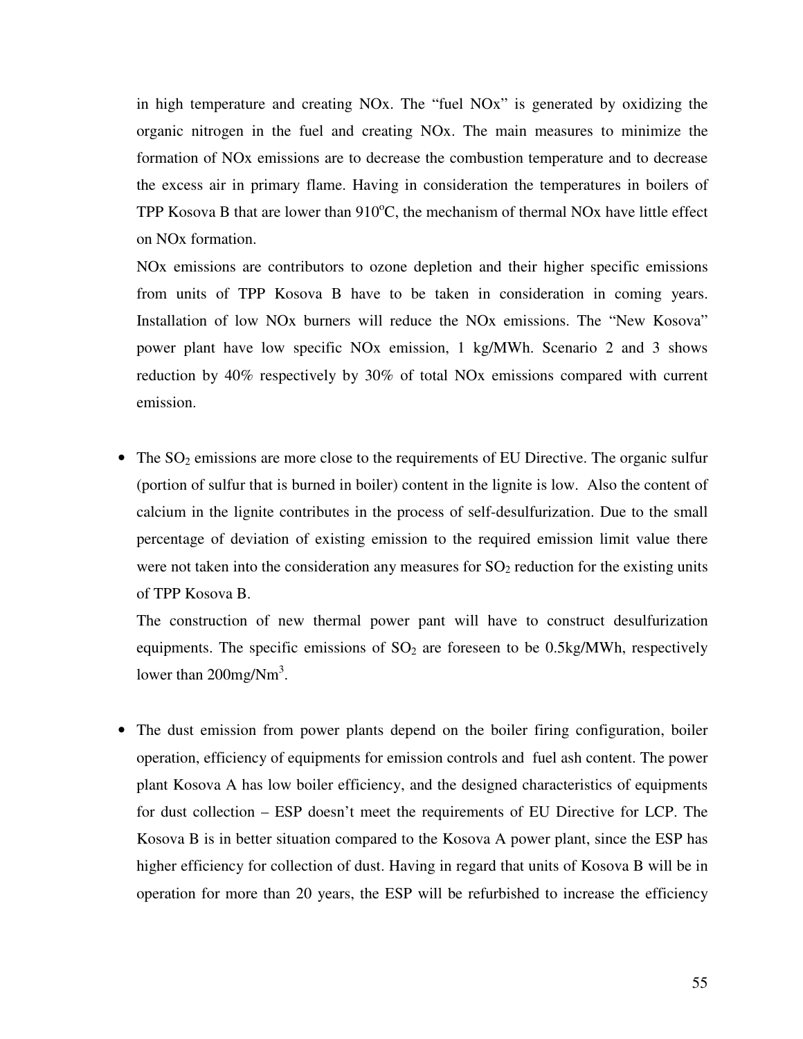in high temperature and creating NOx. The "fuel NOx" is generated by oxidizing the organic nitrogen in the fuel and creating NOx. The main measures to minimize the formation of NOx emissions are to decrease the combustion temperature and to decrease the excess air in primary flame. Having in consideration the temperatures in boilers of TPP Kosova B that are lower than 910$^{o}$C, the mechanism of thermal NOx have little effect on NOx formation.

NOx emissions are contributors to ozone depletion and their higher specific emissions from units of TPP Kosova B have to be taken in consideration in coming years. Installation of low NOx burners will reduce the NOx emissions. The "New Kosova" power plant have low specific NOx emission, 1 kg/MWh. Scenario 2 and 3 shows reduction by 40% respectively by 30% of total NOx emissions compared with current emission.

- The $SO_2$ emissions are more close to the requirements of EU Directive. The organic sulfur (portion of sulfur that is burned in boiler) content in the lignite is low. Also the content of calcium in the lignite contributes in the process of self-desulfurization. Due to the small percentage of deviation of existing emission to the required emission limit value there were not taken into the consideration any measures for $SO_2$ reduction for the existing units of TPP Kosova B.

  The construction of new thermal power pant will have to construct desulfurization equipments. The specific emissions of $SO_2$ are foreseen to be 0.5kg/MWh, respectively lower than 200mg/Nm$^3$.

- The dust emission from power plants depend on the boiler firing configuration, boiler operation, efficiency of equipments for emission controls and fuel ash content. The power plant Kosova A has low boiler efficiency, and the designed characteristics of equipments for dust collection – ESP doesn't meet the requirements of EU Directive for LCP. The Kosova B is in better situation compared to the Kosova A power plant, since the ESP has higher efficiency for collection of dust. Having in regard that units of Kosova B will be in operation for more than 20 years, the ESP will be refurbished to increase the efficiency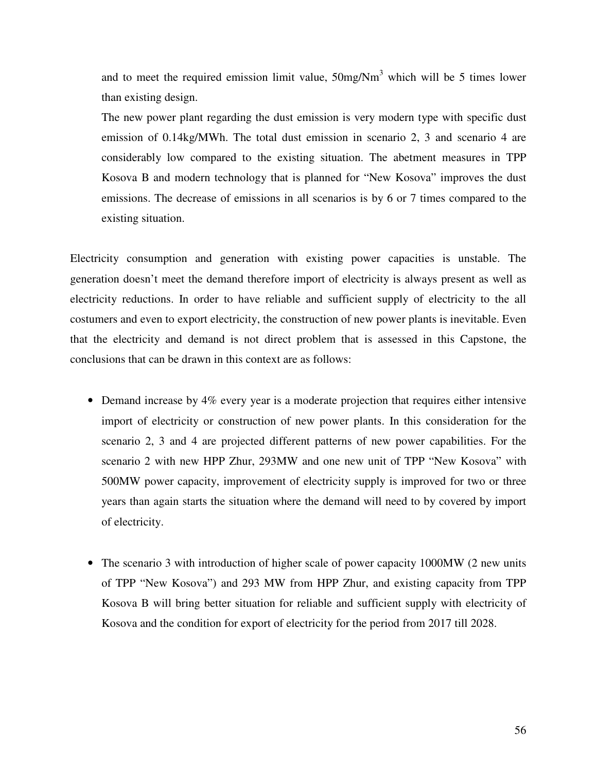and to meet the required emission limit value, 50mg/Nm$^3$ which will be 5 times lower than existing design.

The new power plant regarding the dust emission is very modern type with specific dust emission of 0.14kg/MWh. The total dust emission in scenario 2, 3 and scenario 4 are considerably low compared to the existing situation. The abetment measures in TPP Kosova B and modern technology that is planned for "New Kosova" improves the dust emissions. The decrease of emissions in all scenarios is by 6 or 7 times compared to the existing situation.

Electricity consumption and generation with existing power capacities is unstable. The generation doesn't meet the demand therefore import of electricity is always present as well as electricity reductions. In order to have reliable and sufficient supply of electricity to the all costumers and even to export electricity, the construction of new power plants is inevitable. Even that the electricity and demand is not direct problem that is assessed in this Capstone, the conclusions that can be drawn in this context are as follows:

- Demand increase by 4% every year is a moderate projection that requires either intensive import of electricity or construction of new power plants. In this consideration for the scenario 2, 3 and 4 are projected different patterns of new power capabilities. For the scenario 2 with new HPP Zhur, 293MW and one new unit of TPP "New Kosova" with 500MW power capacity, improvement of electricity supply is improved for two or three years than again starts the situation where the demand will need to by covered by import of electricity.

- The scenario 3 with introduction of higher scale of power capacity 1000MW (2 new units of TPP "New Kosova") and 293 MW from HPP Zhur, and existing capacity from TPP Kosova B will bring better situation for reliable and sufficient supply with electricity of Kosova and the condition for export of electricity for the period from 2017 till 2028.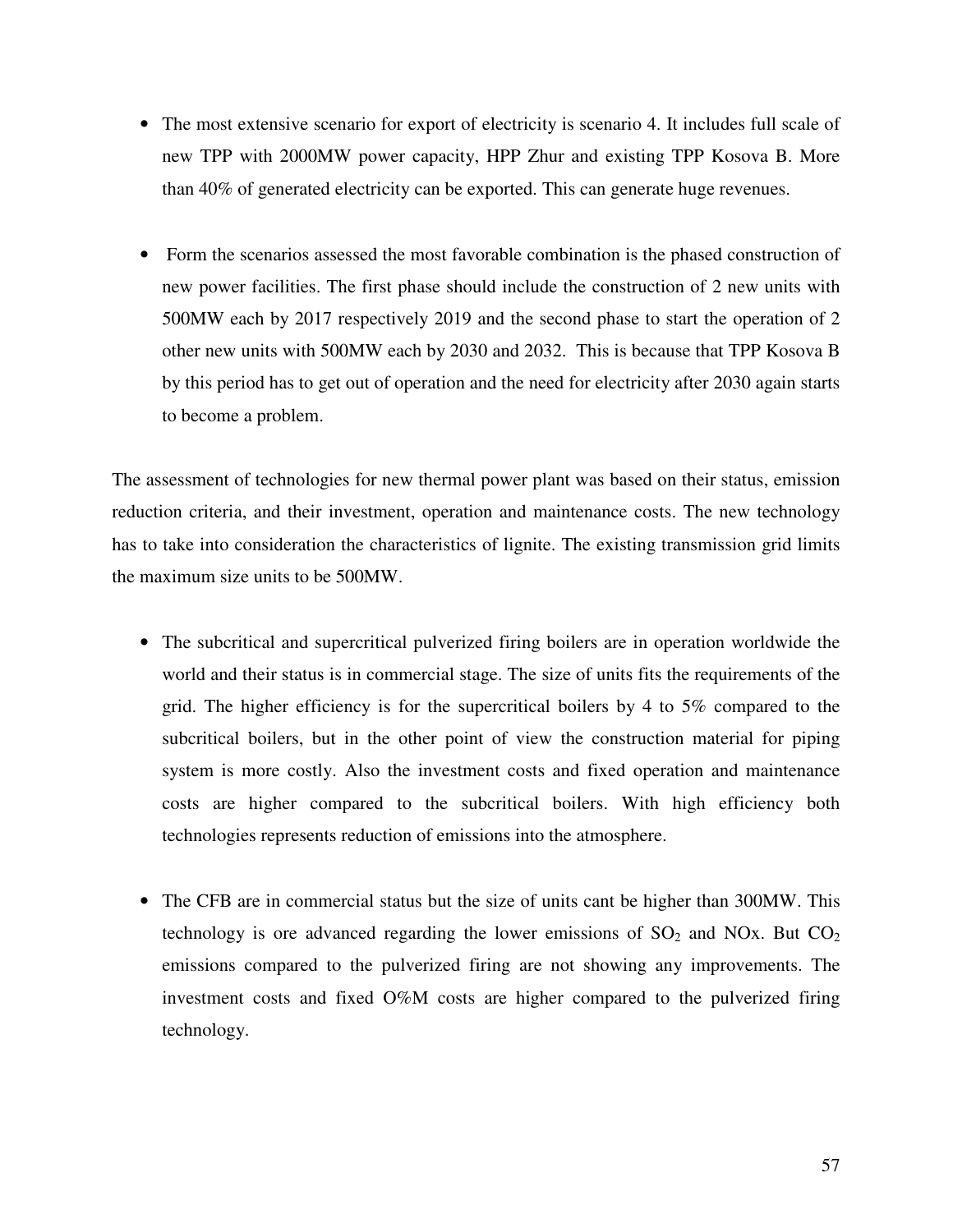- The most extensive scenario for export of electricity is scenario 4. It includes full scale of new TPP with 2000MW power capacity, HPP Zhur and existing TPP Kosova B. More than 40% of generated electricity can be exported. This can generate huge revenues.

- Form the scenarios assessed the most favorable combination is the phased construction of new power facilities. The first phase should include the construction of 2 new units with 500MW each by 2017 respectively 2019 and the second phase to start the operation of 2 other new units with 500MW each by 2030 and 2032. This is because that TPP Kosova B by this period has to get out of operation and the need for electricity after 2030 again starts to become a problem.

The assessment of technologies for new thermal power plant was based on their status, emission reduction criteria, and their investment, operation and maintenance costs. The new technology has to take into consideration the characteristics of lignite. The existing transmission grid limits the maximum size units to be 500MW.

- The subcritical and supercritical pulverized firing boilers are in operation worldwide the world and their status is in commercial stage. The size of units fits the requirements of the grid. The higher efficiency is for the supercritical boilers by 4 to 5% compared to the subcritical boilers, but in the other point of view the construction material for piping system is more costly. Also the investment costs and fixed operation and maintenance costs are higher compared to the subcritical boilers. With high efficiency both technologies represents reduction of emissions into the atmosphere.

- The CFB are in commercial status but the size of units cant be higher than 300MW. This technology is ore advanced regarding the lower emissions of $SO_2$ and NOx. But $CO_2$ emissions compared to the pulverized firing are not showing any improvements. The investment costs and fixed O%M costs are higher compared to the pulverized firing technology.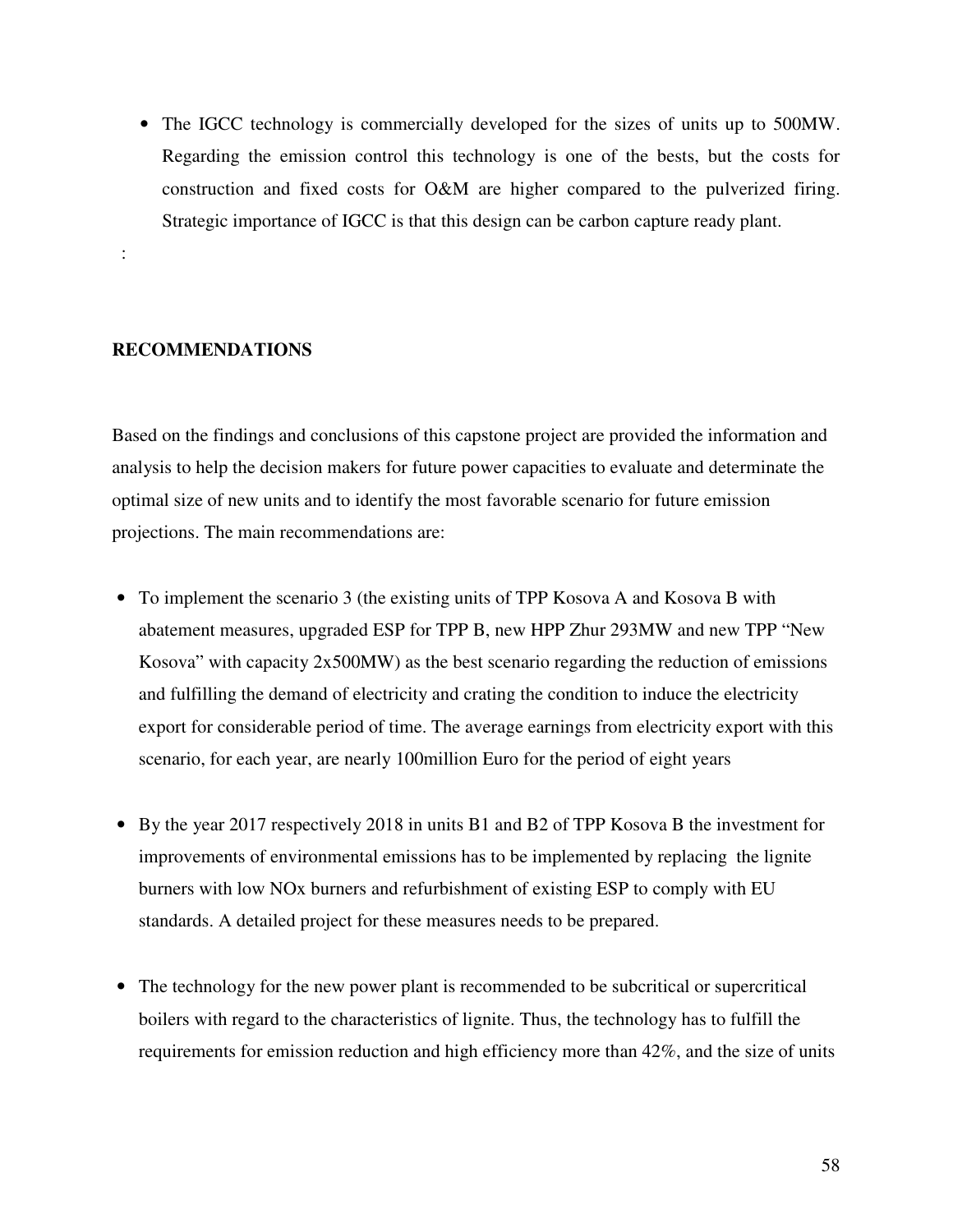- The IGCC technology is commercially developed for the sizes of units up to 500MW. Regarding the emission control this technology is one of the bests, but the costs for construction and fixed costs for O&M are higher compared to the pulverized firing. Strategic importance of IGCC is that this design can be carbon capture ready plant.

:

## RECOMMENDATIONS

Based on the findings and conclusions of this capstone project are provided the information and analysis to help the decision makers for future power capacities to evaluate and determinate the optimal size of new units and to identify the most favorable scenario for future emission projections. The main recommendations are:

- To implement the scenario 3 (the existing units of TPP Kosova A and Kosova B with abatement measures, upgraded ESP for TPP B, new HPP Zhur 293MW and new TPP "New Kosova" with capacity 2x500MW) as the best scenario regarding the reduction of emissions and fulfilling the demand of electricity and crating the condition to induce the electricity export for considerable period of time. The average earnings from electricity export with this scenario, for each year, are nearly 100million Euro for the period of eight years

- By the year 2017 respectively 2018 in units B1 and B2 of TPP Kosova B the investment for improvements of environmental emissions has to be implemented by replacing the lignite burners with low NOx burners and refurbishment of existing ESP to comply with EU standards. A detailed project for these measures needs to be prepared.

- The technology for the new power plant is recommended to be subcritical or supercritical boilers with regard to the characteristics of lignite. Thus, the technology has to fulfill the requirements for emission reduction and high efficiency more than 42%, and the size of units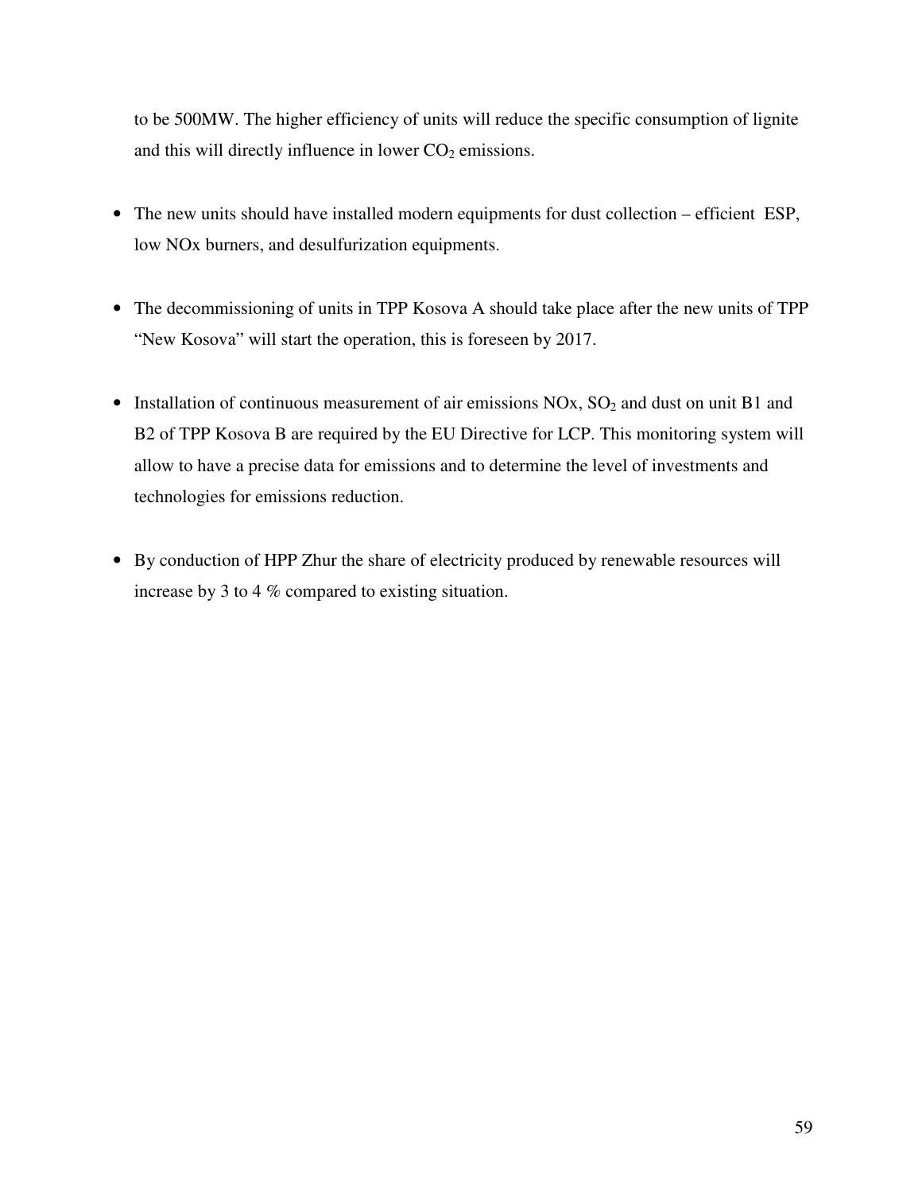to be 500MW. The higher efficiency of units will reduce the specific consumption of lignite and this will directly influence in lower $CO_2$ emissions.

- The new units should have installed modern equipments for dust collection – efficient ESP, low NOx burners, and desulfurization equipments.

- The decommissioning of units in TPP Kosova A should take place after the new units of TPP "New Kosova" will start the operation, this is foreseen by 2017.

- Installation of continuous measurement of air emissions NOx, $SO_2$ and dust on unit B1 and B2 of TPP Kosova B are required by the EU Directive for LCP. This monitoring system will allow to have a precise data for emissions and to determine the level of investments and technologies for emissions reduction.

- By conduction of HPP Zhur the share of electricity produced by renewable resources will increase by 3 to 4 % compared to existing situation.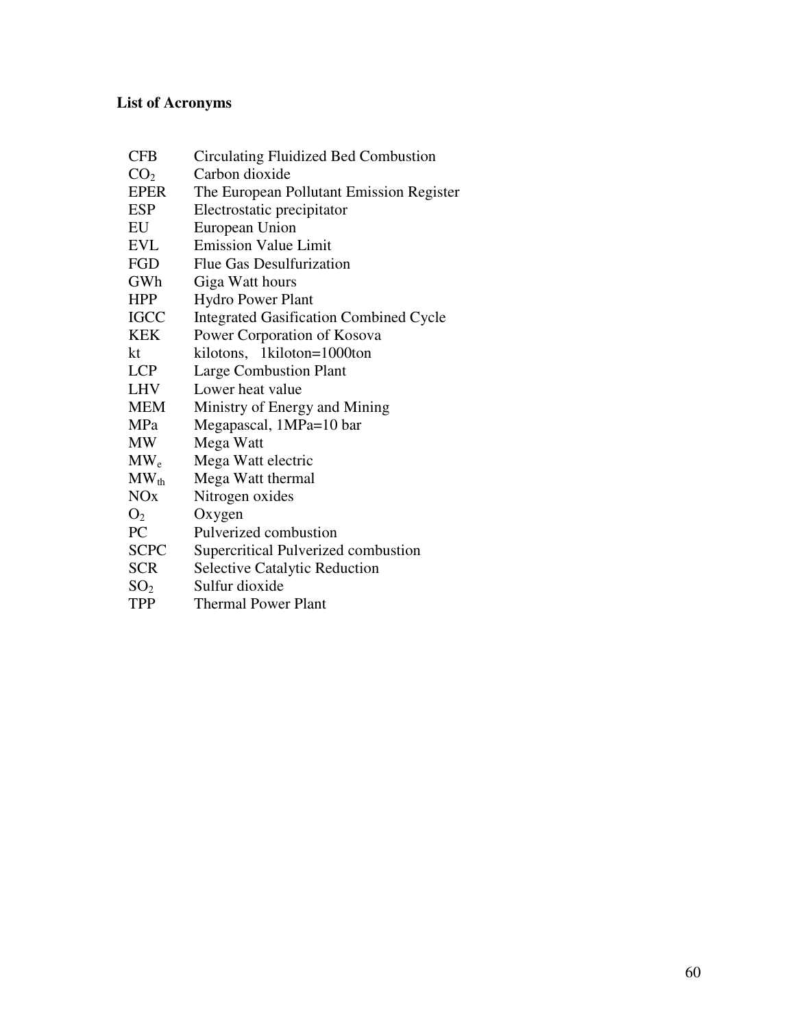**List of Acronyms**

| | |
|---|---|
| CFB | Circulating Fluidized Bed Combustion |
| $CO_2$ | Carbon dioxide |
| EPER | The European Pollutant Emission Register |
| ESP | Electrostatic precipitator |
| EU | European Union |
| EVL | Emission Value Limit |
| FGD | Flue Gas Desulfurization |
| GWh | Giga Watt hours |
| HPP | Hydro Power Plant |
| IGCC | Integrated Gasification Combined Cycle |
| KEK | Power Corporation of Kosova |
| kt | kilotons, 1kiloton=1000ton |
| LCP | Large Combustion Plant |
| LHV | Lower heat value |
| MEM | Ministry of Energy and Mining |
| MPa | Megapascal, 1MPa=10 bar |
| MW | Mega Watt |
| $MW_e$ | Mega Watt electric |
| $MW_{th}$ | Mega Watt thermal |
| NOx | Nitrogen oxides |
| $O_2$ | Oxygen |
| PC | Pulverized combustion |
| SCPC | Supercritical Pulverized combustion |
| SCR | Selective Catalytic Reduction |
| $SO_2$ | Sulfur dioxide |
| TPP | Thermal Power Plant |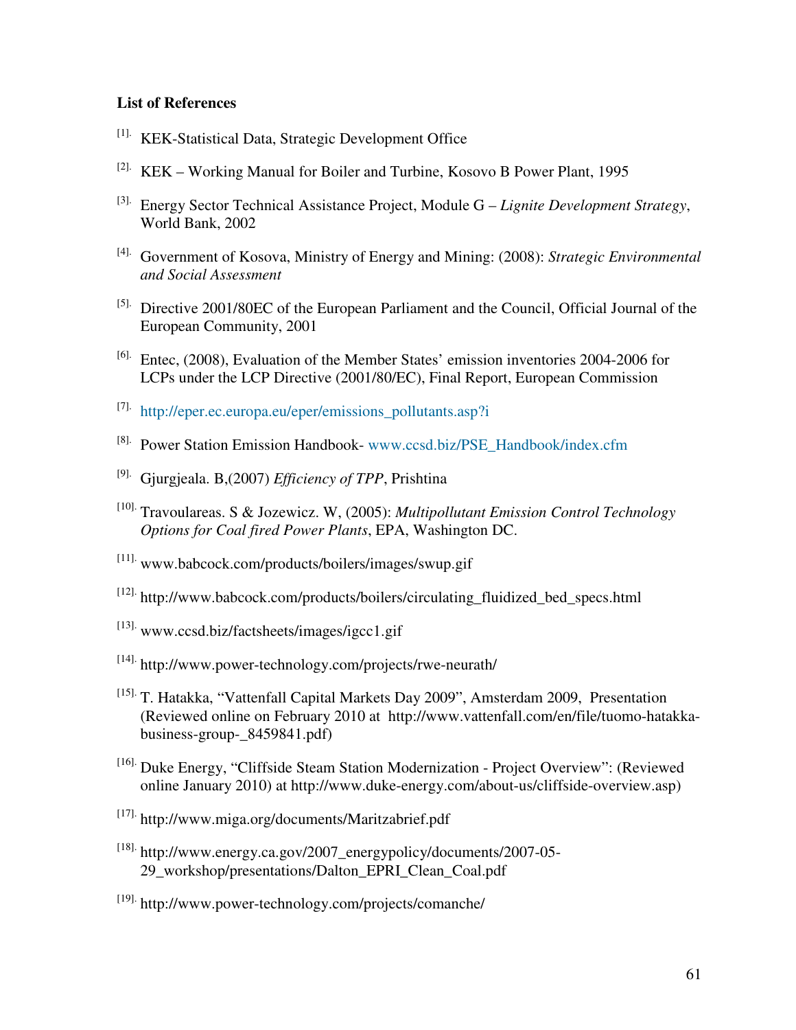**List of References**

[1]. KEK-Statistical Data, Strategic Development Office

[2]. KEK – Working Manual for Boiler and Turbine, Kosovo B Power Plant, 1995

[3]. Energy Sector Technical Assistance Project, Module G – *Lignite Development Strategy*, World Bank, 2002

[4]. Government of Kosova, Ministry of Energy and Mining: (2008): *Strategic Environmental and Social Assessment*

[5]. Directive 2001/80EC of the European Parliament and the Council, Official Journal of the European Community, 2001

[6]. Entec, (2008), Evaluation of the Member States' emission inventories 2004-2006 for LCPs under the LCP Directive (2001/80/EC), Final Report, European Commission

[7]. http://eper.ec.europa.eu/eper/emissions_pollutants.asp?i

[8]. Power Station Emission Handbook- www.ccsd.biz/PSE_Handbook/index.cfm

[9]. Gjurgjeala. B,(2007) *Efficiency of TPP*, Prishtina

[10]. Travoulareas. S & Jozewicz. W, (2005): *Multipollutant Emission Control Technology Options for Coal fired Power Plants*, EPA, Washington DC.

[11]. www.babcock.com/products/boilers/images/swup.gif

[12]. http://www.babcock.com/products/boilers/circulating_fluidized_bed_specs.html

[13]. www.ccsd.biz/factsheets/images/igcc1.gif

[14]. http://www.power-technology.com/projects/rwe-neurath/

[15]. T. Hatakka, "Vattenfall Capital Markets Day 2009", Amsterdam 2009, Presentation (Reviewed online on February 2010 at http://www.vattenfall.com/en/file/tuomo-hatakka-business-group-_8459841.pdf)

[16]. Duke Energy, "Cliffside Steam Station Modernization - Project Overview": (Reviewed online January 2010) at http://www.duke-energy.com/about-us/cliffside-overview.asp)

[17]. http://www.miga.org/documents/Maritzabrief.pdf

[18]. http://www.energy.ca.gov/2007_energypolicy/documents/2007-05-29_workshop/presentations/Dalton_EPRI_Clean_Coal.pdf

[19]. http://www.power-technology.com/projects/comanche/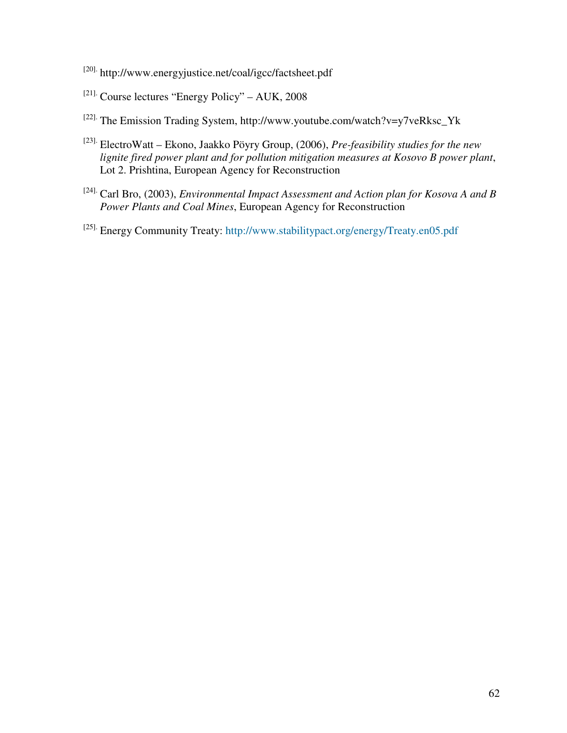[20]. http://www.energyjustice.net/coal/igcc/factsheet.pdf

[21]. Course lectures "Energy Policy" – AUK, 2008

[22]. The Emission Trading System, http://www.youtube.com/watch?v=y7veRksc_Yk

[23]. ElectroWatt – Ekono, Jaakko Pöyry Group, (2006), *Pre-feasibility studies for the new lignite fired power plant and for pollution mitigation measures at Kosovo B power plant*, Lot 2. Prishtina, European Agency for Reconstruction

[24]. Carl Bro, (2003), *Environmental Impact Assessment and Action plan for Kosova A and B Power Plants and Coal Mines*, European Agency for Reconstruction

[25]. Energy Community Treaty: http://www.stabilitypact.org/energy/Treaty.en05.pdf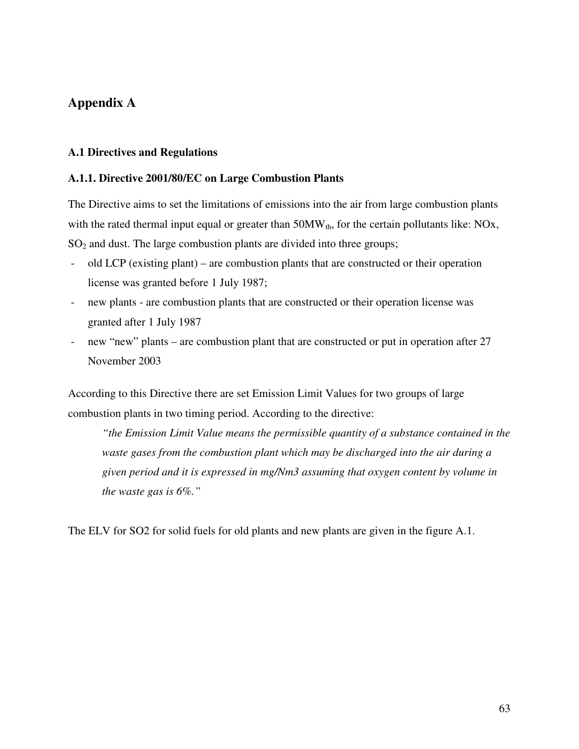# Appendix A

### A.1 Directives and Regulations

### A.1.1. Directive 2001/80/EC on Large Combustion Plants

The Directive aims to set the limitations of emissions into the air from large combustion plants with the rated thermal input equal or greater than $50MW_{th}$, for the certain pollutants like: NOx, $SO_2$ and dust. The large combustion plants are divided into three groups;

- old LCP (existing plant) – are combustion plants that are constructed or their operation license was granted before 1 July 1987;
- new plants - are combustion plants that are constructed or their operation license was granted after 1 July 1987
- new "new" plants – are combustion plant that are constructed or put in operation after 27 November 2003

According to this Directive there are set Emission Limit Values for two groups of large combustion plants in two timing period. According to the directive:

> *"the Emission Limit Value means the permissible quantity of a substance contained in the waste gases from the combustion plant which may be discharged into the air during a given period and it is expressed in mg/Nm3 assuming that oxygen content by volume in the waste gas is 6%."*

The ELV for SO2 for solid fuels for old plants and new plants are given in the figure A.1.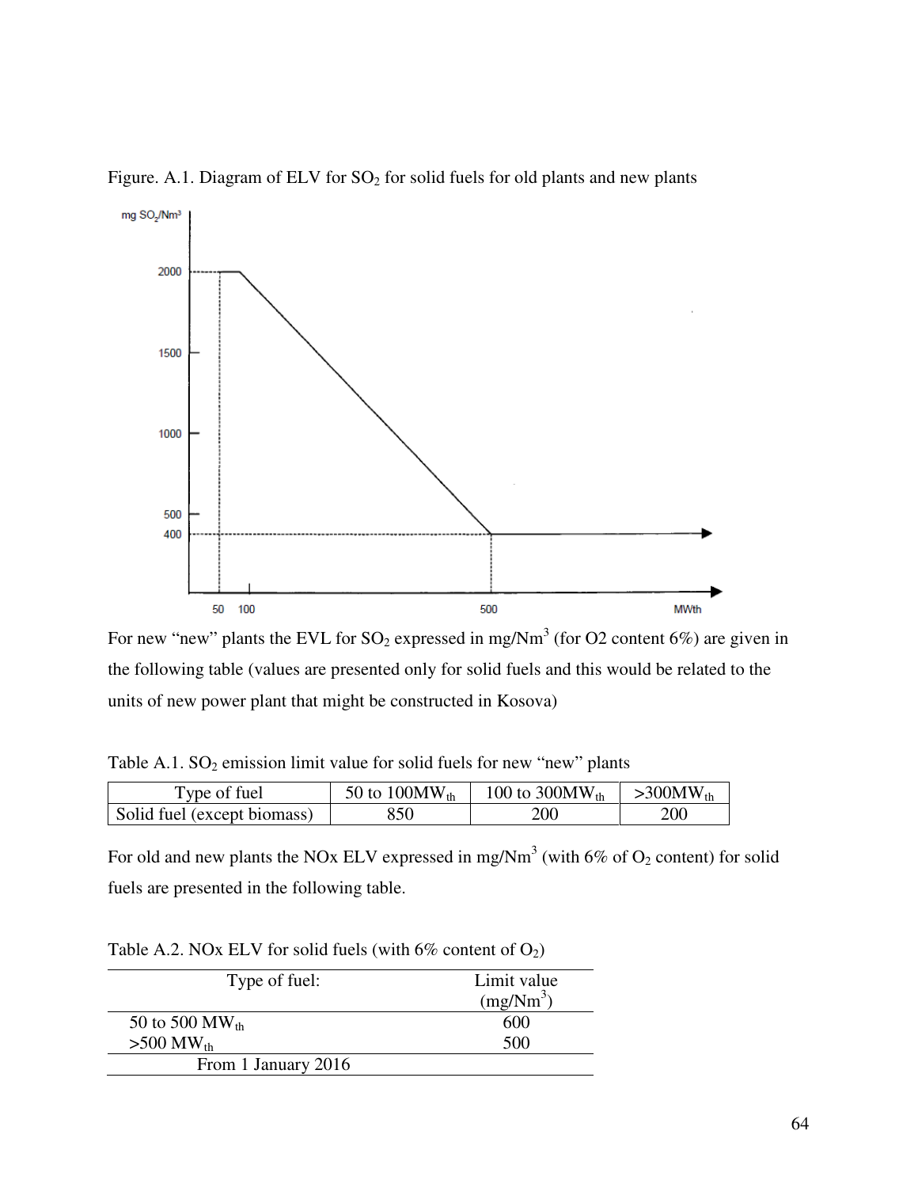Figure. A.1. Diagram of ELV for $SO_2$ for solid fuels for old plants and new plants

For new "new" plants the EVL for $SO_2$ expressed in mg/Nm$^3$ (for O2 content 6%) are given in the following table (values are presented only for solid fuels and this would be related to the units of new power plant that might be constructed in Kosova)

Table A.1. $SO_2$ emission limit value for solid fuels for new "new" plants

| Type of fuel | 50 to 100MW$_{th}$ | 100 to 300MW$_{th}$ | >300MW$_{th}$ |
|---|---|---|---|
| Solid fuel (except biomass) | 850 | 200 | 200 |

For old and new plants the NOx ELV expressed in mg/Nm$^3$ (with 6% of $O_2$ content) for solid fuels are presented in the following table.

Table A.2. NOx ELV for solid fuels (with 6% content of $O_2$)

| Type of fuel: | Limit value (mg/Nm$^3$) |
|---|---|
| 50 to 500 MW$_{th}$ | 600 |
| >500 MW$_{th}$ | 500 |
| From 1 January 2016 | |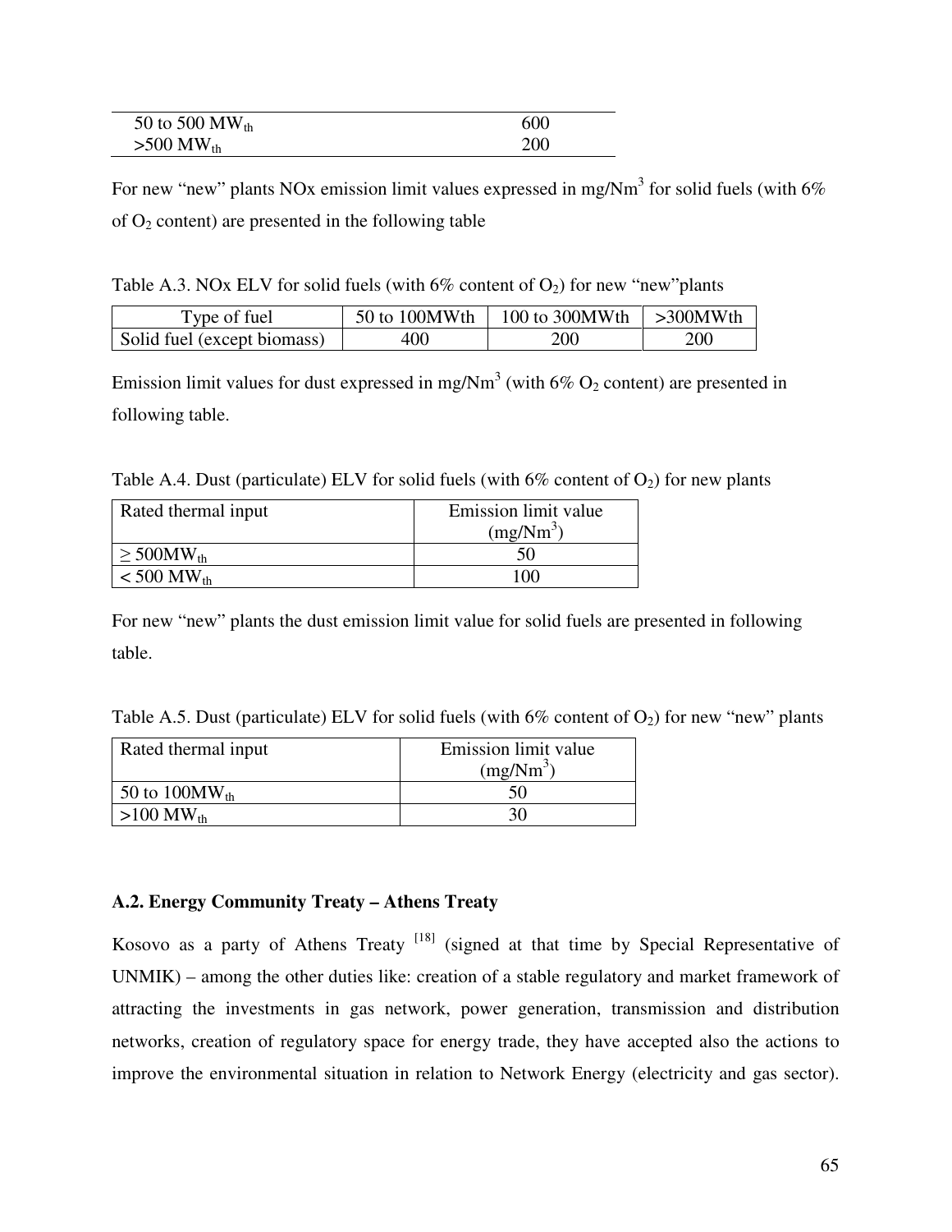| 50 to 500 $MW_{th}$ | 600 |
| --- | --- |
| >500 $MW_{th}$ | 200 |

For new "new" plants NOx emission limit values expressed in mg/$Nm^3$ for solid fuels (with 6% of $O_2$ content) are presented in the following table

Table A.3. NOx ELV for solid fuels (with 6% content of $O_2$) for new "new"plants

| Type of fuel | 50 to 100MWth | 100 to 300MWth | >300MWth |
| --- | --- | --- | --- |
| Solid fuel (except biomass) | 400 | 200 | 200 |

Emission limit values for dust expressed in mg/$Nm^3$ (with 6% $O_2$ content) are presented in following table.

Table A.4. Dust (particulate) ELV for solid fuels (with 6% content of $O_2$) for new plants

| Rated thermal input | Emission limit value (mg/$Nm^3$) |
| --- | --- |
| ≥ 500$MW_{th}$ | 50 |
| < 500 $MW_{th}$ | 100 |

For new "new" plants the dust emission limit value for solid fuels are presented in following table.

Table A.5. Dust (particulate) ELV for solid fuels (with 6% content of $O_2$) for new "new" plants

| Rated thermal input | Emission limit value (mg/$Nm^3$) |
| --- | --- |
| 50 to 100$MW_{th}$ | 50 |
| >100 $MW_{th}$ | 30 |

### A.2. Energy Community Treaty – Athens Treaty

Kosovo as a party of Athens Treaty [18] (signed at that time by Special Representative of UNMIK) – among the other duties like: creation of a stable regulatory and market framework of attracting the investments in gas network, power generation, transmission and distribution networks, creation of regulatory space for energy trade, they have accepted also the actions to improve the environmental situation in relation to Network Energy (electricity and gas sector).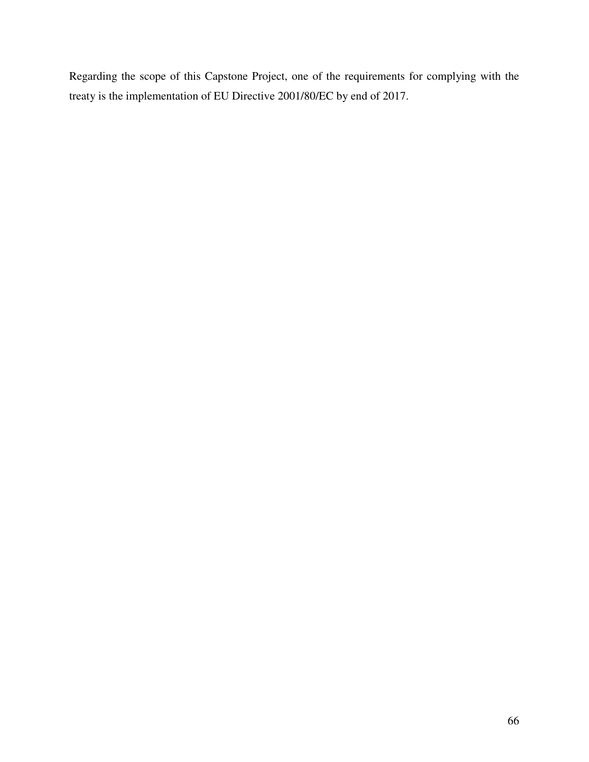Regarding the scope of this Capstone Project, one of the requirements for complying with the treaty is the implementation of EU Directive 2001/80/EC by end of 2017.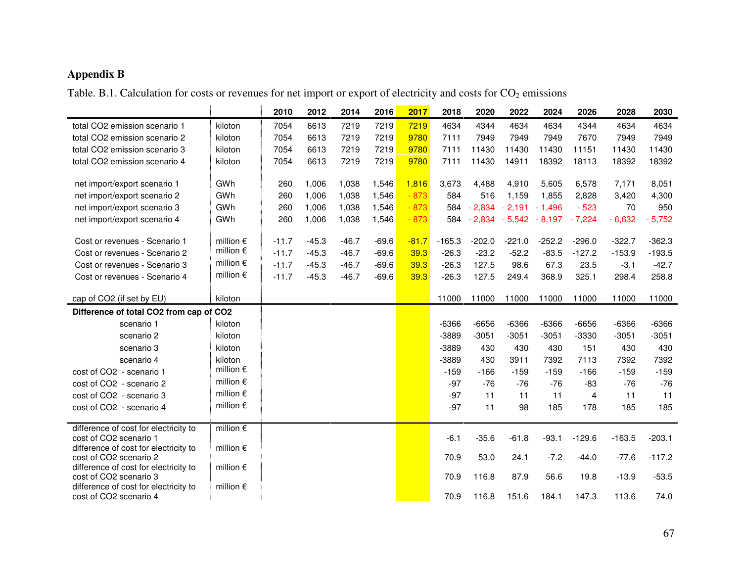## Appendix B

Table. B.1. Calculation for costs or revenues for net import or export of electricity and costs for $CO_2$ emissions

| | | 2010 | 2012 | 2014 | 2016 | 2017 | 2018 | 2020 | 2022 | 2024 | 2026 | 2028 | 2030 |
|---|---|---|---|---|---|---|---|---|---|---|---|---|---|
| total CO2 emission scenario 1 | kiloton | 7054 | 6613 | 7219 | 7219 | 7219 | 4634 | 4344 | 4634 | 4634 | 4344 | 4634 | 4634 |
| total CO2 emission scenario 2 | kiloton | 7054 | 6613 | 7219 | 7219 | 9780 | 7111 | 7949 | 7949 | 7949 | 7670 | 7949 | 7949 |
| total CO2 emission scenario 3 | kiloton | 7054 | 6613 | 7219 | 7219 | 9780 | 7111 | 11430 | 11430 | 11430 | 11151 | 11430 | 11430 |
| total CO2 emission scenario 4 | kiloton | 7054 | 6613 | 7219 | 7219 | 9780 | 7111 | 11430 | 14911 | 18392 | 18113 | 18392 | 18392 |
| net import/export scenario 1 | GWh | 260 | 1,006 | 1,038 | 1,546 | 1,816 | 3,673 | 4,488 | 4,910 | 5,605 | 6,578 | 7,171 | 8,051 |
| net import/export scenario 2 | GWh | 260 | 1,006 | 1,038 | 1,546 | - 873 | 584 | 516 | 1,159 | 1,855 | 2,828 | 3,420 | 4,300 |
| net import/export scenario 3 | GWh | 260 | 1,006 | 1,038 | 1,546 | - 873 | 584 | - 2,834 | - 2,191 | - 1,496 | - 523 | 70 | 950 |
| net import/export scenario 4 | GWh | 260 | 1,006 | 1,038 | 1,546 | - 873 | 584 | - 2,834 | - 5,542 | - 8,197 | - 7,224 | - 6,632 | - 5,752 |
| Cost or revenues - Scenario 1 | million € | -11.7 | -45.3 | -46.7 | -69.6 | -81.7 | -165.3 | -202.0 | -221.0 | -252.2 | -296.0 | -322.7 | -362.3 |
| Cost or revenues - Scenario 2 | million € | -11.7 | -45.3 | -46.7 | -69.6 | 39.3 | -26.3 | -23.2 | -52.2 | -83.5 | -127.2 | -153.9 | -193.5 |
| Cost or revenues - Scenario 3 | million € | -11.7 | -45.3 | -46.7 | -69.6 | 39.3 | -26.3 | 127.5 | 98.6 | 67.3 | 23.5 | -3.1 | -42.7 |
| Cost or revenues - Scenario 4 | million € | -11.7 | -45.3 | -46.7 | -69.6 | 39.3 | -26.3 | 127.5 | 249.4 | 368.9 | 325.1 | 298.4 | 258.8 |
| cap of CO2 (if set by EU) | kiloton | | | | | | 11000 | 11000 | 11000 | 11000 | 11000 | 11000 | 11000 |
| **Difference of total CO2 from cap of CO2** | | | | | | | | | | | | | |
| scenario 1 | kiloton | | | | | | -6366 | -6656 | -6366 | -6366 | -6656 | -6366 | -6366 |
| scenario 2 | kiloton | | | | | | -3889 | -3051 | -3051 | -3051 | -3330 | -3051 | -3051 |
| scenario 3 | kiloton | | | | | | -3889 | 430 | 430 | 430 | 151 | 430 | 430 |
| scenario 4 | kiloton | | | | | | -3889 | 430 | 3911 | 7392 | 7113 | 7392 | 7392 |
| cost of CO2 - scenario 1 | million € | | | | | | -159 | -166 | -159 | -159 | -166 | -159 | -159 |
| cost of CO2 - scenario 2 | million € | | | | | | -97 | -76 | -76 | -76 | -83 | -76 | -76 |
| cost of CO2 - scenario 3 | million € | | | | | | -97 | 11 | 11 | 11 | 4 | 11 | 11 |
| cost of CO2 - scenario 4 | million € | | | | | | -97 | 11 | 98 | 185 | 178 | 185 | 185 |
| difference of cost for electricity to cost of CO2 scenario 1 | million € | | | | | | -6.1 | -35.6 | -61.8 | -93.1 | -129.6 | -163.5 | -203.1 |
| difference of cost for electricity to cost of CO2 scenario 2 | million € | | | | | | 70.9 | 53.0 | 24.1 | -7.2 | -44.0 | -77.6 | -117.2 |
| difference of cost for electricity to cost of CO2 scenario 3 | million € | | | | | | 70.9 | 116.8 | 87.9 | 56.6 | 19.8 | -13.9 | -53.5 |
| difference of cost for electricity to cost of CO2 scenario 4 | million € | | | | | | 70.9 | 116.8 | 151.6 | 184.1 | 147.3 | 113.6 | 74.0 |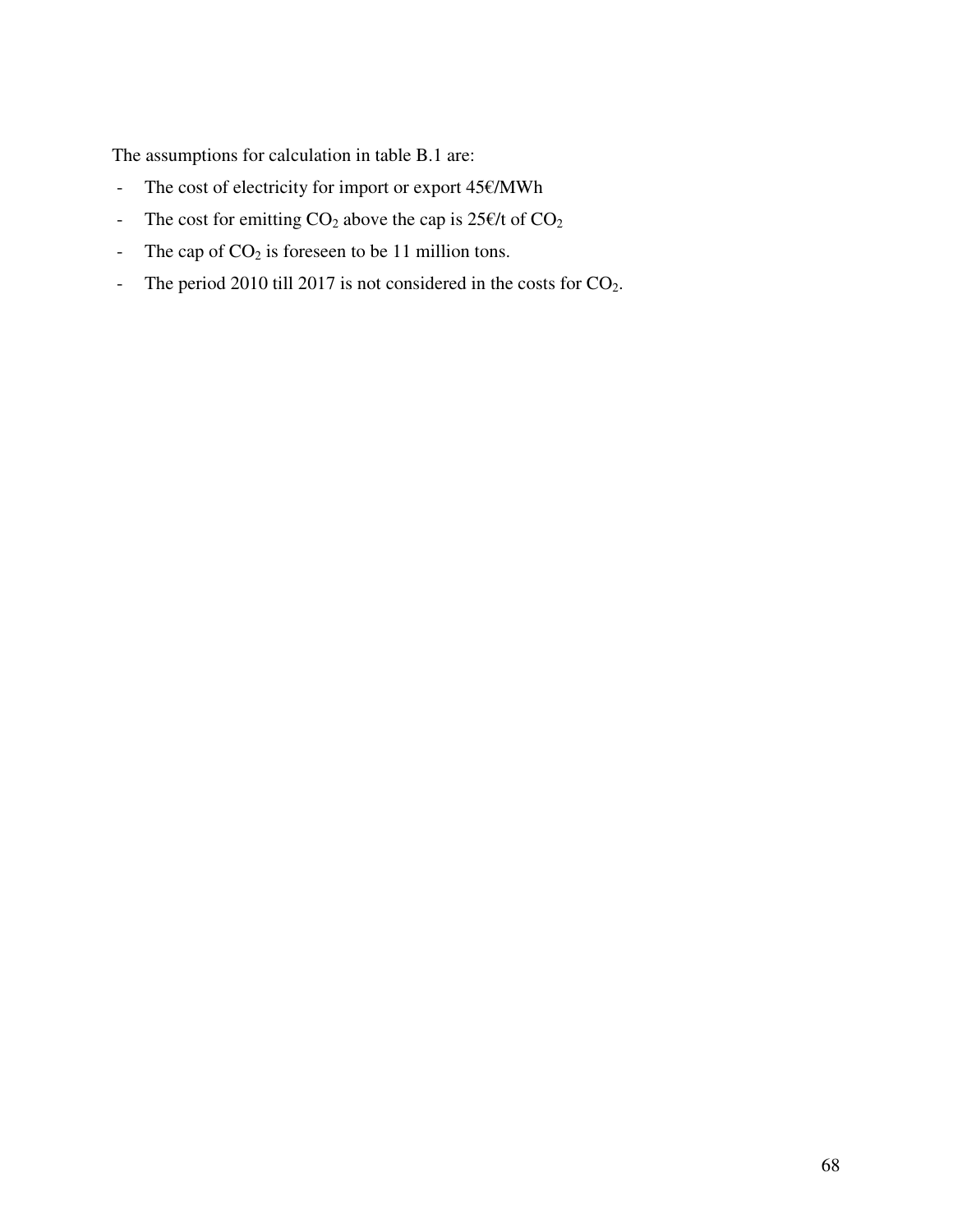The assumptions for calculation in table B.1 are:

- The cost of electricity for import or export 45€/MWh
- The cost for emitting $CO_2$ above the cap is 25€/t of $CO_2$
- The cap of $CO_2$ is foreseen to be 11 million tons.
- The period 2010 till 2017 is not considered in the costs for $CO_2$.